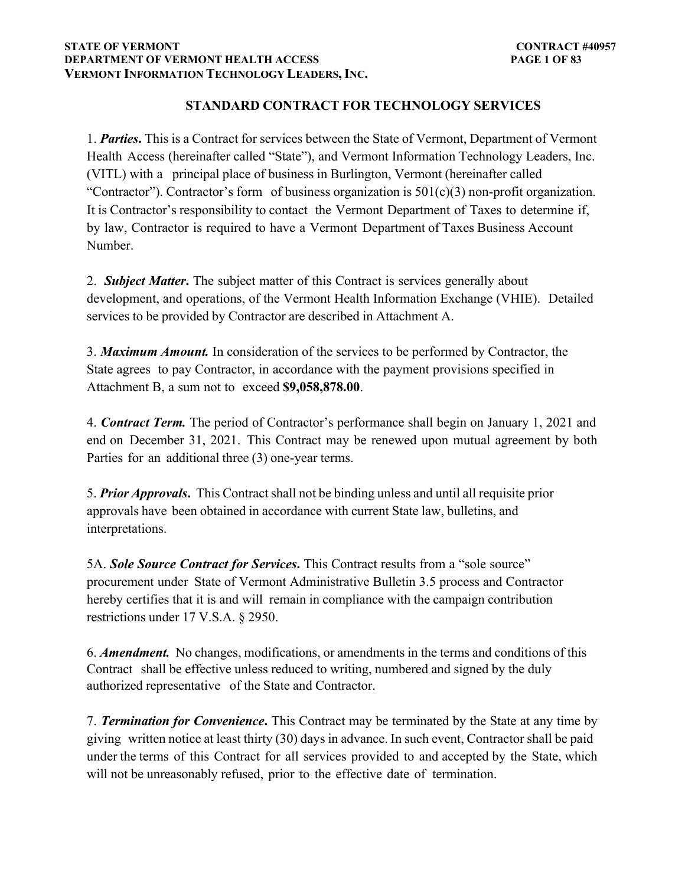# STANDARD CONTRACT FOR TECHNOLOGY SERVICES

1. ***Parties***. This is a Contract for services between the State of Vermont, Department of Vermont Health Access (hereinafter called "State"), and Vermont Information Technology Leaders, Inc. (VITL) with a principal place of business in Burlington, Vermont (hereinafter called "Contractor"). Contractor's form of business organization is 501(c)(3) non-profit organization. It is Contractor's responsibility to contact the Vermont Department of Taxes to determine if, by law, Contractor is required to have a Vermont Department of Taxes Business Account Number.

2. ***Subject Matter***. The subject matter of this Contract is services generally about development, and operations, of the Vermont Health Information Exchange (VHIE). Detailed services to be provided by Contractor are described in Attachment A.

3. ***Maximum Amount.*** In consideration of the services to be performed by Contractor, the State agrees to pay Contractor, in accordance with the payment provisions specified in Attachment B, a sum not to exceed **$9,058,878.00**.

4. ***Contract Term.*** The period of Contractor's performance shall begin on January 1, 2021 and end on December 31, 2021. This Contract may be renewed upon mutual agreement by both Parties for an additional three (3) one-year terms.

5. ***Prior Approvals***. This Contract shall not be binding unless and until all requisite prior approvals have been obtained in accordance with current State law, bulletins, and interpretations.

5A. ***Sole Source Contract for Services***. This Contract results from a "sole source" procurement under State of Vermont Administrative Bulletin 3.5 process and Contractor hereby certifies that it is and will remain in compliance with the campaign contribution restrictions under 17 V.S.A. § 2950.

6. ***Amendment.*** No changes, modifications, or amendments in the terms and conditions of this Contract shall be effective unless reduced to writing, numbered and signed by the duly authorized representative of the State and Contractor.

7. ***Termination for Convenience***. This Contract may be terminated by the State at any time by giving written notice at least thirty (30) days in advance. In such event, Contractor shall be paid under the terms of this Contract for all services provided to and accepted by the State, which will not be unreasonably refused, prior to the effective date of termination.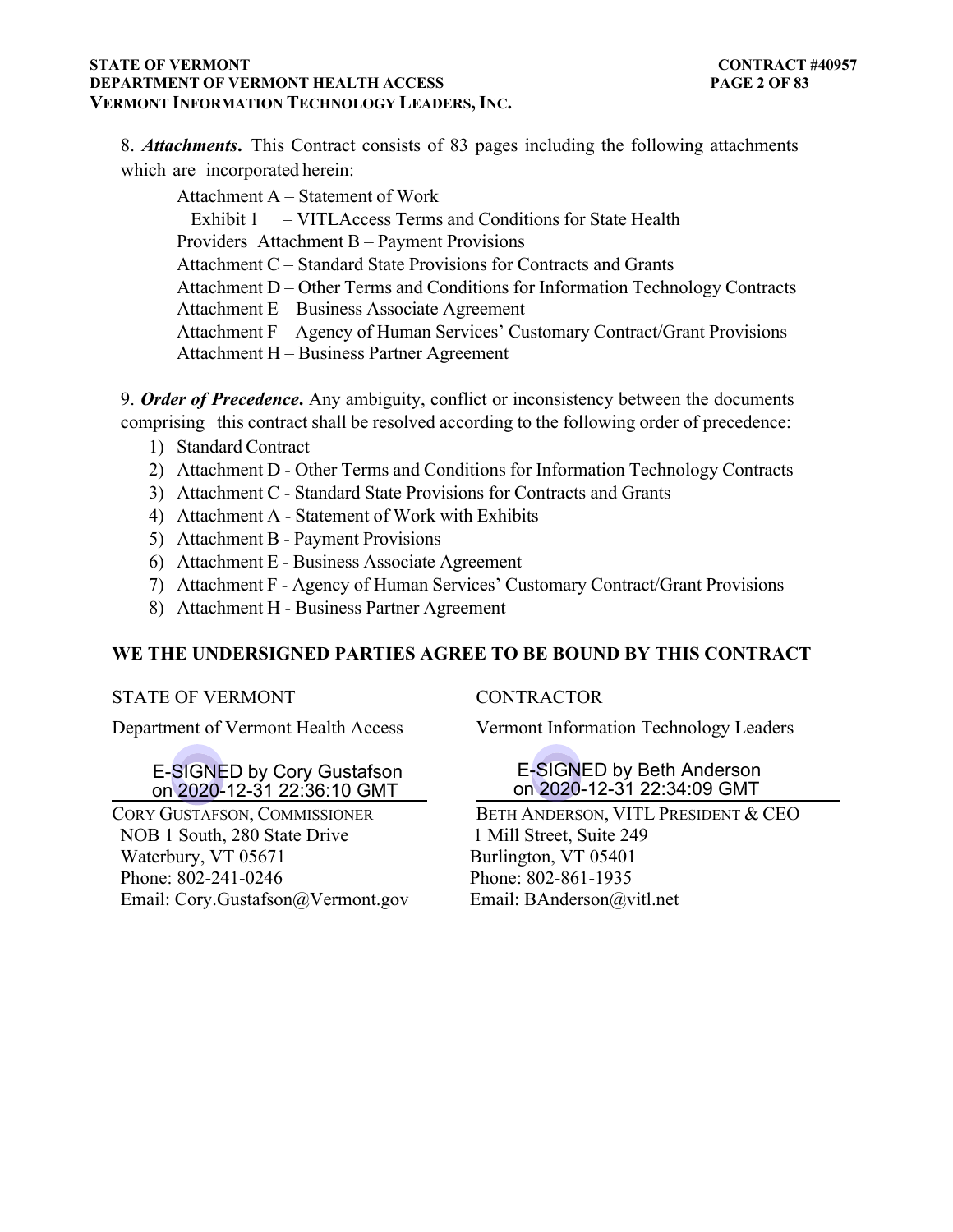8. ***Attachments.*** This Contract consists of 83 pages including the following attachments which are incorporated herein:

- Attachment A – Statement of Work
  - Exhibit 1 – VITLAccess Terms and Conditions for State Health Providers
- Attachment B – Payment Provisions
- Attachment C – Standard State Provisions for Contracts and Grants
- Attachment D – Other Terms and Conditions for Information Technology Contracts
- Attachment E – Business Associate Agreement
- Attachment F – Agency of Human Services' Customary Contract/Grant Provisions
- Attachment H – Business Partner Agreement

9. ***Order of Precedence.*** Any ambiguity, conflict or inconsistency between the documents comprising this contract shall be resolved according to the following order of precedence:

1) Standard Contract
2) Attachment D - Other Terms and Conditions for Information Technology Contracts
3) Attachment C - Standard State Provisions for Contracts and Grants
4) Attachment A - Statement of Work with Exhibits
5) Attachment B - Payment Provisions
6) Attachment E - Business Associate Agreement
7) Attachment F - Agency of Human Services' Customary Contract/Grant Provisions
8) Attachment H - Business Partner Agreement

**WE THE UNDERSIGNED PARTIES AGREE TO BE BOUND BY THIS CONTRACT**

STATE OF VERMONT

Department of Vermont Health Access

E-SIGNED by Cory Gustafson on 2020-12-31 22:36:10 GMT

CORY GUSTAFSON, COMMISSIONER
NOB 1 South, 280 State Drive
Waterbury, VT 05671
Phone: 802-241-0246
Email: Cory.Gustafson@Vermont.gov

CONTRACTOR

Vermont Information Technology Leaders

E-SIGNED by Beth Anderson on 2020-12-31 22:34:09 GMT

BETH ANDERSON, VITL PRESIDENT & CEO
1 Mill Street, Suite 249
Burlington, VT 05401
Phone: 802-861-1935
Email: BAnderson@vitl.net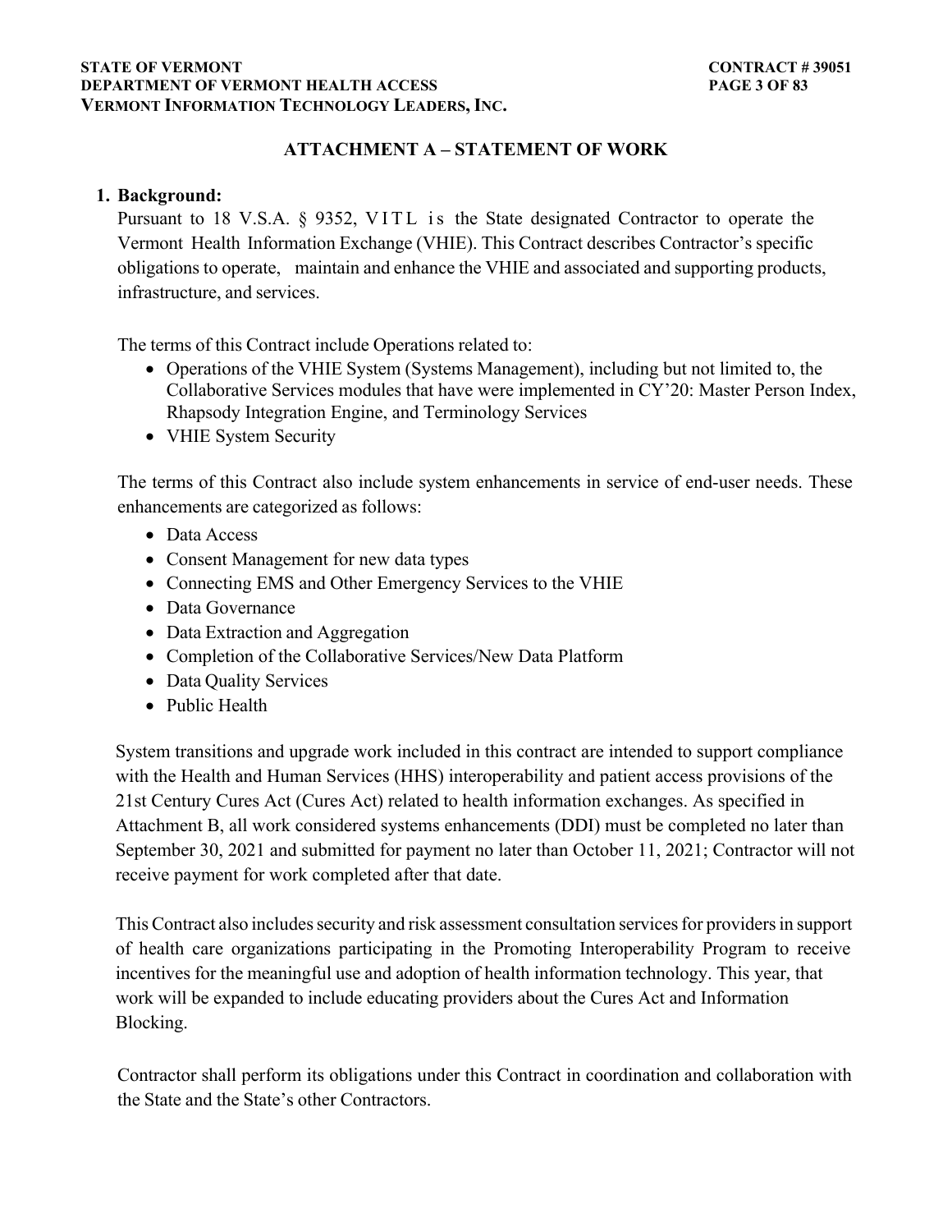## ATTACHMENT A – STATEMENT OF WORK

**1. Background:**

Pursuant to 18 V.S.A. § 9352, VITL is the State designated Contractor to operate the Vermont Health Information Exchange (VHIE). This Contract describes Contractor's specific obligations to operate, maintain and enhance the VHIE and associated and supporting products, infrastructure, and services.

The terms of this Contract include Operations related to:

- Operations of the VHIE System (Systems Management), including but not limited to, the Collaborative Services modules that have were implemented in CY'20: Master Person Index, Rhapsody Integration Engine, and Terminology Services
- VHIE System Security

The terms of this Contract also include system enhancements in service of end-user needs. These enhancements are categorized as follows:

- Data Access
- Consent Management for new data types
- Connecting EMS and Other Emergency Services to the VHIE
- Data Governance
- Data Extraction and Aggregation
- Completion of the Collaborative Services/New Data Platform
- Data Quality Services
- Public Health

System transitions and upgrade work included in this contract are intended to support compliance with the Health and Human Services (HHS) interoperability and patient access provisions of the 21st Century Cures Act (Cures Act) related to health information exchanges. As specified in Attachment B, all work considered systems enhancements (DDI) must be completed no later than September 30, 2021 and submitted for payment no later than October 11, 2021; Contractor will not receive payment for work completed after that date.

This Contract also includes security and risk assessment consultation services for providers in support of health care organizations participating in the Promoting Interoperability Program to receive incentives for the meaningful use and adoption of health information technology. This year, that work will be expanded to include educating providers about the Cures Act and Information Blocking.

Contractor shall perform its obligations under this Contract in coordination and collaboration with the State and the State's other Contractors.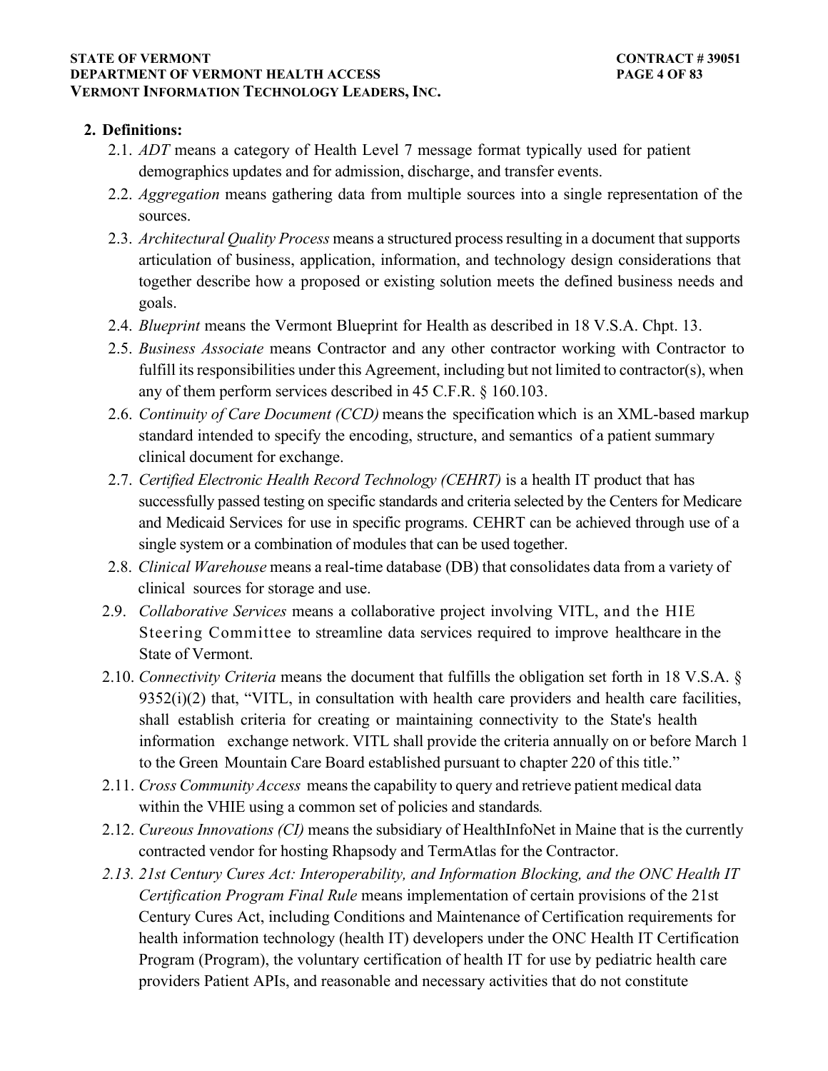## 2. Definitions:

2.1. *ADT* means a category of Health Level 7 message format typically used for patient demographics updates and for admission, discharge, and transfer events.

2.2. *Aggregation* means gathering data from multiple sources into a single representation of the sources.

2.3. *Architectural Quality Process* means a structured process resulting in a document that supports articulation of business, application, information, and technology design considerations that together describe how a proposed or existing solution meets the defined business needs and goals.

2.4. *Blueprint* means the Vermont Blueprint for Health as described in 18 V.S.A. Chpt. 13.

2.5. *Business Associate* means Contractor and any other contractor working with Contractor to fulfill its responsibilities under this Agreement, including but not limited to contractor(s), when any of them perform services described in 45 C.F.R. § 160.103.

2.6. *Continuity of Care Document (CCD)* means the specification which is an XML-based markup standard intended to specify the encoding, structure, and semantics of a patient summary clinical document for exchange.

2.7. *Certified Electronic Health Record Technology (CEHRT)* is a health IT product that has successfully passed testing on specific standards and criteria selected by the Centers for Medicare and Medicaid Services for use in specific programs. CEHRT can be achieved through use of a single system or a combination of modules that can be used together.

2.8. *Clinical Warehouse* means a real-time database (DB) that consolidates data from a variety of clinical sources for storage and use.

2.9. *Collaborative Services* means a collaborative project involving VITL, and the HIE Steering Committee to streamline data services required to improve healthcare in the State of Vermont.

2.10. *Connectivity Criteria* means the document that fulfills the obligation set forth in 18 V.S.A. § 9352(i)(2) that, "VITL, in consultation with health care providers and health care facilities, shall establish criteria for creating or maintaining connectivity to the State's health information exchange network. VITL shall provide the criteria annually on or before March 1 to the Green Mountain Care Board established pursuant to chapter 220 of this title."

2.11. *Cross Community Access* means the capability to query and retrieve patient medical data within the VHIE using a common set of policies and standards.

2.12. *Cureous Innovations (CI)* means the subsidiary of HealthInfoNet in Maine that is the currently contracted vendor for hosting Rhapsody and TermAtlas for the Contractor.

2.13. *21st Century Cures Act: Interoperability, and Information Blocking, and the ONC Health IT Certification Program Final Rule* means implementation of certain provisions of the 21st Century Cures Act, including Conditions and Maintenance of Certification requirements for health information technology (health IT) developers under the ONC Health IT Certification Program (Program), the voluntary certification of health IT for use by pediatric health care providers Patient APIs, and reasonable and necessary activities that do not constitute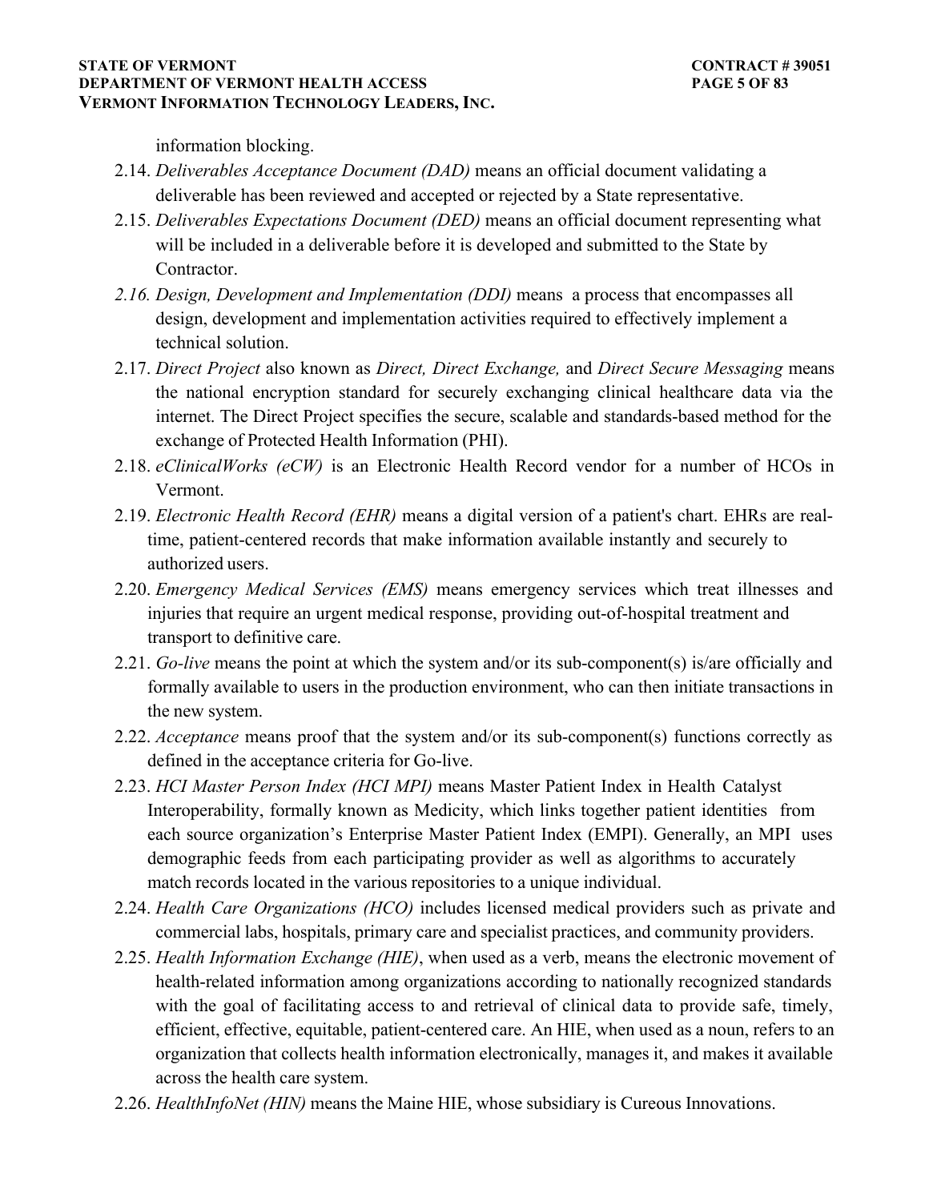information blocking.

2.14. *Deliverables Acceptance Document (DAD)* means an official document validating a deliverable has been reviewed and accepted or rejected by a State representative.

2.15. *Deliverables Expectations Document (DED)* means an official document representing what will be included in a deliverable before it is developed and submitted to the State by Contractor.

*2.16. Design, Development and Implementation (DDI)* means a process that encompasses all design, development and implementation activities required to effectively implement a technical solution.

2.17. *Direct Project* also known as *Direct, Direct Exchange,* and *Direct Secure Messaging* means the national encryption standard for securely exchanging clinical healthcare data via the internet. The Direct Project specifies the secure, scalable and standards-based method for the exchange of Protected Health Information (PHI).

2.18. *eClinicalWorks (eCW)* is an Electronic Health Record vendor for a number of HCOs in Vermont.

2.19. *Electronic Health Record (EHR)* means a digital version of a patient's chart. EHRs are real-time, patient-centered records that make information available instantly and securely to authorized users.

2.20. *Emergency Medical Services (EMS)* means emergency services which treat illnesses and injuries that require an urgent medical response, providing out-of-hospital treatment and transport to definitive care.

2.21. *Go-live* means the point at which the system and/or its sub-component(s) is/are officially and formally available to users in the production environment, who can then initiate transactions in the new system.

2.22. *Acceptance* means proof that the system and/or its sub-component(s) functions correctly as defined in the acceptance criteria for Go-live.

2.23. *HCI Master Person Index (HCI MPI)* means Master Patient Index in Health Catalyst Interoperability, formally known as Medicity, which links together patient identities from each source organization's Enterprise Master Patient Index (EMPI). Generally, an MPI uses demographic feeds from each participating provider as well as algorithms to accurately match records located in the various repositories to a unique individual.

2.24. *Health Care Organizations (HCO)* includes licensed medical providers such as private and commercial labs, hospitals, primary care and specialist practices, and community providers.

2.25. *Health Information Exchange (HIE)*, when used as a verb, means the electronic movement of health-related information among organizations according to nationally recognized standards with the goal of facilitating access to and retrieval of clinical data to provide safe, timely, efficient, effective, equitable, patient-centered care. An HIE, when used as a noun, refers to an organization that collects health information electronically, manages it, and makes it available across the health care system.

2.26. *HealthInfoNet (HIN)* means the Maine HIE, whose subsidiary is Cureous Innovations.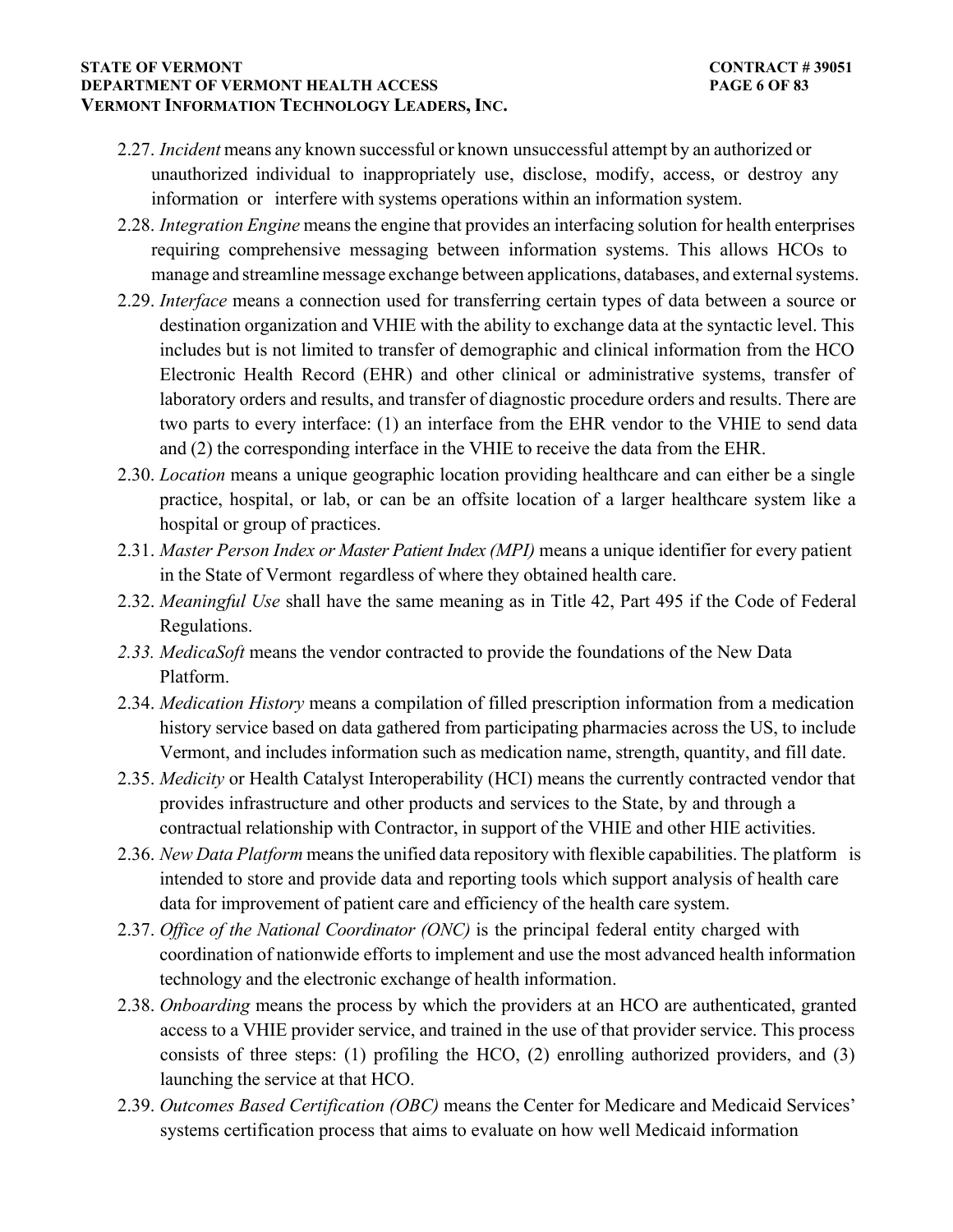2.27. *Incident* means any known successful or known unsuccessful attempt by an authorized or unauthorized individual to inappropriately use, disclose, modify, access, or destroy any information or interfere with systems operations within an information system.

2.28. *Integration Engine* means the engine that provides an interfacing solution for health enterprises requiring comprehensive messaging between information systems. This allows HCOs to manage and streamline message exchange between applications, databases, and external systems.

2.29. *Interface* means a connection used for transferring certain types of data between a source or destination organization and VHIE with the ability to exchange data at the syntactic level. This includes but is not limited to transfer of demographic and clinical information from the HCO Electronic Health Record (EHR) and other clinical or administrative systems, transfer of laboratory orders and results, and transfer of diagnostic procedure orders and results. There are two parts to every interface: (1) an interface from the EHR vendor to the VHIE to send data and (2) the corresponding interface in the VHIE to receive the data from the EHR.

2.30. *Location* means a unique geographic location providing healthcare and can either be a single practice, hospital, or lab, or can be an offsite location of a larger healthcare system like a hospital or group of practices.

2.31. *Master Person Index or Master Patient Index (MPI)* means a unique identifier for every patient in the State of Vermont regardless of where they obtained health care.

2.32. *Meaningful Use* shall have the same meaning as in Title 42, Part 495 if the Code of Federal Regulations.

*2.33. MedicaSoft* means the vendor contracted to provide the foundations of the New Data Platform.

2.34. *Medication History* means a compilation of filled prescription information from a medication history service based on data gathered from participating pharmacies across the US, to include Vermont, and includes information such as medication name, strength, quantity, and fill date.

2.35. *Medicity* or Health Catalyst Interoperability (HCI) means the currently contracted vendor that provides infrastructure and other products and services to the State, by and through a contractual relationship with Contractor, in support of the VHIE and other HIE activities.

2.36. *New Data Platform* means the unified data repository with flexible capabilities. The platform is intended to store and provide data and reporting tools which support analysis of health care data for improvement of patient care and efficiency of the health care system.

2.37. *Office of the National Coordinator (ONC)* is the principal federal entity charged with coordination of nationwide efforts to implement and use the most advanced health information technology and the electronic exchange of health information.

2.38. *Onboarding* means the process by which the providers at an HCO are authenticated, granted access to a VHIE provider service, and trained in the use of that provider service. This process consists of three steps: (1) profiling the HCO, (2) enrolling authorized providers, and (3) launching the service at that HCO.

2.39. *Outcomes Based Certification (OBC)* means the Center for Medicare and Medicaid Services' systems certification process that aims to evaluate on how well Medicaid information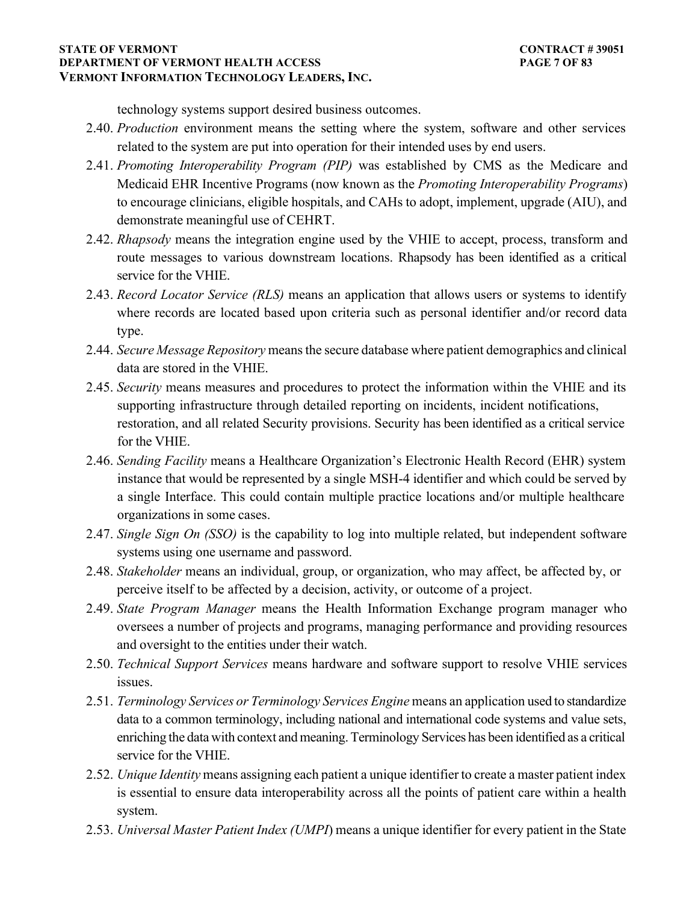technology systems support desired business outcomes.

2.40. *Production* environment means the setting where the system, software and other services related to the system are put into operation for their intended uses by end users.

2.41. *Promoting Interoperability Program (PIP)* was established by CMS as the Medicare and Medicaid EHR Incentive Programs (now known as the *Promoting Interoperability Programs*) to encourage clinicians, eligible hospitals, and CAHs to adopt, implement, upgrade (AIU), and demonstrate meaningful use of CEHRT.

2.42. *Rhapsody* means the integration engine used by the VHIE to accept, process, transform and route messages to various downstream locations. Rhapsody has been identified as a critical service for the VHIE.

2.43. *Record Locator Service (RLS)* means an application that allows users or systems to identify where records are located based upon criteria such as personal identifier and/or record data type.

2.44. *Secure Message Repository* means the secure database where patient demographics and clinical data are stored in the VHIE.

2.45. *Security* means measures and procedures to protect the information within the VHIE and its supporting infrastructure through detailed reporting on incidents, incident notifications, restoration, and all related Security provisions. Security has been identified as a critical service for the VHIE.

2.46. *Sending Facility* means a Healthcare Organization's Electronic Health Record (EHR) system instance that would be represented by a single MSH-4 identifier and which could be served by a single Interface. This could contain multiple practice locations and/or multiple healthcare organizations in some cases.

2.47. *Single Sign On (SSO)* is the capability to log into multiple related, but independent software systems using one username and password.

2.48. *Stakeholder* means an individual, group, or organization, who may affect, be affected by, or perceive itself to be affected by a decision, activity, or outcome of a project.

2.49. *State Program Manager* means the Health Information Exchange program manager who oversees a number of projects and programs, managing performance and providing resources and oversight to the entities under their watch.

2.50. *Technical Support Services* means hardware and software support to resolve VHIE services issues.

2.51. *Terminology Services or Terminology Services Engine* means an application used to standardize data to a common terminology, including national and international code systems and value sets, enriching the data with context and meaning. Terminology Services has been identified as a critical service for the VHIE.

2.52. *Unique Identity* means assigning each patient a unique identifier to create a master patient index is essential to ensure data interoperability across all the points of patient care within a health system.

2.53. *Universal Master Patient Index (UMPI*) means a unique identifier for every patient in the State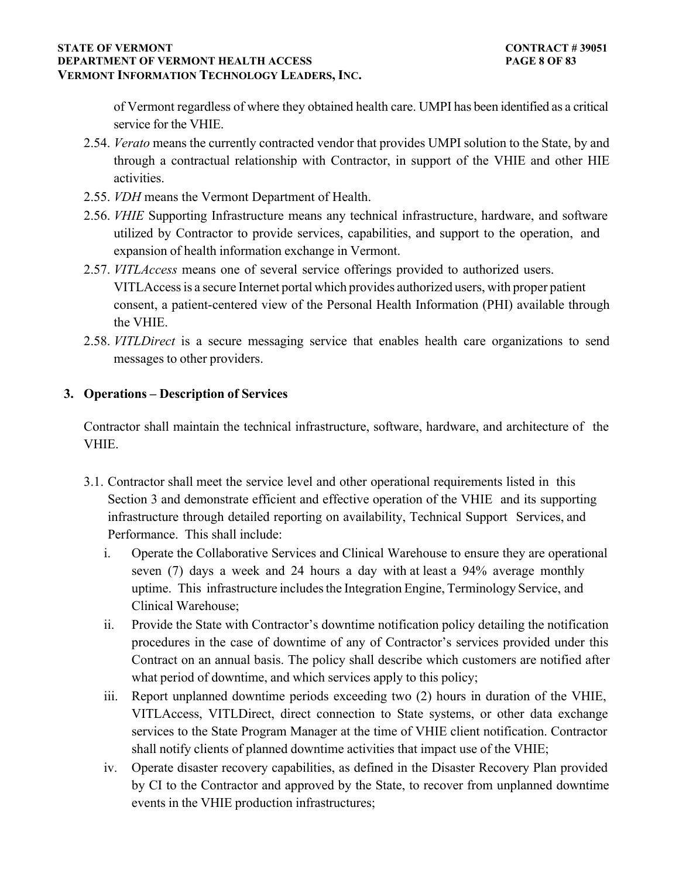of Vermont regardless of where they obtained health care. UMPI has been identified as a critical service for the VHIE.

2.54. *Verato* means the currently contracted vendor that provides UMPI solution to the State, by and through a contractual relationship with Contractor, in support of the VHIE and other HIE activities.

2.55. *VDH* means the Vermont Department of Health.

2.56. *VHIE* Supporting Infrastructure means any technical infrastructure, hardware, and software utilized by Contractor to provide services, capabilities, and support to the operation, and expansion of health information exchange in Vermont.

2.57. *VITLAccess* means one of several service offerings provided to authorized users. VITLAccess is a secure Internet portal which provides authorized users, with proper patient consent, a patient-centered view of the Personal Health Information (PHI) available through the VHIE.

2.58. *VITLDirect* is a secure messaging service that enables health care organizations to send messages to other providers.

## 3. Operations – Description of Services

Contractor shall maintain the technical infrastructure, software, hardware, and architecture of the VHIE.

3.1. Contractor shall meet the service level and other operational requirements listed in this Section 3 and demonstrate efficient and effective operation of the VHIE and its supporting infrastructure through detailed reporting on availability, Technical Support Services, and Performance. This shall include:

i. Operate the Collaborative Services and Clinical Warehouse to ensure they are operational seven (7) days a week and 24 hours a day with at least a 94% average monthly uptime. This infrastructure includes the Integration Engine, Terminology Service, and Clinical Warehouse;

ii. Provide the State with Contractor's downtime notification policy detailing the notification procedures in the case of downtime of any of Contractor's services provided under this Contract on an annual basis. The policy shall describe which customers are notified after what period of downtime, and which services apply to this policy;

iii. Report unplanned downtime periods exceeding two (2) hours in duration of the VHIE, VITLAccess, VITLDirect, direct connection to State systems, or other data exchange services to the State Program Manager at the time of VHIE client notification. Contractor shall notify clients of planned downtime activities that impact use of the VHIE;

iv. Operate disaster recovery capabilities, as defined in the Disaster Recovery Plan provided by CI to the Contractor and approved by the State, to recover from unplanned downtime events in the VHIE production infrastructures;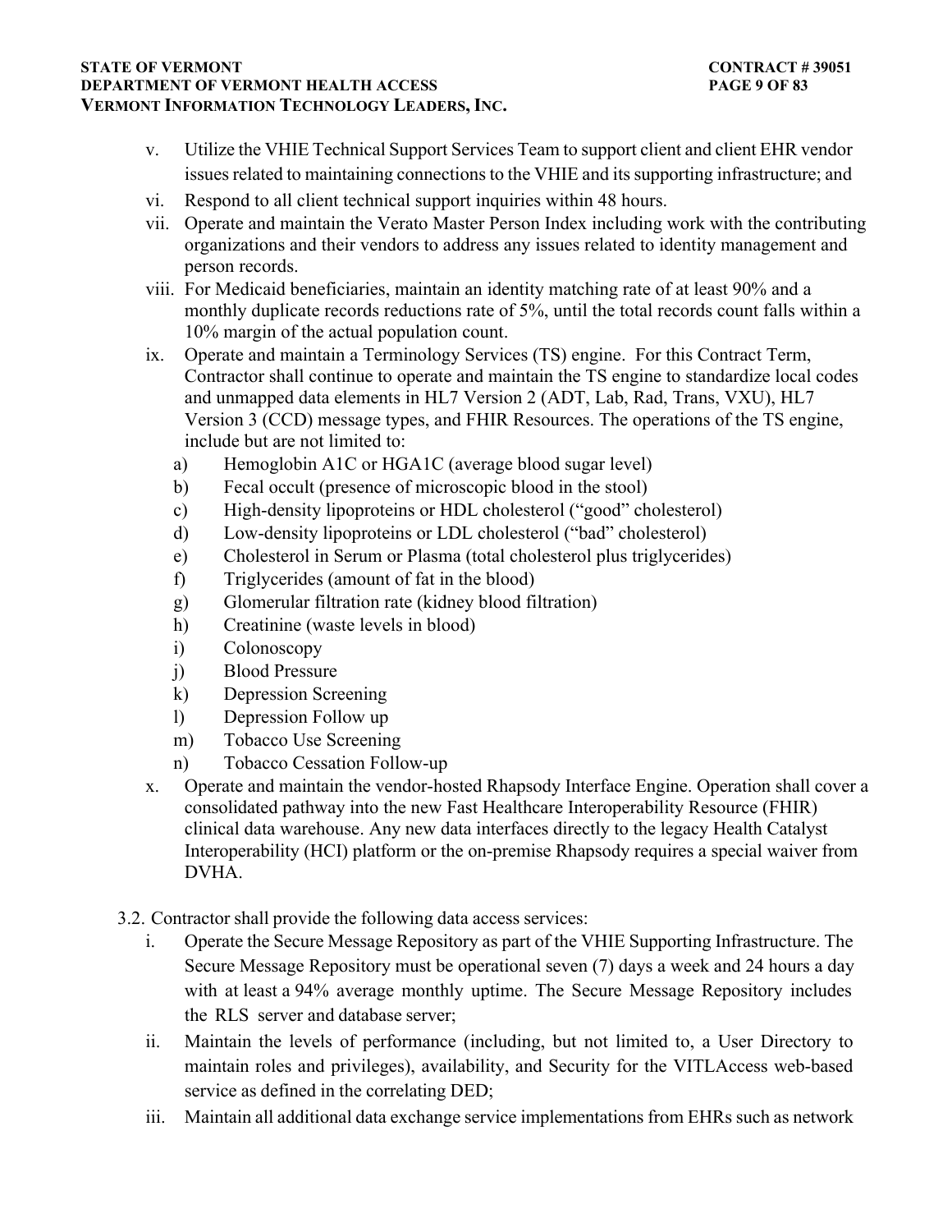v. Utilize the VHIE Technical Support Services Team to support client and client EHR vendor issues related to maintaining connections to the VHIE and its supporting infrastructure; and

vi. Respond to all client technical support inquiries within 48 hours.

vii. Operate and maintain the Verato Master Person Index including work with the contributing organizations and their vendors to address any issues related to identity management and person records.

viii. For Medicaid beneficiaries, maintain an identity matching rate of at least 90% and a monthly duplicate records reductions rate of 5%, until the total records count falls within a 10% margin of the actual population count.

ix. Operate and maintain a Terminology Services (TS) engine. For this Contract Term, Contractor shall continue to operate and maintain the TS engine to standardize local codes and unmapped data elements in HL7 Version 2 (ADT, Lab, Rad, Trans, VXU), HL7 Version 3 (CCD) message types, and FHIR Resources. The operations of the TS engine, include but are not limited to:

   a) Hemoglobin A1C or HGA1C (average blood sugar level)
   b) Fecal occult (presence of microscopic blood in the stool)
   c) High-density lipoproteins or HDL cholesterol ("good" cholesterol)
   d) Low-density lipoproteins or LDL cholesterol ("bad" cholesterol)
   e) Cholesterol in Serum or Plasma (total cholesterol plus triglycerides)
   f) Triglycerides (amount of fat in the blood)
   g) Glomerular filtration rate (kidney blood filtration)
   h) Creatinine (waste levels in blood)
   i) Colonoscopy
   j) Blood Pressure
   k) Depression Screening
   l) Depression Follow up
   m) Tobacco Use Screening
   n) Tobacco Cessation Follow-up

x. Operate and maintain the vendor-hosted Rhapsody Interface Engine. Operation shall cover a consolidated pathway into the new Fast Healthcare Interoperability Resource (FHIR) clinical data warehouse. Any new data interfaces directly to the legacy Health Catalyst Interoperability (HCI) platform or the on-premise Rhapsody requires a special waiver from DVHA.

3.2. Contractor shall provide the following data access services:

i. Operate the Secure Message Repository as part of the VHIE Supporting Infrastructure. The Secure Message Repository must be operational seven (7) days a week and 24 hours a day with at least a 94% average monthly uptime. The Secure Message Repository includes the RLS server and database server;

ii. Maintain the levels of performance (including, but not limited to, a User Directory to maintain roles and privileges), availability, and Security for the VITLAccess web-based service as defined in the correlating DED;

iii. Maintain all additional data exchange service implementations from EHRs such as network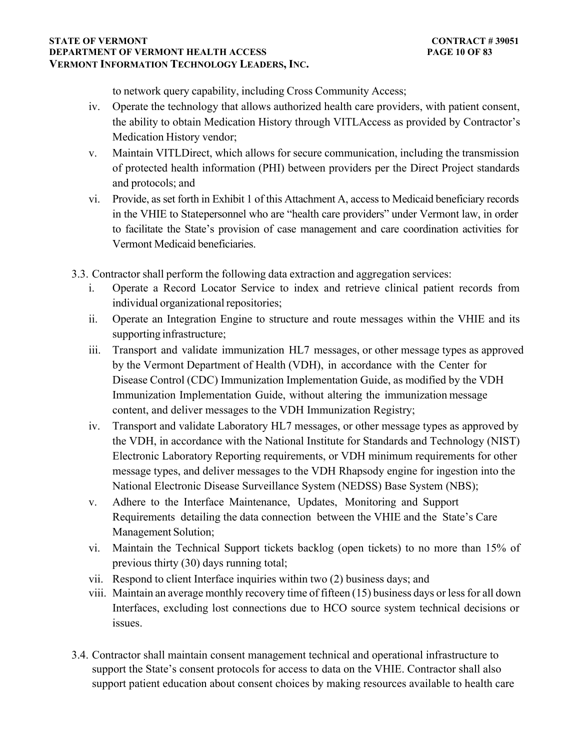to network query capability, including Cross Community Access;

iv. Operate the technology that allows authorized health care providers, with patient consent, the ability to obtain Medication History through VITLAccess as provided by Contractor's Medication History vendor;

v. Maintain VITLDirect, which allows for secure communication, including the transmission of protected health information (PHI) between providers per the Direct Project standards and protocols; and

vi. Provide, as set forth in Exhibit 1 of this Attachment A, access to Medicaid beneficiary records in the VHIE to Statepersonnel who are "health care providers" under Vermont law, in order to facilitate the State's provision of case management and care coordination activities for Vermont Medicaid beneficiaries.

3.3. Contractor shall perform the following data extraction and aggregation services:

i. Operate a Record Locator Service to index and retrieve clinical patient records from individual organizational repositories;

ii. Operate an Integration Engine to structure and route messages within the VHIE and its supporting infrastructure;

iii. Transport and validate immunization HL7 messages, or other message types as approved by the Vermont Department of Health (VDH), in accordance with the Center for Disease Control (CDC) Immunization Implementation Guide, as modified by the VDH Immunization Implementation Guide, without altering the immunization message content, and deliver messages to the VDH Immunization Registry;

iv. Transport and validate Laboratory HL7 messages, or other message types as approved by the VDH, in accordance with the National Institute for Standards and Technology (NIST) Electronic Laboratory Reporting requirements, or VDH minimum requirements for other message types, and deliver messages to the VDH Rhapsody engine for ingestion into the National Electronic Disease Surveillance System (NEDSS) Base System (NBS);

v. Adhere to the Interface Maintenance, Updates, Monitoring and Support Requirements detailing the data connection between the VHIE and the State's Care Management Solution;

vi. Maintain the Technical Support tickets backlog (open tickets) to no more than 15% of previous thirty (30) days running total;

vii. Respond to client Interface inquiries within two (2) business days; and

viii. Maintain an average monthly recovery time of fifteen (15) business days or less for all down Interfaces, excluding lost connections due to HCO source system technical decisions or issues.

3.4. Contractor shall maintain consent management technical and operational infrastructure to support the State's consent protocols for access to data on the VHIE. Contractor shall also support patient education about consent choices by making resources available to health care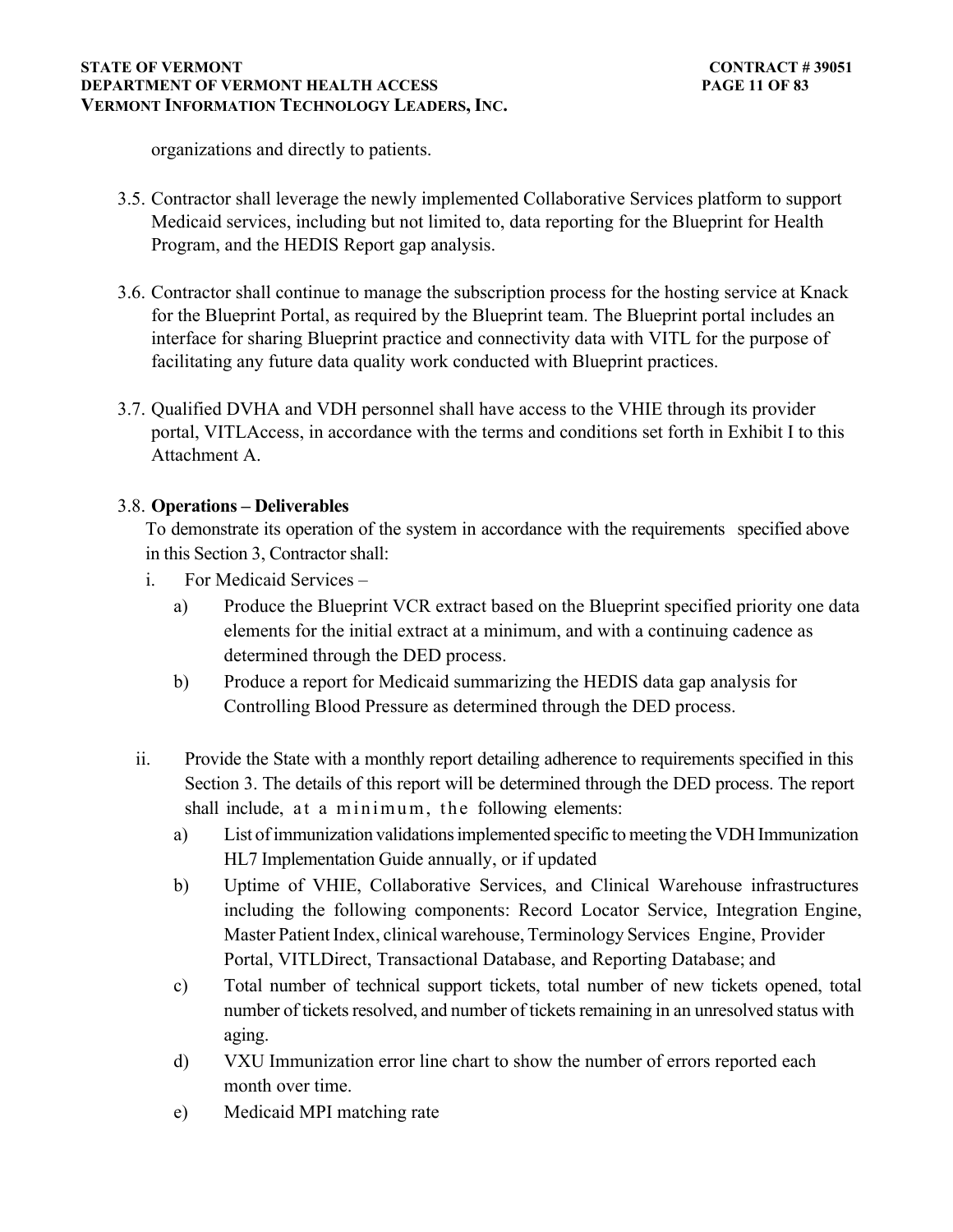organizations and directly to patients.

3.5. Contractor shall leverage the newly implemented Collaborative Services platform to support Medicaid services, including but not limited to, data reporting for the Blueprint for Health Program, and the HEDIS Report gap analysis.

3.6. Contractor shall continue to manage the subscription process for the hosting service at Knack for the Blueprint Portal, as required by the Blueprint team. The Blueprint portal includes an interface for sharing Blueprint practice and connectivity data with VITL for the purpose of facilitating any future data quality work conducted with Blueprint practices.

3.7. Qualified DVHA and VDH personnel shall have access to the VHIE through its provider portal, VITLAccess, in accordance with the terms and conditions set forth in Exhibit I to this Attachment A.

3.8. **Operations – Deliverables**

To demonstrate its operation of the system in accordance with the requirements specified above in this Section 3, Contractor shall:

i. For Medicaid Services –
   a) Produce the Blueprint VCR extract based on the Blueprint specified priority one data elements for the initial extract at a minimum, and with a continuing cadence as determined through the DED process.
   b) Produce a report for Medicaid summarizing the HEDIS data gap analysis for Controlling Blood Pressure as determined through the DED process.

ii. Provide the State with a monthly report detailing adherence to requirements specified in this Section 3. The details of this report will be determined through the DED process. The report shall include, at a minimum, the following elements:
   a) List of immunization validations implemented specific to meeting the VDH Immunization HL7 Implementation Guide annually, or if updated
   b) Uptime of VHIE, Collaborative Services, and Clinical Warehouse infrastructures including the following components: Record Locator Service, Integration Engine, Master Patient Index, clinical warehouse, Terminology Services Engine, Provider Portal, VITLDirect, Transactional Database, and Reporting Database; and
   c) Total number of technical support tickets, total number of new tickets opened, total number of tickets resolved, and number of tickets remaining in an unresolved status with aging.
   d) VXU Immunization error line chart to show the number of errors reported each month over time.
   e) Medicaid MPI matching rate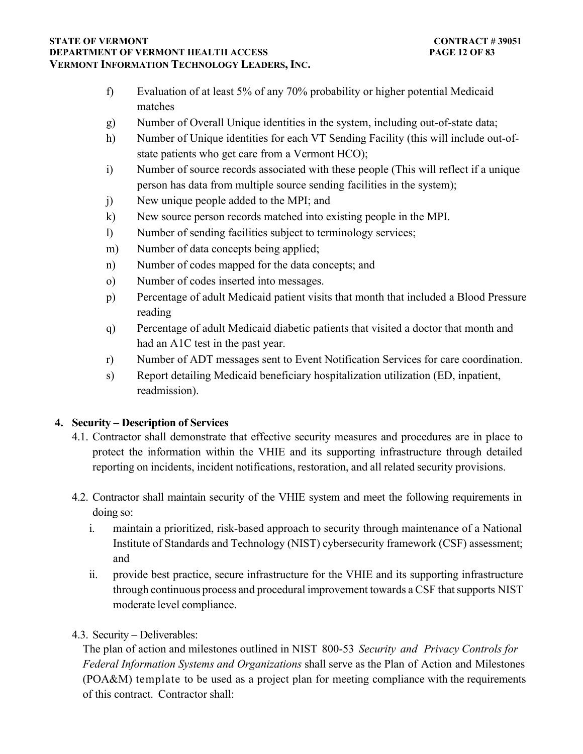f) Evaluation of at least 5% of any 70% probability or higher potential Medicaid matches

g) Number of Overall Unique identities in the system, including out-of-state data;

h) Number of Unique identities for each VT Sending Facility (this will include out-of-state patients who get care from a Vermont HCO);

i) Number of source records associated with these people (This will reflect if a unique person has data from multiple source sending facilities in the system);

j) New unique people added to the MPI; and

k) New source person records matched into existing people in the MPI.

l) Number of sending facilities subject to terminology services;

m) Number of data concepts being applied;

n) Number of codes mapped for the data concepts; and

o) Number of codes inserted into messages.

p) Percentage of adult Medicaid patient visits that month that included a Blood Pressure reading

q) Percentage of adult Medicaid diabetic patients that visited a doctor that month and had an A1C test in the past year.

r) Number of ADT messages sent to Event Notification Services for care coordination.

s) Report detailing Medicaid beneficiary hospitalization utilization (ED, inpatient, readmission).

## 4. Security – Description of Services

4.1. Contractor shall demonstrate that effective security measures and procedures are in place to protect the information within the VHIE and its supporting infrastructure through detailed reporting on incidents, incident notifications, restoration, and all related security provisions.

4.2. Contractor shall maintain security of the VHIE system and meet the following requirements in doing so:

i. maintain a prioritized, risk-based approach to security through maintenance of a National Institute of Standards and Technology (NIST) cybersecurity framework (CSF) assessment; and

ii. provide best practice, secure infrastructure for the VHIE and its supporting infrastructure through continuous process and procedural improvement towards a CSF that supports NIST moderate level compliance.

4.3. Security – Deliverables:

The plan of action and milestones outlined in NIST 800-53 *Security and Privacy Controls for Federal Information Systems and Organizations* shall serve as the Plan of Action and Milestones (POA&M) template to be used as a project plan for meeting compliance with the requirements of this contract. Contractor shall: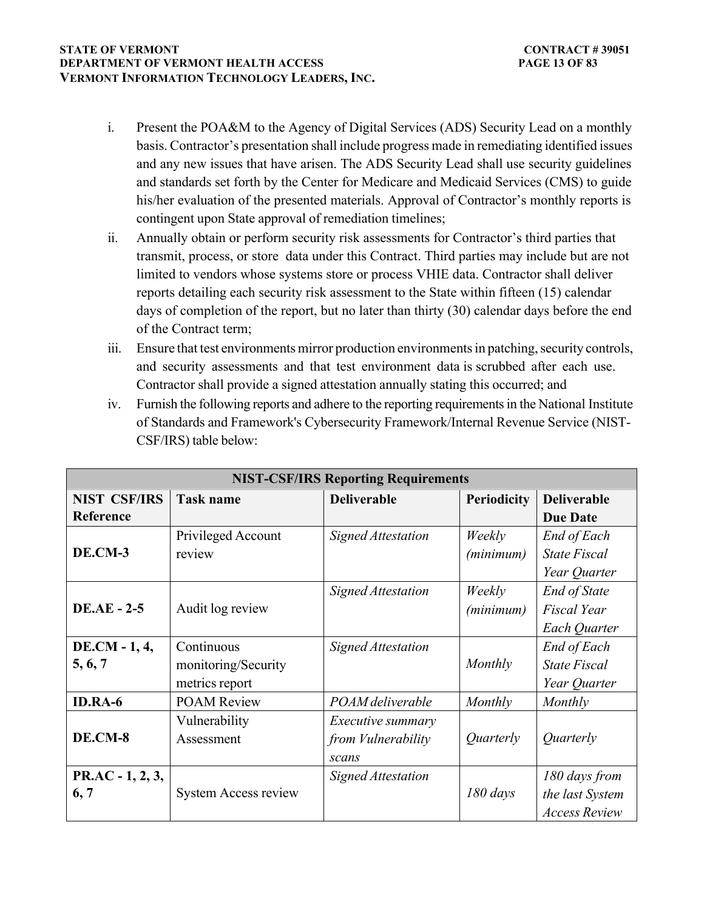i. Present the POA&M to the Agency of Digital Services (ADS) Security Lead on a monthly basis. Contractor's presentation shall include progress made in remediating identified issues and any new issues that have arisen. The ADS Security Lead shall use security guidelines and standards set forth by the Center for Medicare and Medicaid Services (CMS) to guide his/her evaluation of the presented materials. Approval of Contractor's monthly reports is contingent upon State approval of remediation timelines;

ii. Annually obtain or perform security risk assessments for Contractor's third parties that transmit, process, or store data under this Contract. Third parties may include but are not limited to vendors whose systems store or process VHIE data. Contractor shall deliver reports detailing each security risk assessment to the State within fifteen (15) calendar days of completion of the report, but no later than thirty (30) calendar days before the end of the Contract term;

iii. Ensure that test environments mirror production environments in patching, security controls, and security assessments and that test environment data is scrubbed after each use. Contractor shall provide a signed attestation annually stating this occurred; and

iv. Furnish the following reports and adhere to the reporting requirements in the National Institute of Standards and Framework's Cybersecurity Framework/Internal Revenue Service (NIST-CSF/IRS) table below:

| **NIST-CSF/IRS Reporting Requirements** | | | | |
|---|---|---|---|---|
| **NIST CSF/IRS Reference** | **Task name** | **Deliverable** | **Periodicity** | **Deliverable Due Date** |
| **DE.CM-3** | Privileged Account review | *Signed Attestation* | *Weekly (minimum)* | *End of Each State Fiscal Year Quarter* |
| **DE.AE - 2-5** | Audit log review | *Signed Attestation* | *Weekly (minimum)* | *End of State Fiscal Year Each Quarter* |
| **DE.CM - 1, 4, 5, 6, 7** | Continuous monitoring/Security metrics report | *Signed Attestation* | *Monthly* | *End of Each State Fiscal Year Quarter* |
| **ID.RA-6** | POAM Review | *POAM deliverable* | *Monthly* | *Monthly* |
| **DE.CM-8** | Vulnerability Assessment | *Executive summary from Vulnerability scans* | *Quarterly* | *Quarterly* |
| **PR.AC - 1, 2, 3, 6, 7** | System Access review | *Signed Attestation* | *180 days* | *180 days from the last System Access Review* |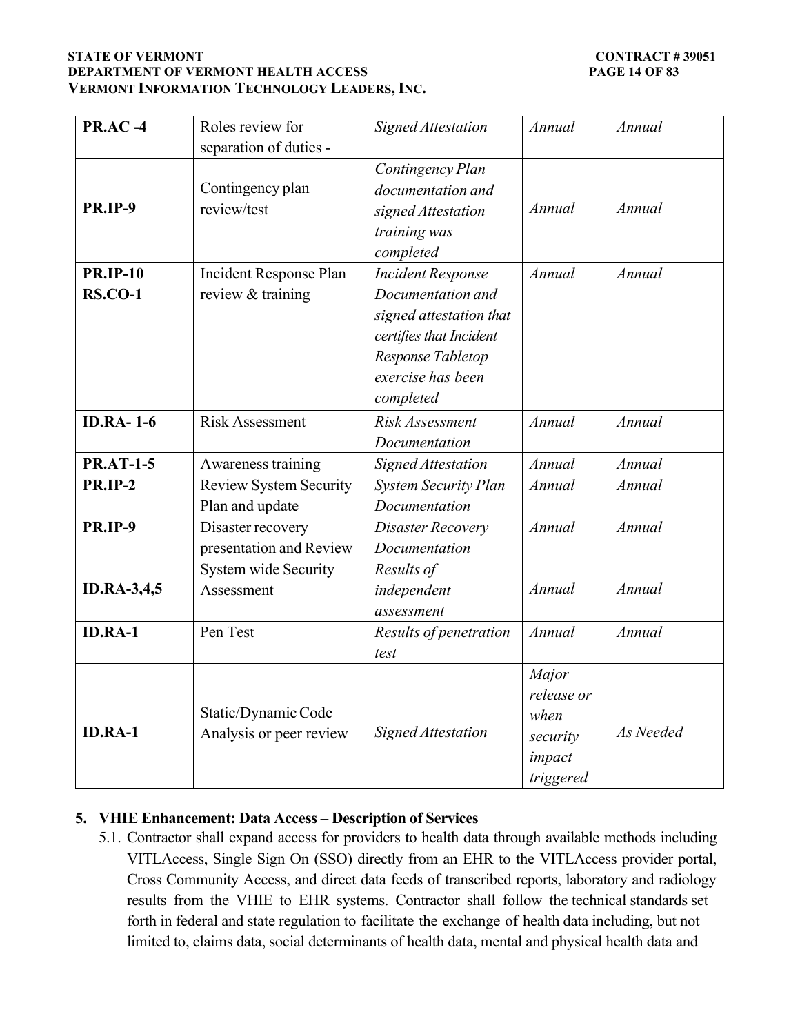| **PR.AC -4** | Roles review for separation of duties - | *Signed Attestation* | *Annual* | *Annual* |
|---|---|---|---|---|
| **PR.IP-9** | Contingency plan review/test | *Contingency Plan documentation and signed Attestation training was completed* | *Annual* | *Annual* |
| **PR.IP-10 RS.CO-1** | Incident Response Plan review & training | *Incident Response Documentation and signed attestation that certifies that Incident Response Tabletop exercise has been completed* | *Annual* | *Annual* |
| **ID.RA- 1-6** | Risk Assessment | *Risk Assessment Documentation* | *Annual* | *Annual* |
| **PR.AT-1-5** | Awareness training | *Signed Attestation* | *Annual* | *Annual* |
| **PR.IP-2** | Review System Security Plan and update | *System Security Plan Documentation* | *Annual* | *Annual* |
| **PR.IP-9** | Disaster recovery presentation and Review | *Disaster Recovery Documentation* | *Annual* | *Annual* |
| **ID.RA-3,4,5** | System wide Security Assessment | *Results of independent assessment* | *Annual* | *Annual* |
| **ID.RA-1** | Pen Test | *Results of penetration test* | *Annual* | *Annual* |
| **ID.RA-1** | Static/Dynamic Code Analysis or peer review | *Signed Attestation* | *Major release or when security impact triggered* | *As Needed* |

**5. VHIE Enhancement: Data Access – Description of Services**

5.1. Contractor shall expand access for providers to health data through available methods including VITLAccess, Single Sign On (SSO) directly from an EHR to the VITLAccess provider portal, Cross Community Access, and direct data feeds of transcribed reports, laboratory and radiology results from the VHIE to EHR systems. Contractor shall follow the technical standards set forth in federal and state regulation to facilitate the exchange of health data including, but not limited to, claims data, social determinants of health data, mental and physical health data and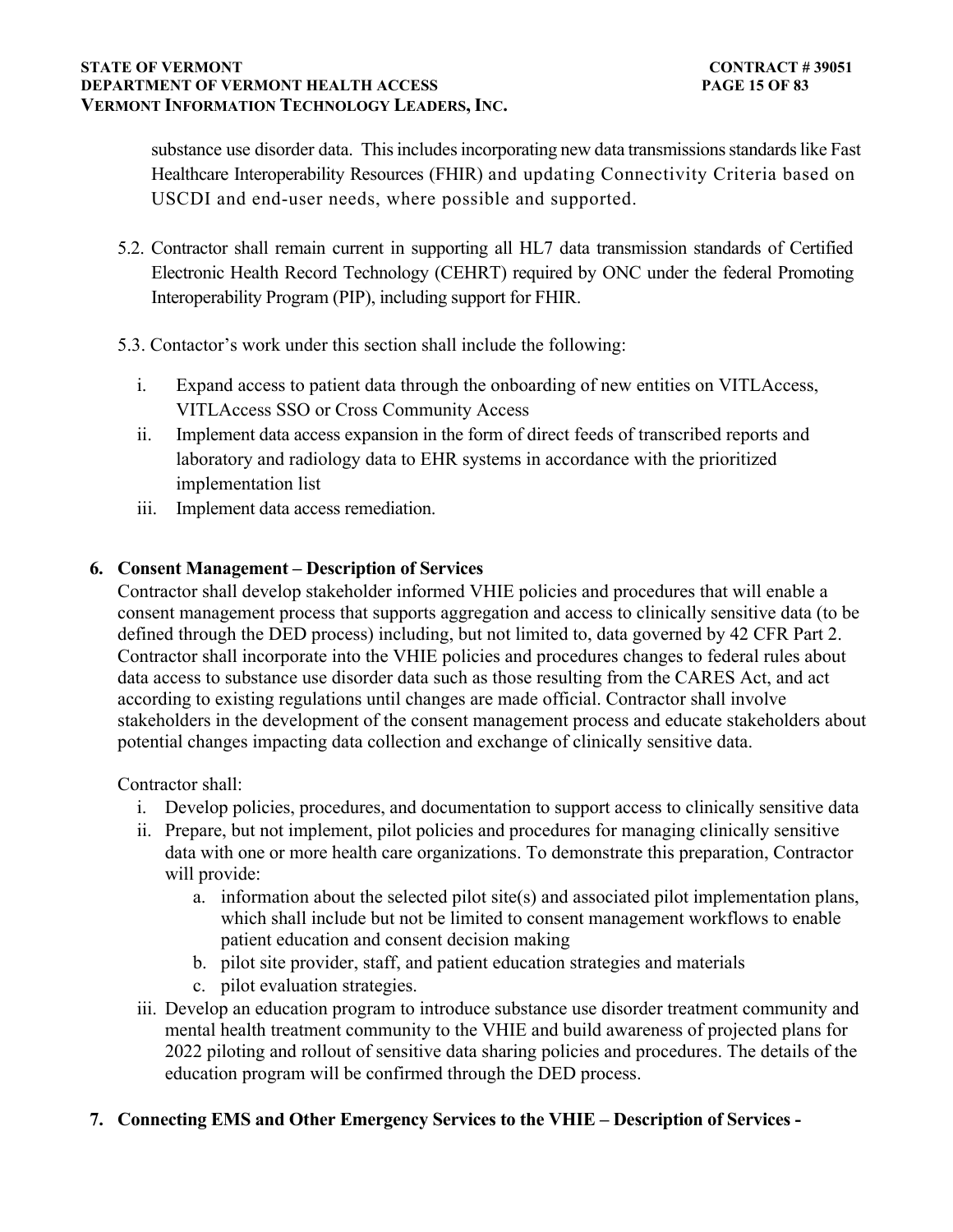substance use disorder data. This includes incorporating new data transmissions standards like Fast Healthcare Interoperability Resources (FHIR) and updating Connectivity Criteria based on USCDI and end-user needs, where possible and supported.

5.2. Contractor shall remain current in supporting all HL7 data transmission standards of Certified Electronic Health Record Technology (CEHRT) required by ONC under the federal Promoting Interoperability Program (PIP), including support for FHIR.

5.3. Contactor's work under this section shall include the following:

- i. Expand access to patient data through the onboarding of new entities on VITLAccess, VITLAccess SSO or Cross Community Access
- ii. Implement data access expansion in the form of direct feeds of transcribed reports and laboratory and radiology data to EHR systems in accordance with the prioritized implementation list
- iii. Implement data access remediation.

**6. Consent Management – Description of Services**

Contractor shall develop stakeholder informed VHIE policies and procedures that will enable a consent management process that supports aggregation and access to clinically sensitive data (to be defined through the DED process) including, but not limited to, data governed by 42 CFR Part 2. Contractor shall incorporate into the VHIE policies and procedures changes to federal rules about data access to substance use disorder data such as those resulting from the CARES Act, and act according to existing regulations until changes are made official. Contractor shall involve stakeholders in the development of the consent management process and educate stakeholders about potential changes impacting data collection and exchange of clinically sensitive data.

Contractor shall:

- i. Develop policies, procedures, and documentation to support access to clinically sensitive data
- ii. Prepare, but not implement, pilot policies and procedures for managing clinically sensitive data with one or more health care organizations. To demonstrate this preparation, Contractor will provide:
  - a. information about the selected pilot site(s) and associated pilot implementation plans, which shall include but not be limited to consent management workflows to enable patient education and consent decision making
  - b. pilot site provider, staff, and patient education strategies and materials
  - c. pilot evaluation strategies.
- iii. Develop an education program to introduce substance use disorder treatment community and mental health treatment community to the VHIE and build awareness of projected plans for 2022 piloting and rollout of sensitive data sharing policies and procedures. The details of the education program will be confirmed through the DED process.

**7. Connecting EMS and Other Emergency Services to the VHIE – Description of Services -**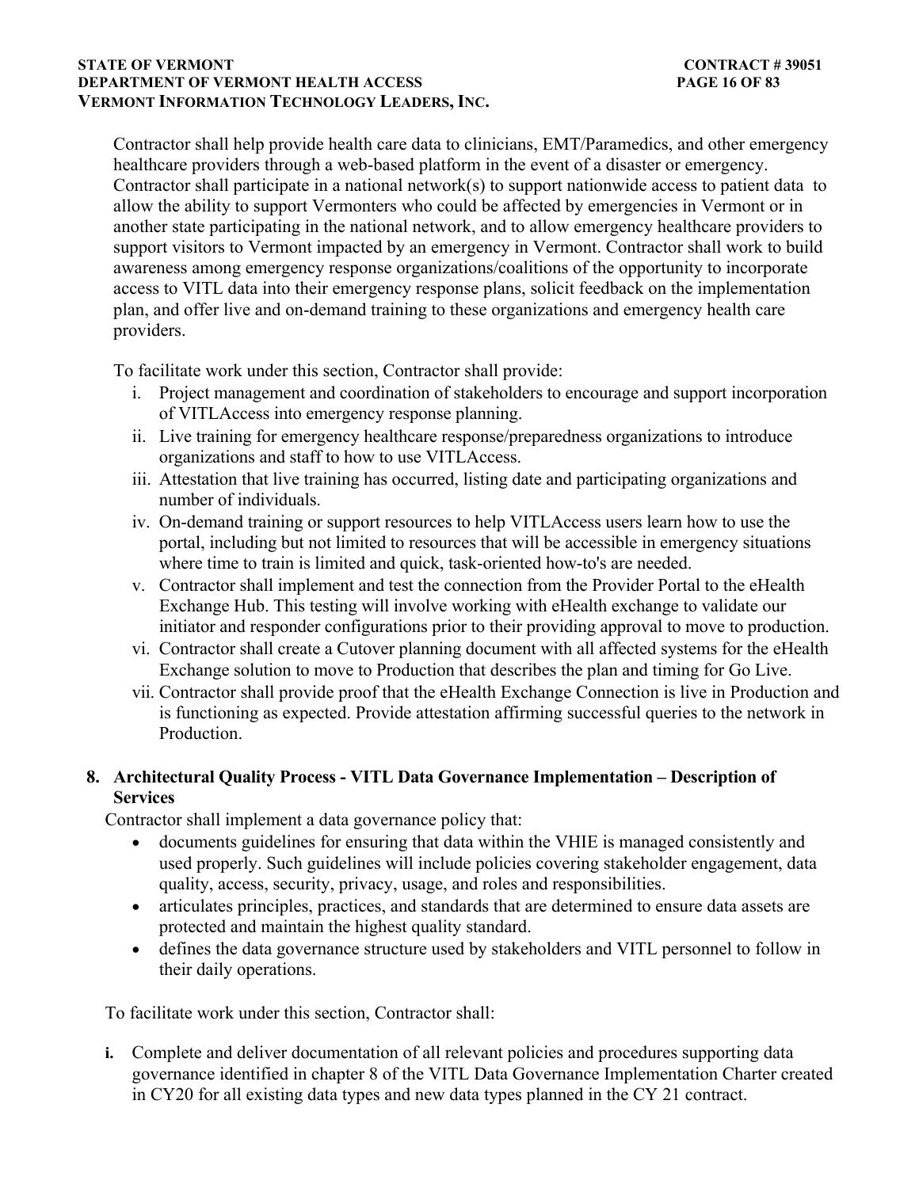Contractor shall help provide health care data to clinicians, EMT/Paramedics, and other emergency healthcare providers through a web-based platform in the event of a disaster or emergency. Contractor shall participate in a national network(s) to support nationwide access to patient data to allow the ability to support Vermonters who could be affected by emergencies in Vermont or in another state participating in the national network, and to allow emergency healthcare providers to support visitors to Vermont impacted by an emergency in Vermont. Contractor shall work to build awareness among emergency response organizations/coalitions of the opportunity to incorporate access to VITL data into their emergency response plans, solicit feedback on the implementation plan, and offer live and on-demand training to these organizations and emergency health care providers.

To facilitate work under this section, Contractor shall provide:

i. Project management and coordination of stakeholders to encourage and support incorporation of VITLAccess into emergency response planning.
ii. Live training for emergency healthcare response/preparedness organizations to introduce organizations and staff to how to use VITLAccess.
iii. Attestation that live training has occurred, listing date and participating organizations and number of individuals.
iv. On-demand training or support resources to help VITLAccess users learn how to use the portal, including but not limited to resources that will be accessible in emergency situations where time to train is limited and quick, task-oriented how-to's are needed.
v. Contractor shall implement and test the connection from the Provider Portal to the eHealth Exchange Hub. This testing will involve working with eHealth exchange to validate our initiator and responder configurations prior to their providing approval to move to production.
vi. Contractor shall create a Cutover planning document with all affected systems for the eHealth Exchange solution to move to Production that describes the plan and timing for Go Live.
vii. Contractor shall provide proof that the eHealth Exchange Connection is live in Production and is functioning as expected. Provide attestation affirming successful queries to the network in Production.

## 8. Architectural Quality Process - VITL Data Governance Implementation – Description of Services

Contractor shall implement a data governance policy that:

- documents guidelines for ensuring that data within the VHIE is managed consistently and used properly. Such guidelines will include policies covering stakeholder engagement, data quality, access, security, privacy, usage, and roles and responsibilities.
- articulates principles, practices, and standards that are determined to ensure data assets are protected and maintain the highest quality standard.
- defines the data governance structure used by stakeholders and VITL personnel to follow in their daily operations.

To facilitate work under this section, Contractor shall:

**i.** Complete and deliver documentation of all relevant policies and procedures supporting data governance identified in chapter 8 of the VITL Data Governance Implementation Charter created in CY20 for all existing data types and new data types planned in the CY 21 contract.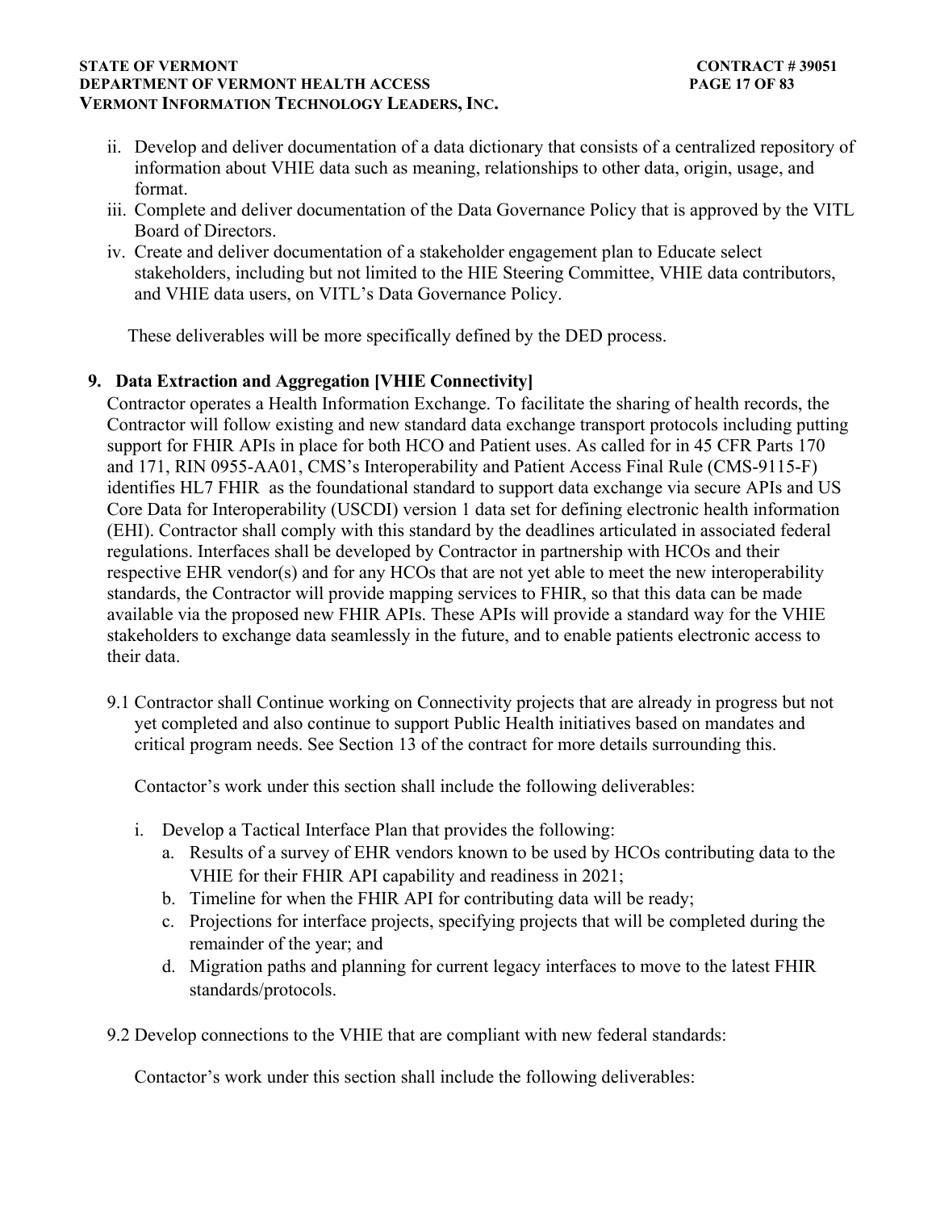ii. Develop and deliver documentation of a data dictionary that consists of a centralized repository of information about VHIE data such as meaning, relationships to other data, origin, usage, and format.

iii. Complete and deliver documentation of the Data Governance Policy that is approved by the VITL Board of Directors.

iv. Create and deliver documentation of a stakeholder engagement plan to Educate select stakeholders, including but not limited to the HIE Steering Committee, VHIE data contributors, and VHIE data users, on VITL's Data Governance Policy.

These deliverables will be more specifically defined by the DED process.

**9. Data Extraction and Aggregation [VHIE Connectivity]**

Contractor operates a Health Information Exchange. To facilitate the sharing of health records, the Contractor will follow existing and new standard data exchange transport protocols including putting support for FHIR APIs in place for both HCO and Patient uses. As called for in 45 CFR Parts 170 and 171, RIN 0955-AA01, CMS's Interoperability and Patient Access Final Rule (CMS-9115-F) identifies HL7 FHIR as the foundational standard to support data exchange via secure APIs and US Core Data for Interoperability (USCDI) version 1 data set for defining electronic health information (EHI). Contractor shall comply with this standard by the deadlines articulated in associated federal regulations. Interfaces shall be developed by Contractor in partnership with HCOs and their respective EHR vendor(s) and for any HCOs that are not yet able to meet the new interoperability standards, the Contractor will provide mapping services to FHIR, so that this data can be made available via the proposed new FHIR APIs. These APIs will provide a standard way for the VHIE stakeholders to exchange data seamlessly in the future, and to enable patients electronic access to their data.

9.1 Contractor shall Continue working on Connectivity projects that are already in progress but not yet completed and also continue to support Public Health initiatives based on mandates and critical program needs. See Section 13 of the contract for more details surrounding this.

Contactor's work under this section shall include the following deliverables:

i. Develop a Tactical Interface Plan that provides the following:
   a. Results of a survey of EHR vendors known to be used by HCOs contributing data to the VHIE for their FHIR API capability and readiness in 2021;
   b. Timeline for when the FHIR API for contributing data will be ready;
   c. Projections for interface projects, specifying projects that will be completed during the remainder of the year; and
   d. Migration paths and planning for current legacy interfaces to move to the latest FHIR standards/protocols.

9.2 Develop connections to the VHIE that are compliant with new federal standards:

Contactor's work under this section shall include the following deliverables: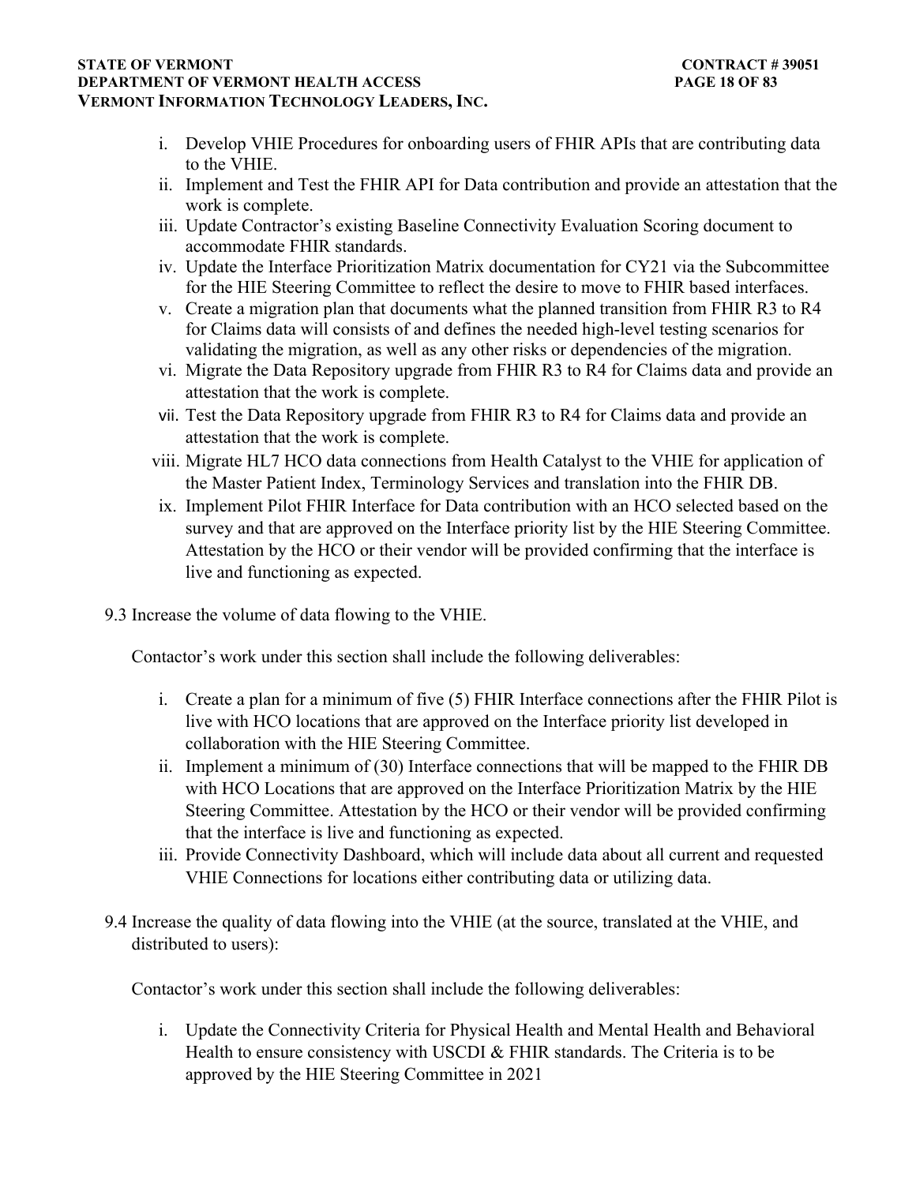i. Develop VHIE Procedures for onboarding users of FHIR APIs that are contributing data to the VHIE.
ii. Implement and Test the FHIR API for Data contribution and provide an attestation that the work is complete.
iii. Update Contractor's existing Baseline Connectivity Evaluation Scoring document to accommodate FHIR standards.
iv. Update the Interface Prioritization Matrix documentation for CY21 via the Subcommittee for the HIE Steering Committee to reflect the desire to move to FHIR based interfaces.
v. Create a migration plan that documents what the planned transition from FHIR R3 to R4 for Claims data will consists of and defines the needed high-level testing scenarios for validating the migration, as well as any other risks or dependencies of the migration.
vi. Migrate the Data Repository upgrade from FHIR R3 to R4 for Claims data and provide an attestation that the work is complete.
vii. Test the Data Repository upgrade from FHIR R3 to R4 for Claims data and provide an attestation that the work is complete.
viii. Migrate HL7 HCO data connections from Health Catalyst to the VHIE for application of the Master Patient Index, Terminology Services and translation into the FHIR DB.
ix. Implement Pilot FHIR Interface for Data contribution with an HCO selected based on the survey and that are approved on the Interface priority list by the HIE Steering Committee. Attestation by the HCO or their vendor will be provided confirming that the interface is live and functioning as expected.

9.3 Increase the volume of data flowing to the VHIE.

Contactor's work under this section shall include the following deliverables:

i. Create a plan for a minimum of five (5) FHIR Interface connections after the FHIR Pilot is live with HCO locations that are approved on the Interface priority list developed in collaboration with the HIE Steering Committee.
ii. Implement a minimum of (30) Interface connections that will be mapped to the FHIR DB with HCO Locations that are approved on the Interface Prioritization Matrix by the HIE Steering Committee. Attestation by the HCO or their vendor will be provided confirming that the interface is live and functioning as expected.
iii. Provide Connectivity Dashboard, which will include data about all current and requested VHIE Connections for locations either contributing data or utilizing data.

9.4 Increase the quality of data flowing into the VHIE (at the source, translated at the VHIE, and distributed to users):

Contactor's work under this section shall include the following deliverables:

i. Update the Connectivity Criteria for Physical Health and Mental Health and Behavioral Health to ensure consistency with USCDI & FHIR standards. The Criteria is to be approved by the HIE Steering Committee in 2021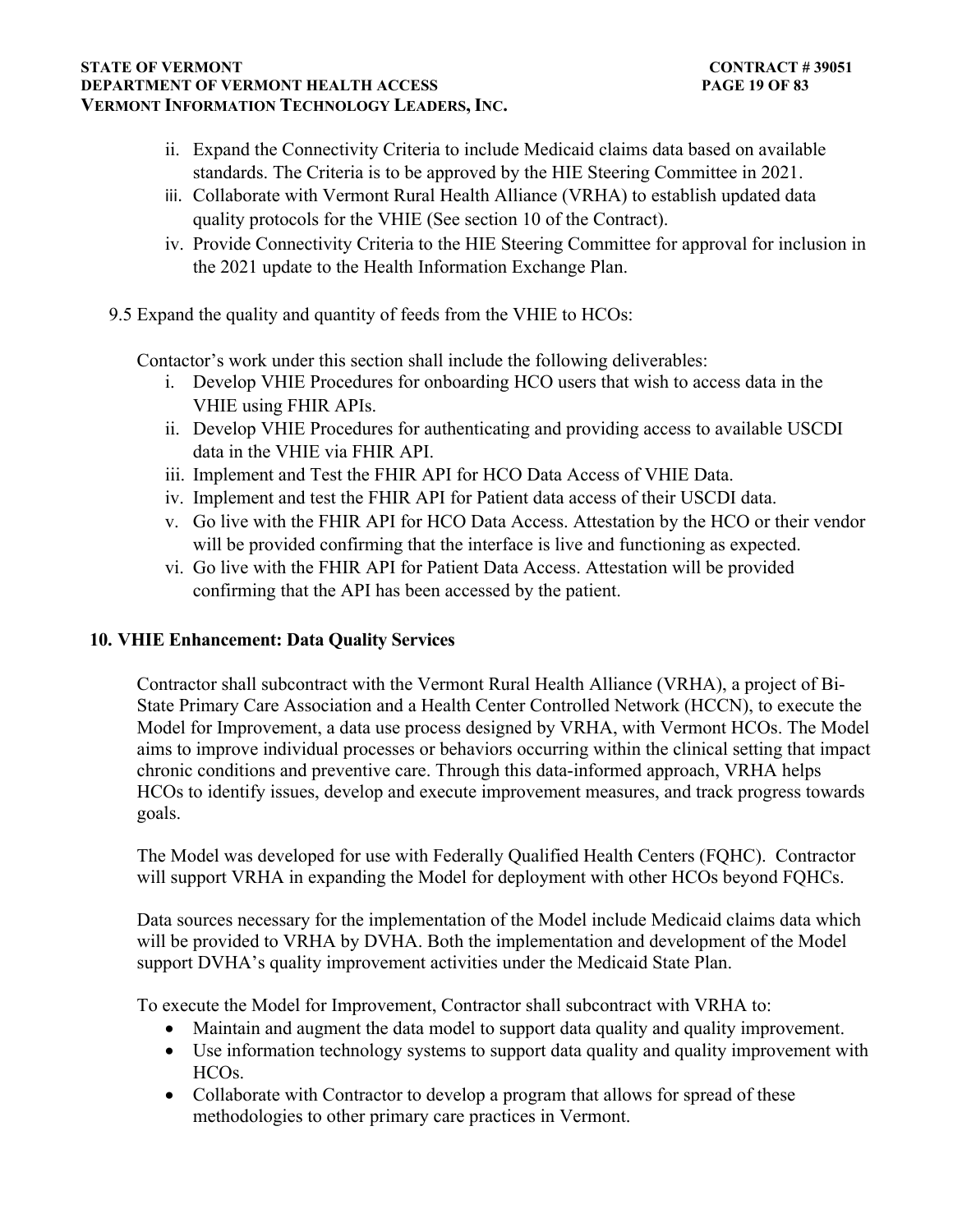ii. Expand the Connectivity Criteria to include Medicaid claims data based on available standards. The Criteria is to be approved by the HIE Steering Committee in 2021.
iii. Collaborate with Vermont Rural Health Alliance (VRHA) to establish updated data quality protocols for the VHIE (See section 10 of the Contract).
iv. Provide Connectivity Criteria to the HIE Steering Committee for approval for inclusion in the 2021 update to the Health Information Exchange Plan.

9.5 Expand the quality and quantity of feeds from the VHIE to HCOs:

Contactor's work under this section shall include the following deliverables:

i. Develop VHIE Procedures for onboarding HCO users that wish to access data in the VHIE using FHIR APIs.
ii. Develop VHIE Procedures for authenticating and providing access to available USCDI data in the VHIE via FHIR API.
iii. Implement and Test the FHIR API for HCO Data Access of VHIE Data.
iv. Implement and test the FHIR API for Patient data access of their USCDI data.
v. Go live with the FHIR API for HCO Data Access. Attestation by the HCO or their vendor will be provided confirming that the interface is live and functioning as expected.
vi. Go live with the FHIR API for Patient Data Access. Attestation will be provided confirming that the API has been accessed by the patient.

## 10. VHIE Enhancement: Data Quality Services

Contractor shall subcontract with the Vermont Rural Health Alliance (VRHA), a project of Bi-State Primary Care Association and a Health Center Controlled Network (HCCN), to execute the Model for Improvement, a data use process designed by VRHA, with Vermont HCOs. The Model aims to improve individual processes or behaviors occurring within the clinical setting that impact chronic conditions and preventive care. Through this data-informed approach, VRHA helps HCOs to identify issues, develop and execute improvement measures, and track progress towards goals.

The Model was developed for use with Federally Qualified Health Centers (FQHC). Contractor will support VRHA in expanding the Model for deployment with other HCOs beyond FQHCs.

Data sources necessary for the implementation of the Model include Medicaid claims data which will be provided to VRHA by DVHA. Both the implementation and development of the Model support DVHA's quality improvement activities under the Medicaid State Plan.

To execute the Model for Improvement, Contractor shall subcontract with VRHA to:

- Maintain and augment the data model to support data quality and quality improvement.
- Use information technology systems to support data quality and quality improvement with HCOs.
- Collaborate with Contractor to develop a program that allows for spread of these methodologies to other primary care practices in Vermont.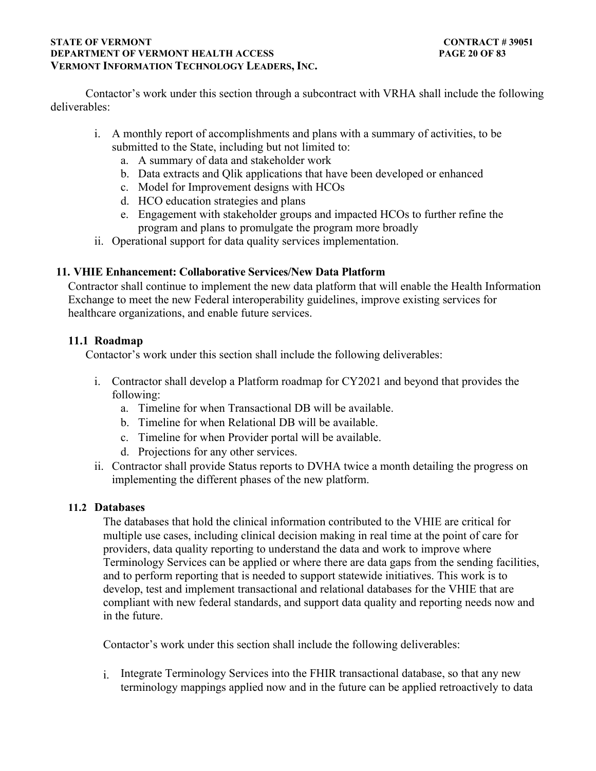Contactor's work under this section through a subcontract with VRHA shall include the following deliverables:

i. A monthly report of accomplishments and plans with a summary of activities, to be submitted to the State, including but not limited to:
   a. A summary of data and stakeholder work
   b. Data extracts and Qlik applications that have been developed or enhanced
   c. Model for Improvement designs with HCOs
   d. HCO education strategies and plans
   e. Engagement with stakeholder groups and impacted HCOs to further refine the program and plans to promulgate the program more broadly
ii. Operational support for data quality services implementation.

## 11. VHIE Enhancement: Collaborative Services/New Data Platform

Contractor shall continue to implement the new data platform that will enable the Health Information Exchange to meet the new Federal interoperability guidelines, improve existing services for healthcare organizations, and enable future services.

### 11.1 Roadmap

Contactor's work under this section shall include the following deliverables:

i. Contractor shall develop a Platform roadmap for CY2021 and beyond that provides the following:
   a. Timeline for when Transactional DB will be available.
   b. Timeline for when Relational DB will be available.
   c. Timeline for when Provider portal will be available.
   d. Projections for any other services.
ii. Contractor shall provide Status reports to DVHA twice a month detailing the progress on implementing the different phases of the new platform.

### 11.2 Databases

The databases that hold the clinical information contributed to the VHIE are critical for multiple use cases, including clinical decision making in real time at the point of care for providers, data quality reporting to understand the data and work to improve where Terminology Services can be applied or where there are data gaps from the sending facilities, and to perform reporting that is needed to support statewide initiatives. This work is to develop, test and implement transactional and relational databases for the VHIE that are compliant with new federal standards, and support data quality and reporting needs now and in the future.

Contactor's work under this section shall include the following deliverables:

i. Integrate Terminology Services into the FHIR transactional database, so that any new terminology mappings applied now and in the future can be applied retroactively to data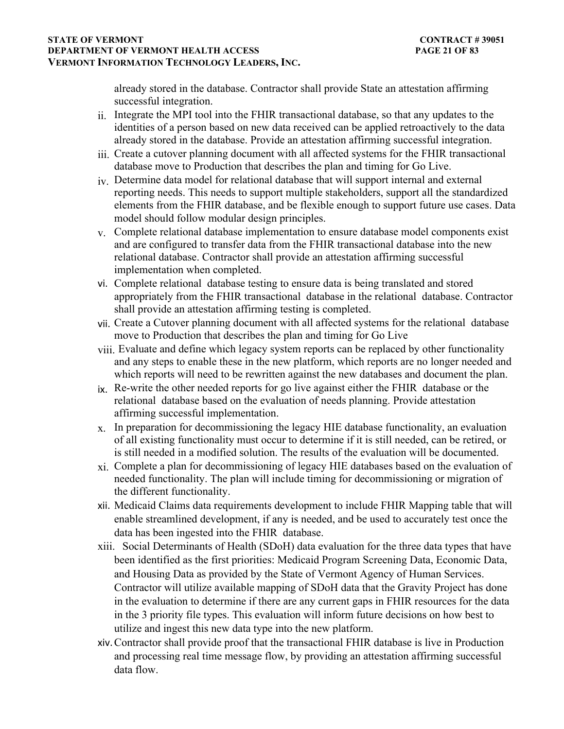already stored in the database. Contractor shall provide State an attestation affirming successful integration.

ii. Integrate the MPI tool into the FHIR transactional database, so that any updates to the identities of a person based on new data received can be applied retroactively to the data already stored in the database. Provide an attestation affirming successful integration.

iii. Create a cutover planning document with all affected systems for the FHIR transactional database move to Production that describes the plan and timing for Go Live.

iv. Determine data model for relational database that will support internal and external reporting needs. This needs to support multiple stakeholders, support all the standardized elements from the FHIR database, and be flexible enough to support future use cases. Data model should follow modular design principles.

v. Complete relational database implementation to ensure database model components exist and are configured to transfer data from the FHIR transactional database into the new relational database. Contractor shall provide an attestation affirming successful implementation when completed.

vi. Complete relational database testing to ensure data is being translated and stored appropriately from the FHIR transactional database in the relational database. Contractor shall provide an attestation affirming testing is completed.

vii. Create a Cutover planning document with all affected systems for the relational database move to Production that describes the plan and timing for Go Live

viii. Evaluate and define which legacy system reports can be replaced by other functionality and any steps to enable these in the new platform, which reports are no longer needed and which reports will need to be rewritten against the new databases and document the plan.

ix. Re-write the other needed reports for go live against either the FHIR database or the relational database based on the evaluation of needs planning. Provide attestation affirming successful implementation.

x. In preparation for decommissioning the legacy HIE database functionality, an evaluation of all existing functionality must occur to determine if it is still needed, can be retired, or is still needed in a modified solution. The results of the evaluation will be documented.

xi. Complete a plan for decommissioning of legacy HIE databases based on the evaluation of needed functionality. The plan will include timing for decommissioning or migration of the different functionality.

xii. Medicaid Claims data requirements development to include FHIR Mapping table that will enable streamlined development, if any is needed, and be used to accurately test once the data has been ingested into the FHIR database.

xiii. Social Determinants of Health (SDoH) data evaluation for the three data types that have been identified as the first priorities: Medicaid Program Screening Data, Economic Data, and Housing Data as provided by the State of Vermont Agency of Human Services. Contractor will utilize available mapping of SDoH data that the Gravity Project has done in the evaluation to determine if there are any current gaps in FHIR resources for the data in the 3 priority file types. This evaluation will inform future decisions on how best to utilize and ingest this new data type into the new platform.

xiv. Contractor shall provide proof that the transactional FHIR database is live in Production and processing real time message flow, by providing an attestation affirming successful data flow.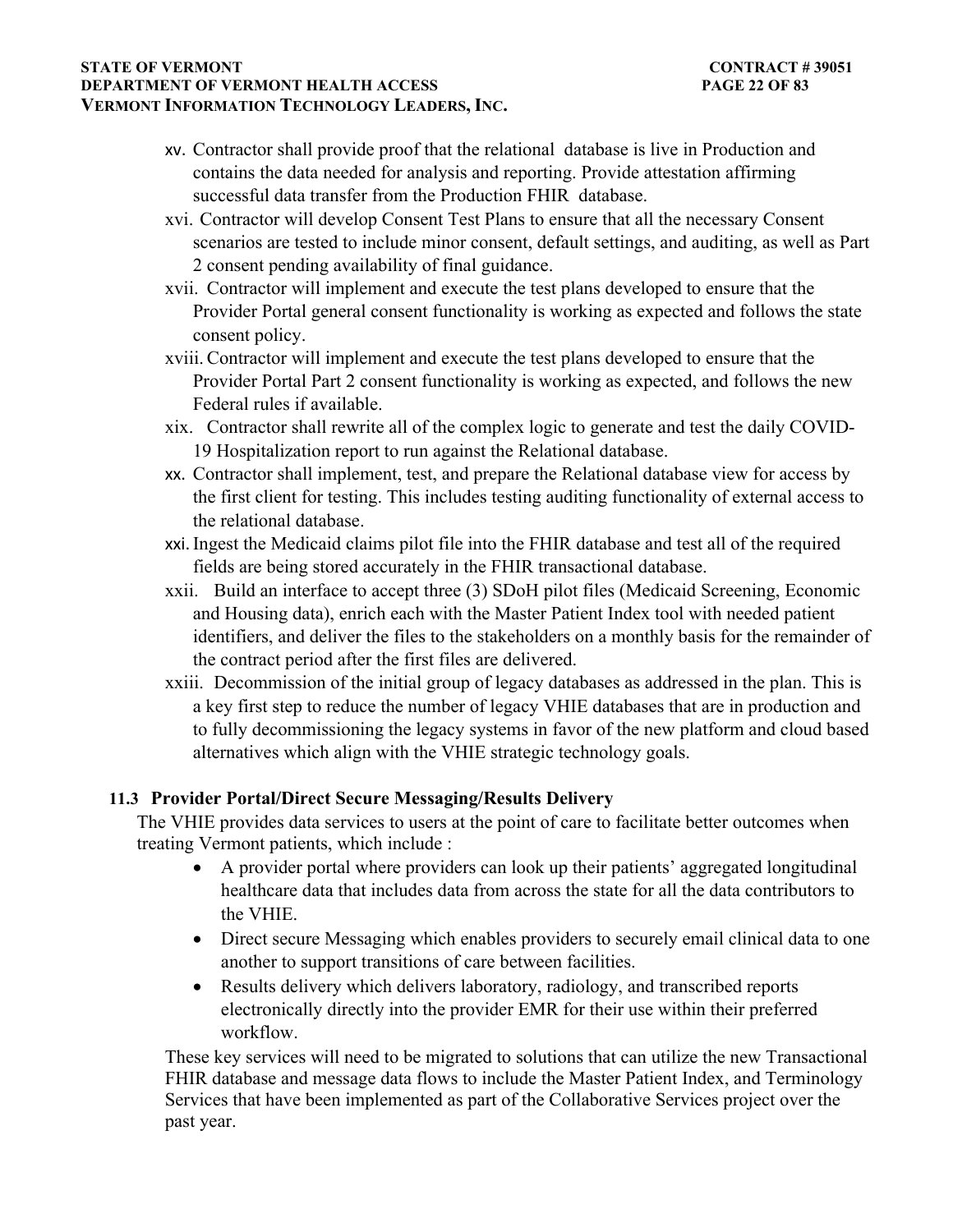xv. Contractor shall provide proof that the relational database is live in Production and contains the data needed for analysis and reporting. Provide attestation affirming successful data transfer from the Production FHIR database.

xvi. Contractor will develop Consent Test Plans to ensure that all the necessary Consent scenarios are tested to include minor consent, default settings, and auditing, as well as Part 2 consent pending availability of final guidance.

xvii. Contractor will implement and execute the test plans developed to ensure that the Provider Portal general consent functionality is working as expected and follows the state consent policy.

xviii. Contractor will implement and execute the test plans developed to ensure that the Provider Portal Part 2 consent functionality is working as expected, and follows the new Federal rules if available.

xix. Contractor shall rewrite all of the complex logic to generate and test the daily COVID-19 Hospitalization report to run against the Relational database.

xx. Contractor shall implement, test, and prepare the Relational database view for access by the first client for testing. This includes testing auditing functionality of external access to the relational database.

xxi. Ingest the Medicaid claims pilot file into the FHIR database and test all of the required fields are being stored accurately in the FHIR transactional database.

xxii. Build an interface to accept three (3) SDoH pilot files (Medicaid Screening, Economic and Housing data), enrich each with the Master Patient Index tool with needed patient identifiers, and deliver the files to the stakeholders on a monthly basis for the remainder of the contract period after the first files are delivered.

xxiii. Decommission of the initial group of legacy databases as addressed in the plan. This is a key first step to reduce the number of legacy VHIE databases that are in production and to fully decommissioning the legacy systems in favor of the new platform and cloud based alternatives which align with the VHIE strategic technology goals.

### 11.3 Provider Portal/Direct Secure Messaging/Results Delivery

The VHIE provides data services to users at the point of care to facilitate better outcomes when treating Vermont patients, which include :

- A provider portal where providers can look up their patients' aggregated longitudinal healthcare data that includes data from across the state for all the data contributors to the VHIE.
- Direct secure Messaging which enables providers to securely email clinical data to one another to support transitions of care between facilities.
- Results delivery which delivers laboratory, radiology, and transcribed reports electronically directly into the provider EMR for their use within their preferred workflow.

These key services will need to be migrated to solutions that can utilize the new Transactional FHIR database and message data flows to include the Master Patient Index, and Terminology Services that have been implemented as part of the Collaborative Services project over the past year.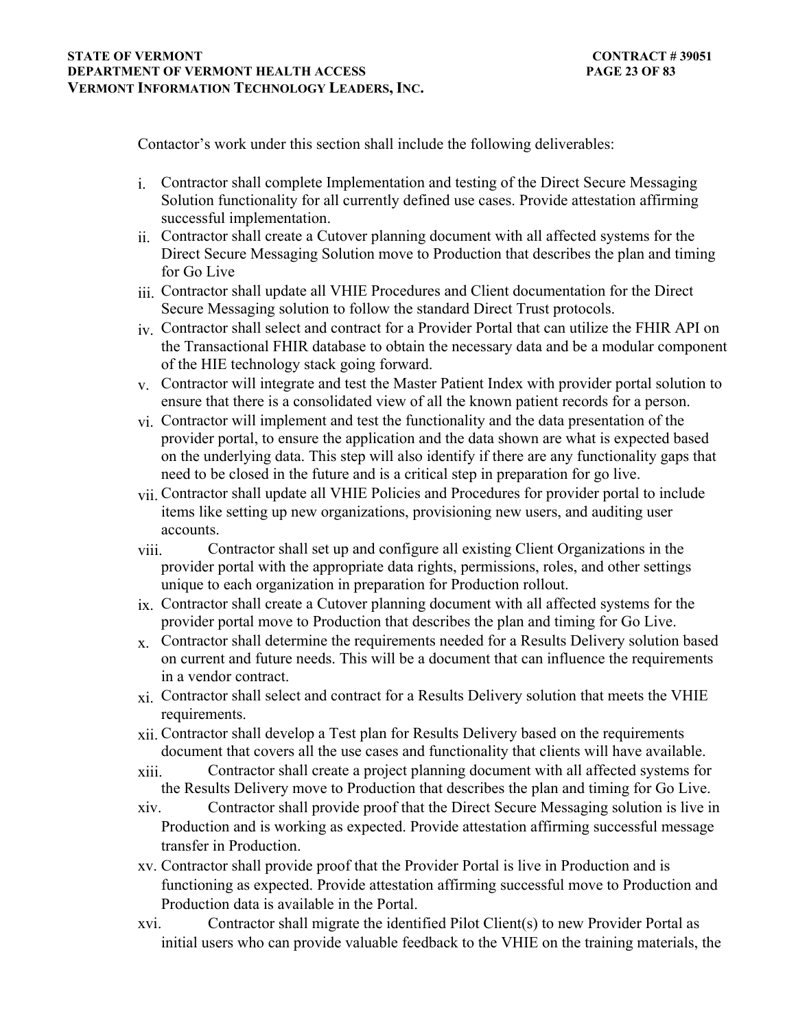Contactor's work under this section shall include the following deliverables:

i. Contractor shall complete Implementation and testing of the Direct Secure Messaging Solution functionality for all currently defined use cases. Provide attestation affirming successful implementation.
ii. Contractor shall create a Cutover planning document with all affected systems for the Direct Secure Messaging Solution move to Production that describes the plan and timing for Go Live
iii. Contractor shall update all VHIE Procedures and Client documentation for the Direct Secure Messaging solution to follow the standard Direct Trust protocols.
iv. Contractor shall select and contract for a Provider Portal that can utilize the FHIR API on the Transactional FHIR database to obtain the necessary data and be a modular component of the HIE technology stack going forward.
v. Contractor will integrate and test the Master Patient Index with provider portal solution to ensure that there is a consolidated view of all the known patient records for a person.
vi. Contractor will implement and test the functionality and the data presentation of the provider portal, to ensure the application and the data shown are what is expected based on the underlying data. This step will also identify if there are any functionality gaps that need to be closed in the future and is a critical step in preparation for go live.
vii. Contractor shall update all VHIE Policies and Procedures for provider portal to include items like setting up new organizations, provisioning new users, and auditing user accounts.
viii. Contractor shall set up and configure all existing Client Organizations in the provider portal with the appropriate data rights, permissions, roles, and other settings unique to each organization in preparation for Production rollout.
ix. Contractor shall create a Cutover planning document with all affected systems for the provider portal move to Production that describes the plan and timing for Go Live.
x. Contractor shall determine the requirements needed for a Results Delivery solution based on current and future needs. This will be a document that can influence the requirements in a vendor contract.
xi. Contractor shall select and contract for a Results Delivery solution that meets the VHIE requirements.
xii. Contractor shall develop a Test plan for Results Delivery based on the requirements document that covers all the use cases and functionality that clients will have available.
xiii. Contractor shall create a project planning document with all affected systems for the Results Delivery move to Production that describes the plan and timing for Go Live.
xiv. Contractor shall provide proof that the Direct Secure Messaging solution is live in Production and is working as expected. Provide attestation affirming successful message transfer in Production.
xv. Contractor shall provide proof that the Provider Portal is live in Production and is functioning as expected. Provide attestation affirming successful move to Production and Production data is available in the Portal.
xvi. Contractor shall migrate the identified Pilot Client(s) to new Provider Portal as initial users who can provide valuable feedback to the VHIE on the training materials, the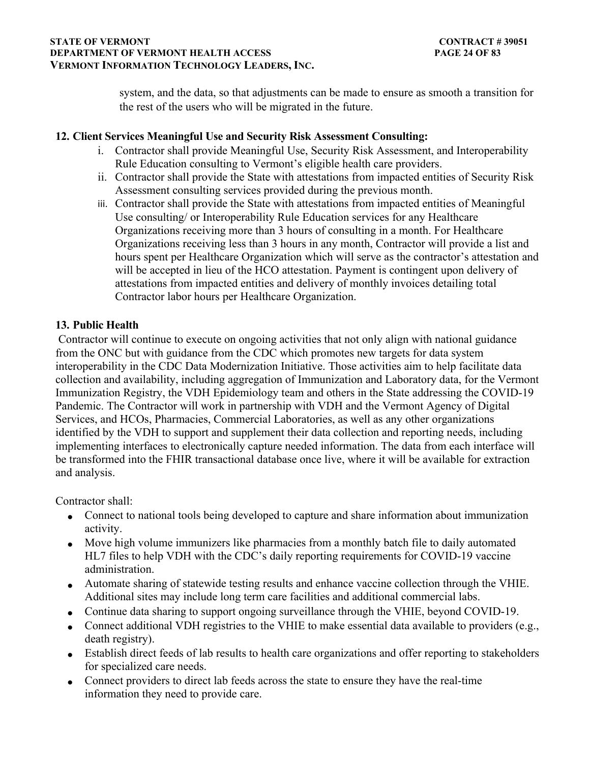system, and the data, so that adjustments can be made to ensure as smooth a transition for the rest of the users who will be migrated in the future.

**12. Client Services Meaningful Use and Security Risk Assessment Consulting:**

i. Contractor shall provide Meaningful Use, Security Risk Assessment, and Interoperability Rule Education consulting to Vermont's eligible health care providers.

ii. Contractor shall provide the State with attestations from impacted entities of Security Risk Assessment consulting services provided during the previous month.

iii. Contractor shall provide the State with attestations from impacted entities of Meaningful Use consulting/ or Interoperability Rule Education services for any Healthcare Organizations receiving more than 3 hours of consulting in a month. For Healthcare Organizations receiving less than 3 hours in any month, Contractor will provide a list and hours spent per Healthcare Organization which will serve as the contractor's attestation and will be accepted in lieu of the HCO attestation. Payment is contingent upon delivery of attestations from impacted entities and delivery of monthly invoices detailing total Contractor labor hours per Healthcare Organization.

**13. Public Health**

Contractor will continue to execute on ongoing activities that not only align with national guidance from the ONC but with guidance from the CDC which promotes new targets for data system interoperability in the CDC Data Modernization Initiative. Those activities aim to help facilitate data collection and availability, including aggregation of Immunization and Laboratory data, for the Vermont Immunization Registry, the VDH Epidemiology team and others in the State addressing the COVID-19 Pandemic. The Contractor will work in partnership with VDH and the Vermont Agency of Digital Services, and HCOs, Pharmacies, Commercial Laboratories, as well as any other organizations identified by the VDH to support and supplement their data collection and reporting needs, including implementing interfaces to electronically capture needed information. The data from each interface will be transformed into the FHIR transactional database once live, where it will be available for extraction and analysis.

Contractor shall:

- Connect to national tools being developed to capture and share information about immunization activity.
- Move high volume immunizers like pharmacies from a monthly batch file to daily automated HL7 files to help VDH with the CDC's daily reporting requirements for COVID-19 vaccine administration.
- Automate sharing of statewide testing results and enhance vaccine collection through the VHIE. Additional sites may include long term care facilities and additional commercial labs.
- Continue data sharing to support ongoing surveillance through the VHIE, beyond COVID-19.
- Connect additional VDH registries to the VHIE to make essential data available to providers (e.g., death registry).
- Establish direct feeds of lab results to health care organizations and offer reporting to stakeholders for specialized care needs.
- Connect providers to direct lab feeds across the state to ensure they have the real-time information they need to provide care.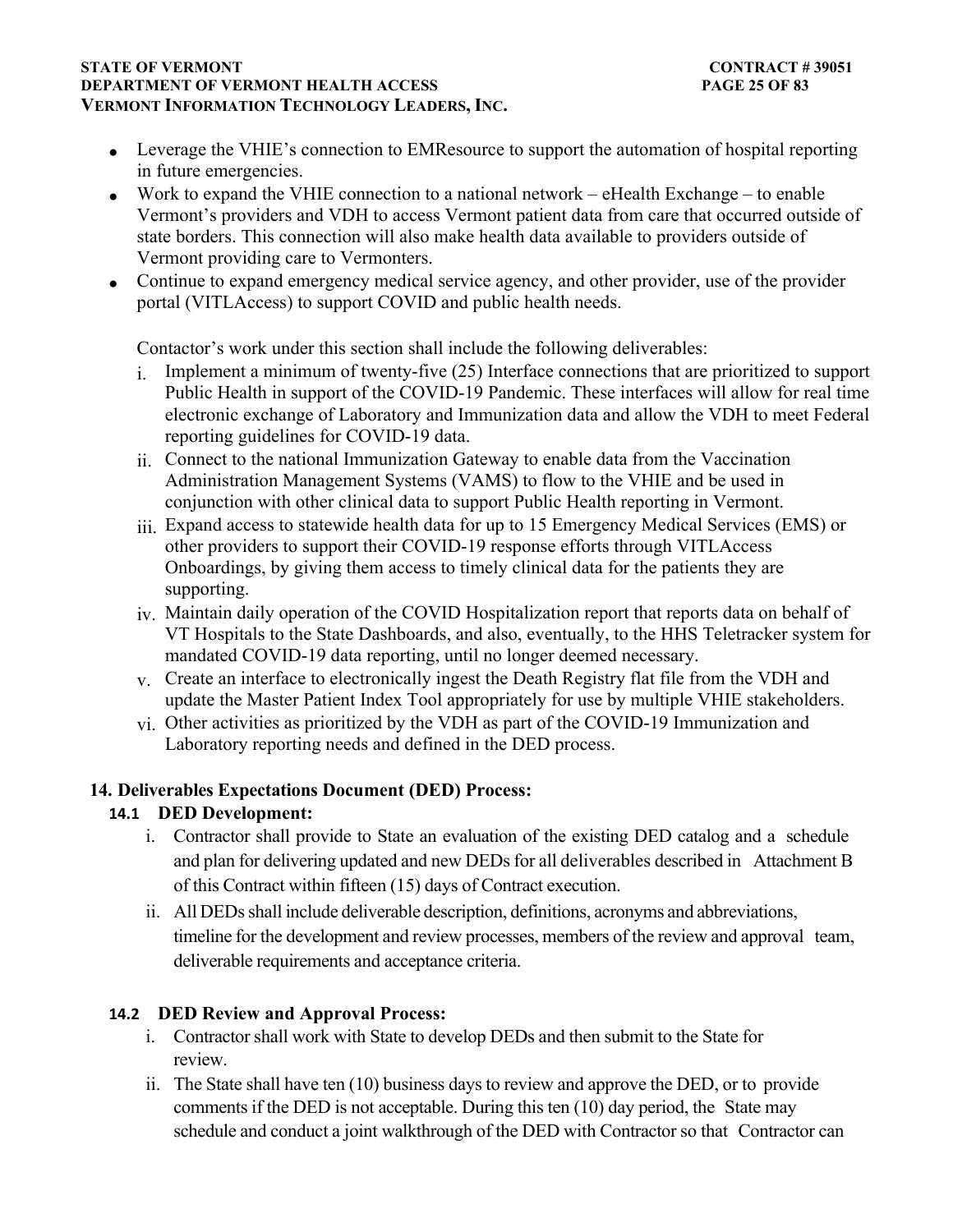- Leverage the VHIE's connection to EMResource to support the automation of hospital reporting in future emergencies.
- Work to expand the VHIE connection to a national network – eHealth Exchange – to enable Vermont's providers and VDH to access Vermont patient data from care that occurred outside of state borders. This connection will also make health data available to providers outside of Vermont providing care to Vermonters.
- Continue to expand emergency medical service agency, and other provider, use of the provider portal (VITLAccess) to support COVID and public health needs.

Contactor's work under this section shall include the following deliverables:

i. Implement a minimum of twenty-five (25) Interface connections that are prioritized to support Public Health in support of the COVID-19 Pandemic. These interfaces will allow for real time electronic exchange of Laboratory and Immunization data and allow the VDH to meet Federal reporting guidelines for COVID-19 data.
ii. Connect to the national Immunization Gateway to enable data from the Vaccination Administration Management Systems (VAMS) to flow to the VHIE and be used in conjunction with other clinical data to support Public Health reporting in Vermont.
iii. Expand access to statewide health data for up to 15 Emergency Medical Services (EMS) or other providers to support their COVID-19 response efforts through VITLAccess Onboardings, by giving them access to timely clinical data for the patients they are supporting.
iv. Maintain daily operation of the COVID Hospitalization report that reports data on behalf of VT Hospitals to the State Dashboards, and also, eventually, to the HHS Teletracker system for mandated COVID-19 data reporting, until no longer deemed necessary.
v. Create an interface to electronically ingest the Death Registry flat file from the VDH and update the Master Patient Index Tool appropriately for use by multiple VHIE stakeholders.
vi. Other activities as prioritized by the VDH as part of the COVID-19 Immunization and Laboratory reporting needs and defined in the DED process.

## 14. Deliverables Expectations Document (DED) Process:

### 14.1 DED Development:

i. Contractor shall provide to State an evaluation of the existing DED catalog and a schedule and plan for delivering updated and new DEDs for all deliverables described in Attachment B of this Contract within fifteen (15) days of Contract execution.
ii. All DEDs shall include deliverable description, definitions, acronyms and abbreviations, timeline for the development and review processes, members of the review and approval team, deliverable requirements and acceptance criteria.

### 14.2 DED Review and Approval Process:

i. Contractor shall work with State to develop DEDs and then submit to the State for review.
ii. The State shall have ten (10) business days to review and approve the DED, or to provide comments if the DED is not acceptable. During this ten (10) day period, the State may schedule and conduct a joint walkthrough of the DED with Contractor so that Contractor can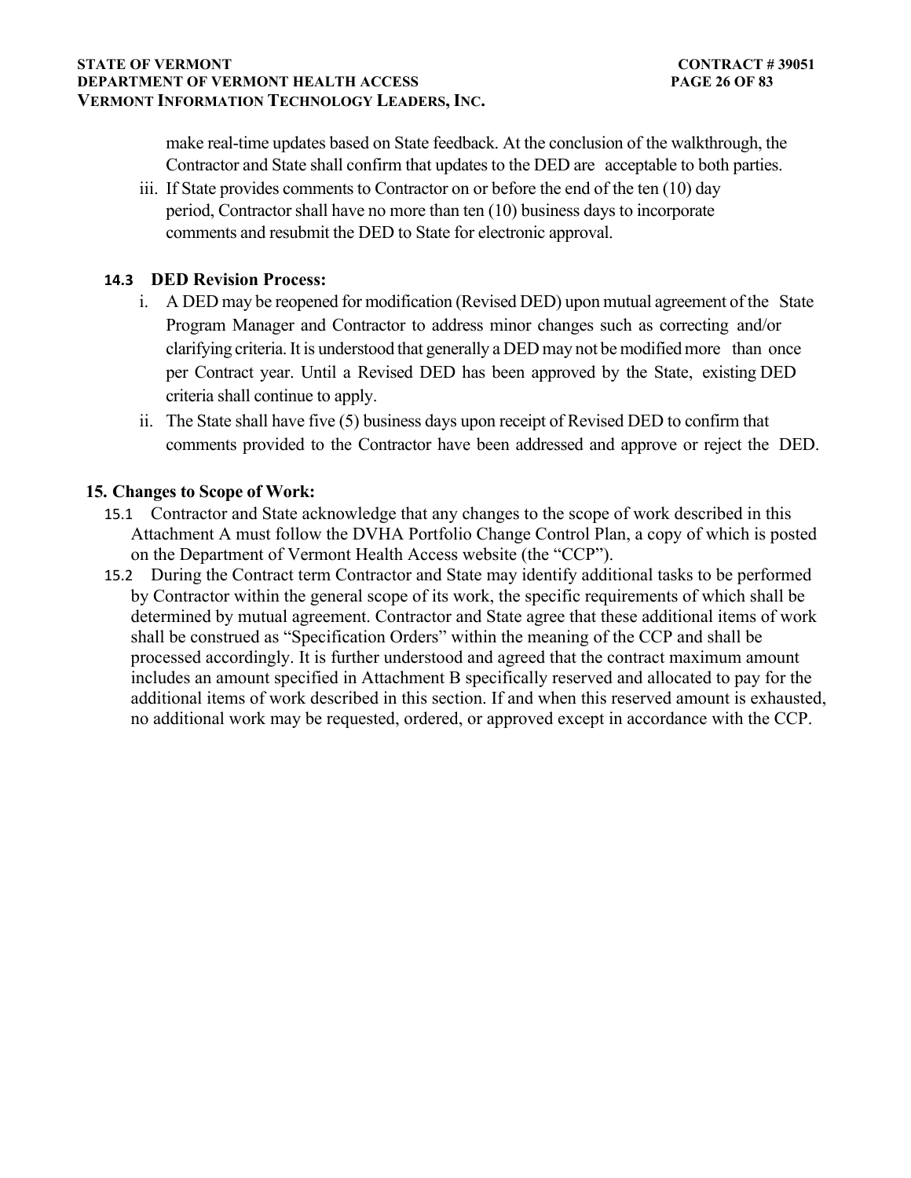make real-time updates based on State feedback. At the conclusion of the walkthrough, the Contractor and State shall confirm that updates to the DED are acceptable to both parties.

iii. If State provides comments to Contractor on or before the end of the ten (10) day period, Contractor shall have no more than ten (10) business days to incorporate comments and resubmit the DED to State for electronic approval.

**14.3 DED Revision Process:**

i. A DED may be reopened for modification (Revised DED) upon mutual agreement of the State Program Manager and Contractor to address minor changes such as correcting and/or clarifying criteria. It is understood that generally a DED may not be modified more than once per Contract year. Until a Revised DED has been approved by the State, existing DED criteria shall continue to apply.

ii. The State shall have five (5) business days upon receipt of Revised DED to confirm that comments provided to the Contractor have been addressed and approve or reject the DED.

## 15. Changes to Scope of Work:

15.1 Contractor and State acknowledge that any changes to the scope of work described in this Attachment A must follow the DVHA Portfolio Change Control Plan, a copy of which is posted on the Department of Vermont Health Access website (the "CCP").

15.2 During the Contract term Contractor and State may identify additional tasks to be performed by Contractor within the general scope of its work, the specific requirements of which shall be determined by mutual agreement. Contractor and State agree that these additional items of work shall be construed as "Specification Orders" within the meaning of the CCP and shall be processed accordingly. It is further understood and agreed that the contract maximum amount includes an amount specified in Attachment B specifically reserved and allocated to pay for the additional items of work described in this section. If and when this reserved amount is exhausted, no additional work may be requested, ordered, or approved except in accordance with the CCP.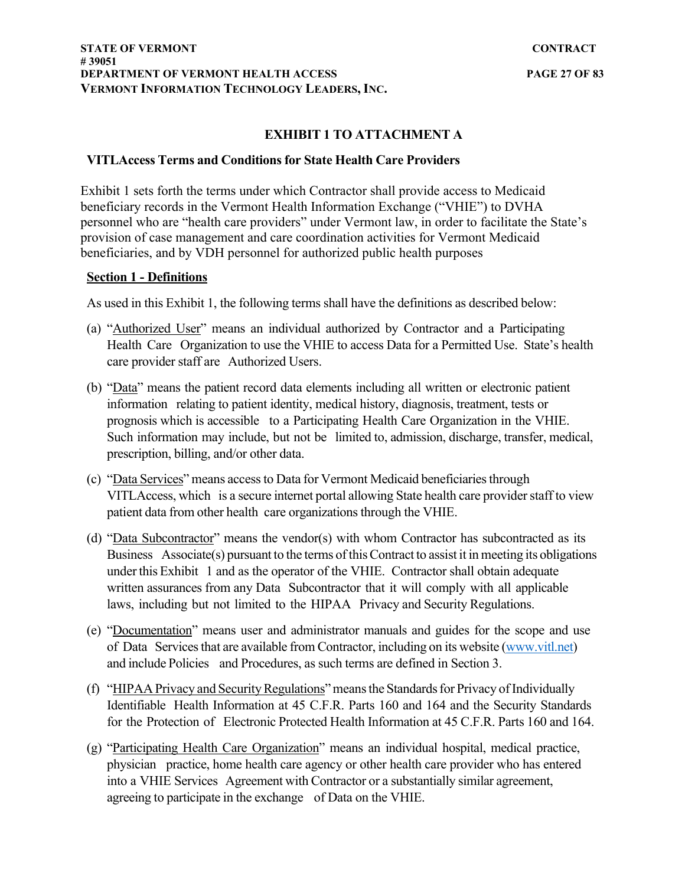## EXHIBIT 1 TO ATTACHMENT A

### VITLAccess Terms and Conditions for State Health Care Providers

Exhibit 1 sets forth the terms under which Contractor shall provide access to Medicaid beneficiary records in the Vermont Health Information Exchange ("VHIE") to DVHA personnel who are "health care providers" under Vermont law, in order to facilitate the State's provision of case management and care coordination activities for Vermont Medicaid beneficiaries, and by VDH personnel for authorized public health purposes

**Section 1 - Definitions**

As used in this Exhibit 1, the following terms shall have the definitions as described below:

(a) "Authorized User" means an individual authorized by Contractor and a Participating Health Care Organization to use the VHIE to access Data for a Permitted Use. State's health care provider staff are Authorized Users.

(b) "Data" means the patient record data elements including all written or electronic patient information relating to patient identity, medical history, diagnosis, treatment, tests or prognosis which is accessible to a Participating Health Care Organization in the VHIE. Such information may include, but not be limited to, admission, discharge, transfer, medical, prescription, billing, and/or other data.

(c) "Data Services" means access to Data for Vermont Medicaid beneficiaries through VITLAccess, which is a secure internet portal allowing State health care provider staff to view patient data from other health care organizations through the VHIE.

(d) "Data Subcontractor" means the vendor(s) with whom Contractor has subcontracted as its Business Associate(s) pursuant to the terms of this Contract to assist it in meeting its obligations under this Exhibit 1 and as the operator of the VHIE. Contractor shall obtain adequate written assurances from any Data Subcontractor that it will comply with all applicable laws, including but not limited to the HIPAA Privacy and Security Regulations.

(e) "Documentation" means user and administrator manuals and guides for the scope and use of Data Services that are available from Contractor, including on its website (www.vitl.net) and include Policies and Procedures, as such terms are defined in Section 3.

(f) "HIPAA Privacy and Security Regulations" means the Standards for Privacy of Individually Identifiable Health Information at 45 C.F.R. Parts 160 and 164 and the Security Standards for the Protection of Electronic Protected Health Information at 45 C.F.R. Parts 160 and 164.

(g) "Participating Health Care Organization" means an individual hospital, medical practice, physician practice, home health care agency or other health care provider who has entered into a VHIE Services Agreement with Contractor or a substantially similar agreement, agreeing to participate in the exchange of Data on the VHIE.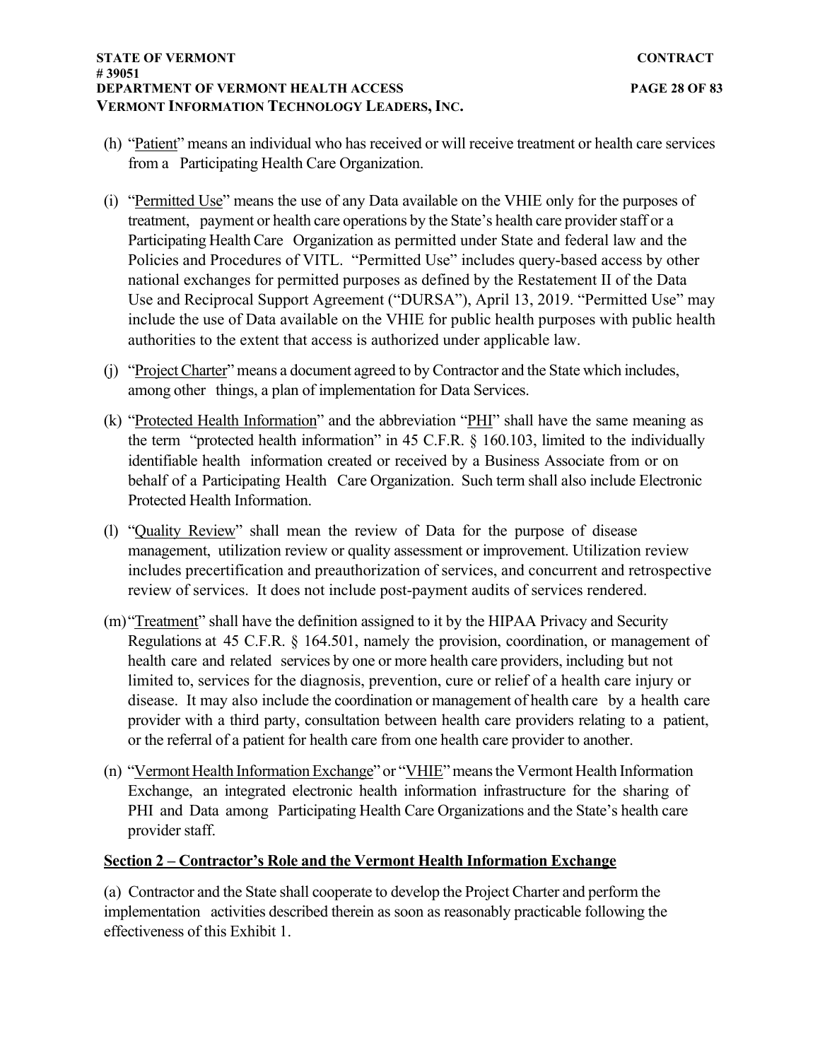(h) "Patient" means an individual who has received or will receive treatment or health care services from a Participating Health Care Organization.

(i) "Permitted Use" means the use of any Data available on the VHIE only for the purposes of treatment, payment or health care operations by the State's health care provider staff or a Participating Health Care Organization as permitted under State and federal law and the Policies and Procedures of VITL. "Permitted Use" includes query-based access by other national exchanges for permitted purposes as defined by the Restatement II of the Data Use and Reciprocal Support Agreement ("DURSA"), April 13, 2019. "Permitted Use" may include the use of Data available on the VHIE for public health purposes with public health authorities to the extent that access is authorized under applicable law.

(j) "Project Charter" means a document agreed to by Contractor and the State which includes, among other things, a plan of implementation for Data Services.

(k) "Protected Health Information" and the abbreviation "PHI" shall have the same meaning as the term "protected health information" in 45 C.F.R. § 160.103, limited to the individually identifiable health information created or received by a Business Associate from or on behalf of a Participating Health Care Organization. Such term shall also include Electronic Protected Health Information.

(l) "Quality Review" shall mean the review of Data for the purpose of disease management, utilization review or quality assessment or improvement. Utilization review includes precertification and preauthorization of services, and concurrent and retrospective review of services. It does not include post-payment audits of services rendered.

(m) "Treatment" shall have the definition assigned to it by the HIPAA Privacy and Security Regulations at 45 C.F.R. § 164.501, namely the provision, coordination, or management of health care and related services by one or more health care providers, including but not limited to, services for the diagnosis, prevention, cure or relief of a health care injury or disease. It may also include the coordination or management of health care by a health care provider with a third party, consultation between health care providers relating to a patient, or the referral of a patient for health care from one health care provider to another.

(n) "Vermont Health Information Exchange" or "VHIE" means the Vermont Health Information Exchange, an integrated electronic health information infrastructure for the sharing of PHI and Data among Participating Health Care Organizations and the State's health care provider staff.

**Section 2 – Contractor's Role and the Vermont Health Information Exchange**

(a) Contractor and the State shall cooperate to develop the Project Charter and perform the implementation activities described therein as soon as reasonably practicable following the effectiveness of this Exhibit 1.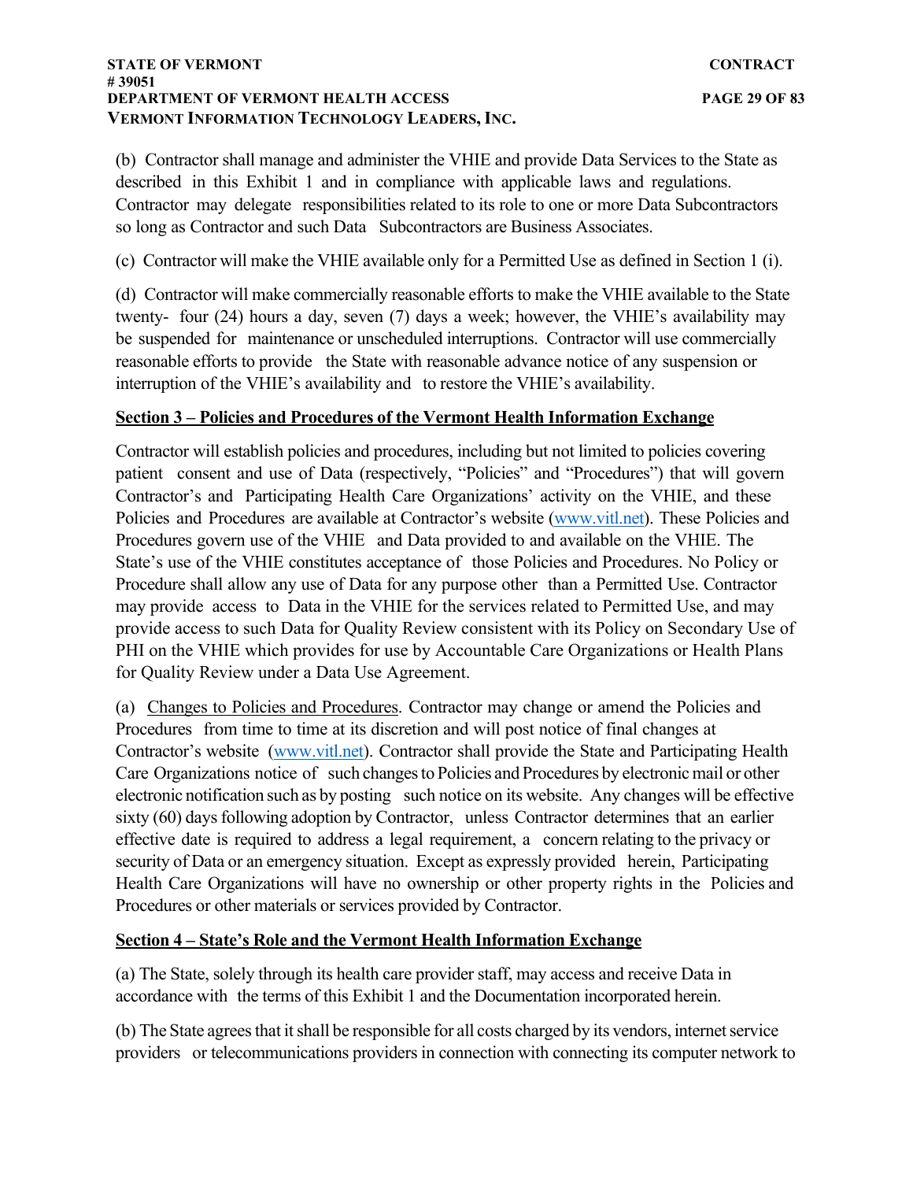(b) Contractor shall manage and administer the VHIE and provide Data Services to the State as described in this Exhibit 1 and in compliance with applicable laws and regulations. Contractor may delegate responsibilities related to its role to one or more Data Subcontractors so long as Contractor and such Data Subcontractors are Business Associates.

(c) Contractor will make the VHIE available only for a Permitted Use as defined in Section 1 (i).

(d) Contractor will make commercially reasonable efforts to make the VHIE available to the State twenty- four (24) hours a day, seven (7) days a week; however, the VHIE's availability may be suspended for maintenance or unscheduled interruptions. Contractor will use commercially reasonable efforts to provide the State with reasonable advance notice of any suspension or interruption of the VHIE's availability and to restore the VHIE's availability.

**Section 3 – Policies and Procedures of the Vermont Health Information Exchange**

Contractor will establish policies and procedures, including but not limited to policies covering patient consent and use of Data (respectively, "Policies" and "Procedures") that will govern Contractor's and Participating Health Care Organizations' activity on the VHIE, and these Policies and Procedures are available at Contractor's website (www.vitl.net). These Policies and Procedures govern use of the VHIE and Data provided to and available on the VHIE. The State's use of the VHIE constitutes acceptance of those Policies and Procedures. No Policy or Procedure shall allow any use of Data for any purpose other than a Permitted Use. Contractor may provide access to Data in the VHIE for the services related to Permitted Use, and may provide access to such Data for Quality Review consistent with its Policy on Secondary Use of PHI on the VHIE which provides for use by Accountable Care Organizations or Health Plans for Quality Review under a Data Use Agreement.

(a) Changes to Policies and Procedures. Contractor may change or amend the Policies and Procedures from time to time at its discretion and will post notice of final changes at Contractor's website (www.vitl.net). Contractor shall provide the State and Participating Health Care Organizations notice of such changes to Policies and Procedures by electronic mail or other electronic notification such as by posting such notice on its website. Any changes will be effective sixty (60) days following adoption by Contractor, unless Contractor determines that an earlier effective date is required to address a legal requirement, a concern relating to the privacy or security of Data or an emergency situation. Except as expressly provided herein, Participating Health Care Organizations will have no ownership or other property rights in the Policies and Procedures or other materials or services provided by Contractor.

**Section 4 – State's Role and the Vermont Health Information Exchange**

(a) The State, solely through its health care provider staff, may access and receive Data in accordance with the terms of this Exhibit 1 and the Documentation incorporated herein.

(b) The State agrees that it shall be responsible for all costs charged by its vendors, internet service providers or telecommunications providers in connection with connecting its computer network to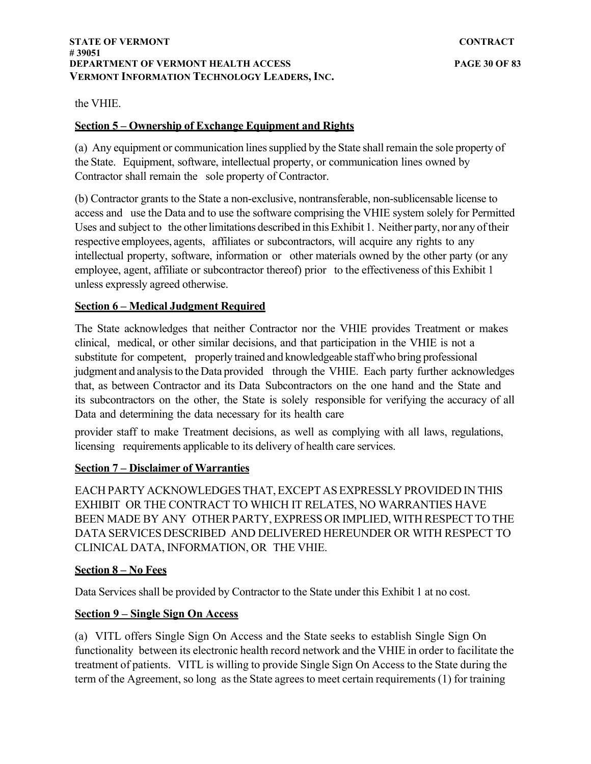the VHIE.

**Section 5 – Ownership of Exchange Equipment and Rights**

(a) Any equipment or communication lines supplied by the State shall remain the sole property of the State. Equipment, software, intellectual property, or communication lines owned by Contractor shall remain the sole property of Contractor.

(b) Contractor grants to the State a non-exclusive, nontransferable, non-sublicensable license to access and use the Data and to use the software comprising the VHIE system solely for Permitted Uses and subject to the other limitations described in this Exhibit 1. Neither party, nor any of their respective employees, agents, affiliates or subcontractors, will acquire any rights to any intellectual property, software, information or other materials owned by the other party (or any employee, agent, affiliate or subcontractor thereof) prior to the effectiveness of this Exhibit 1 unless expressly agreed otherwise.

**Section 6 – Medical Judgment Required**

The State acknowledges that neither Contractor nor the VHIE provides Treatment or makes clinical, medical, or other similar decisions, and that participation in the VHIE is not a substitute for competent, properly trained and knowledgeable staff who bring professional judgment and analysis to the Data provided through the VHIE. Each party further acknowledges that, as between Contractor and its Data Subcontractors on the one hand and the State and its subcontractors on the other, the State is solely responsible for verifying the accuracy of all Data and determining the data necessary for its health care provider staff to make Treatment decisions, as well as complying with all laws, regulations, licensing requirements applicable to its delivery of health care services.

**Section 7 – Disclaimer of Warranties**

EACH PARTY ACKNOWLEDGES THAT, EXCEPT AS EXPRESSLY PROVIDED IN THIS EXHIBIT OR THE CONTRACT TO WHICH IT RELATES, NO WARRANTIES HAVE BEEN MADE BY ANY OTHER PARTY, EXPRESS OR IMPLIED, WITH RESPECT TO THE DATA SERVICES DESCRIBED AND DELIVERED HEREUNDER OR WITH RESPECT TO CLINICAL DATA, INFORMATION, OR THE VHIE.

**Section 8 – No Fees**

Data Services shall be provided by Contractor to the State under this Exhibit 1 at no cost.

**Section 9 – Single Sign On Access**

(a) VITL offers Single Sign On Access and the State seeks to establish Single Sign On functionality between its electronic health record network and the VHIE in order to facilitate the treatment of patients. VITL is willing to provide Single Sign On Access to the State during the term of the Agreement, so long as the State agrees to meet certain requirements (1) for training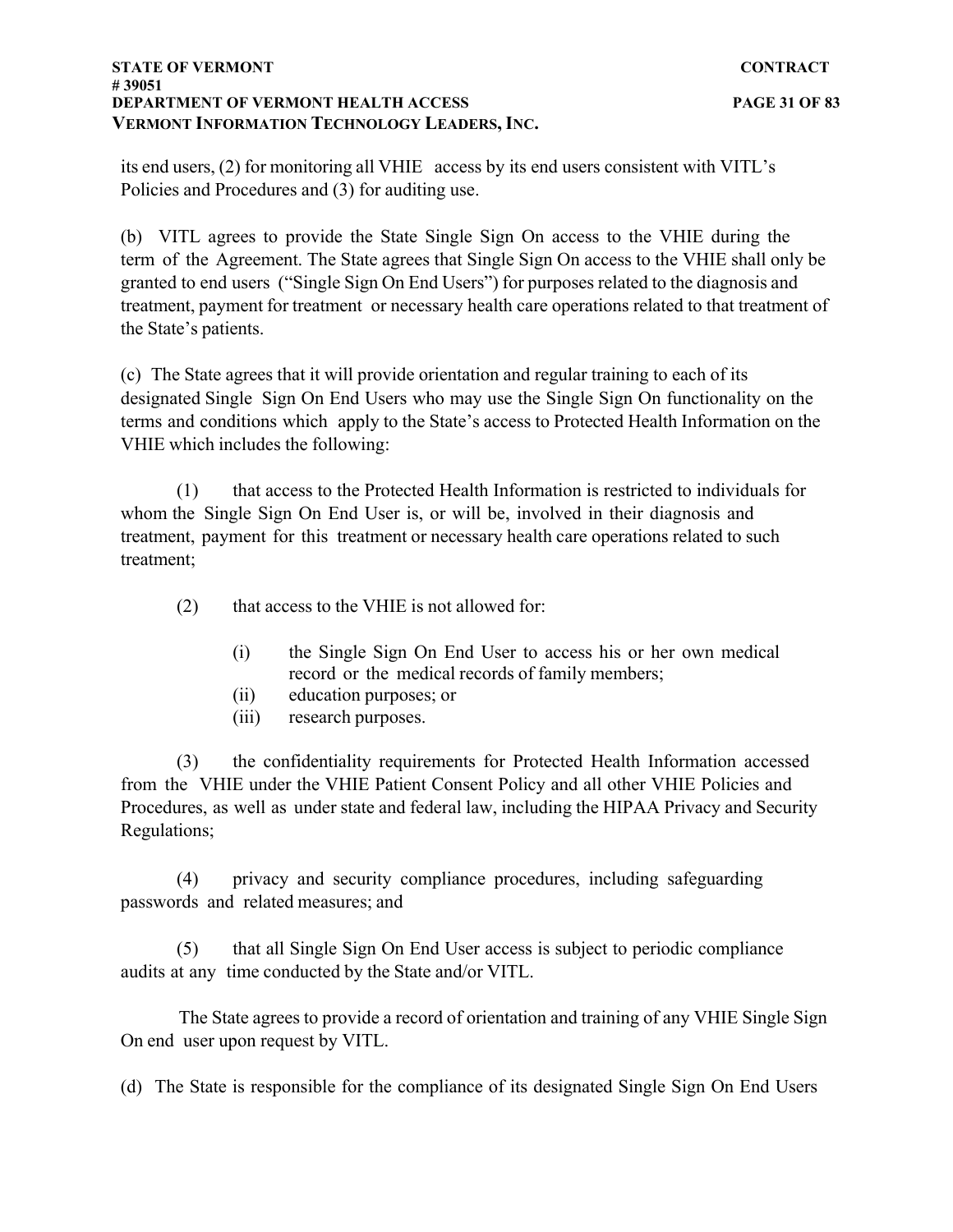its end users, (2) for monitoring all VHIE access by its end users consistent with VITL's Policies and Procedures and (3) for auditing use.

(b) VITL agrees to provide the State Single Sign On access to the VHIE during the term of the Agreement. The State agrees that Single Sign On access to the VHIE shall only be granted to end users ("Single Sign On End Users") for purposes related to the diagnosis and treatment, payment for treatment or necessary health care operations related to that treatment of the State's patients.

(c) The State agrees that it will provide orientation and regular training to each of its designated Single Sign On End Users who may use the Single Sign On functionality on the terms and conditions which apply to the State's access to Protected Health Information on the VHIE which includes the following:

(1) that access to the Protected Health Information is restricted to individuals for whom the Single Sign On End User is, or will be, involved in their diagnosis and treatment, payment for this treatment or necessary health care operations related to such treatment;

(2) that access to the VHIE is not allowed for:

- (i) the Single Sign On End User to access his or her own medical record or the medical records of family members;
- (ii) education purposes; or
- (iii) research purposes.

(3) the confidentiality requirements for Protected Health Information accessed from the VHIE under the VHIE Patient Consent Policy and all other VHIE Policies and Procedures, as well as under state and federal law, including the HIPAA Privacy and Security Regulations;

(4) privacy and security compliance procedures, including safeguarding passwords and related measures; and

(5) that all Single Sign On End User access is subject to periodic compliance audits at any time conducted by the State and/or VITL.

The State agrees to provide a record of orientation and training of any VHIE Single Sign On end user upon request by VITL.

(d) The State is responsible for the compliance of its designated Single Sign On End Users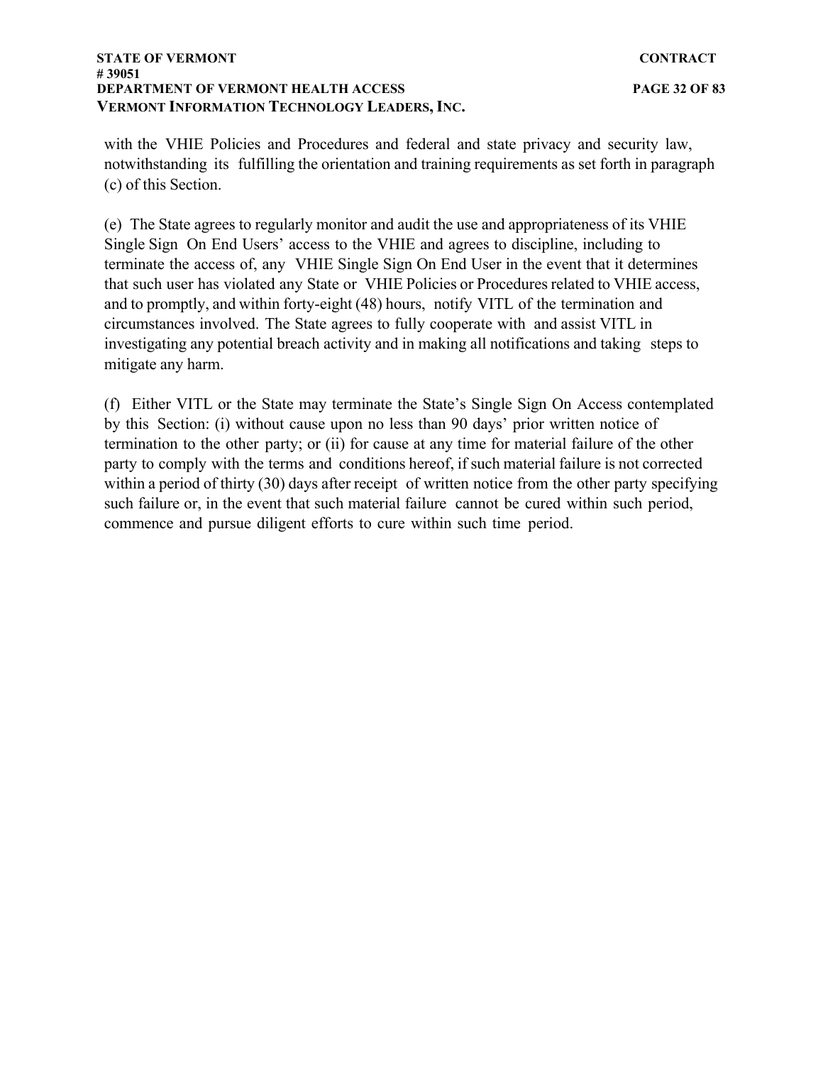with the VHIE Policies and Procedures and federal and state privacy and security law, notwithstanding its fulfilling the orientation and training requirements as set forth in paragraph (c) of this Section.

(e) The State agrees to regularly monitor and audit the use and appropriateness of its VHIE Single Sign On End Users' access to the VHIE and agrees to discipline, including to terminate the access of, any VHIE Single Sign On End User in the event that it determines that such user has violated any State or VHIE Policies or Procedures related to VHIE access, and to promptly, and within forty-eight (48) hours, notify VITL of the termination and circumstances involved. The State agrees to fully cooperate with and assist VITL in investigating any potential breach activity and in making all notifications and taking steps to mitigate any harm.

(f) Either VITL or the State may terminate the State's Single Sign On Access contemplated by this Section: (i) without cause upon no less than 90 days' prior written notice of termination to the other party; or (ii) for cause at any time for material failure of the other party to comply with the terms and conditions hereof, if such material failure is not corrected within a period of thirty (30) days after receipt of written notice from the other party specifying such failure or, in the event that such material failure cannot be cured within such period, commence and pursue diligent efforts to cure within such time period.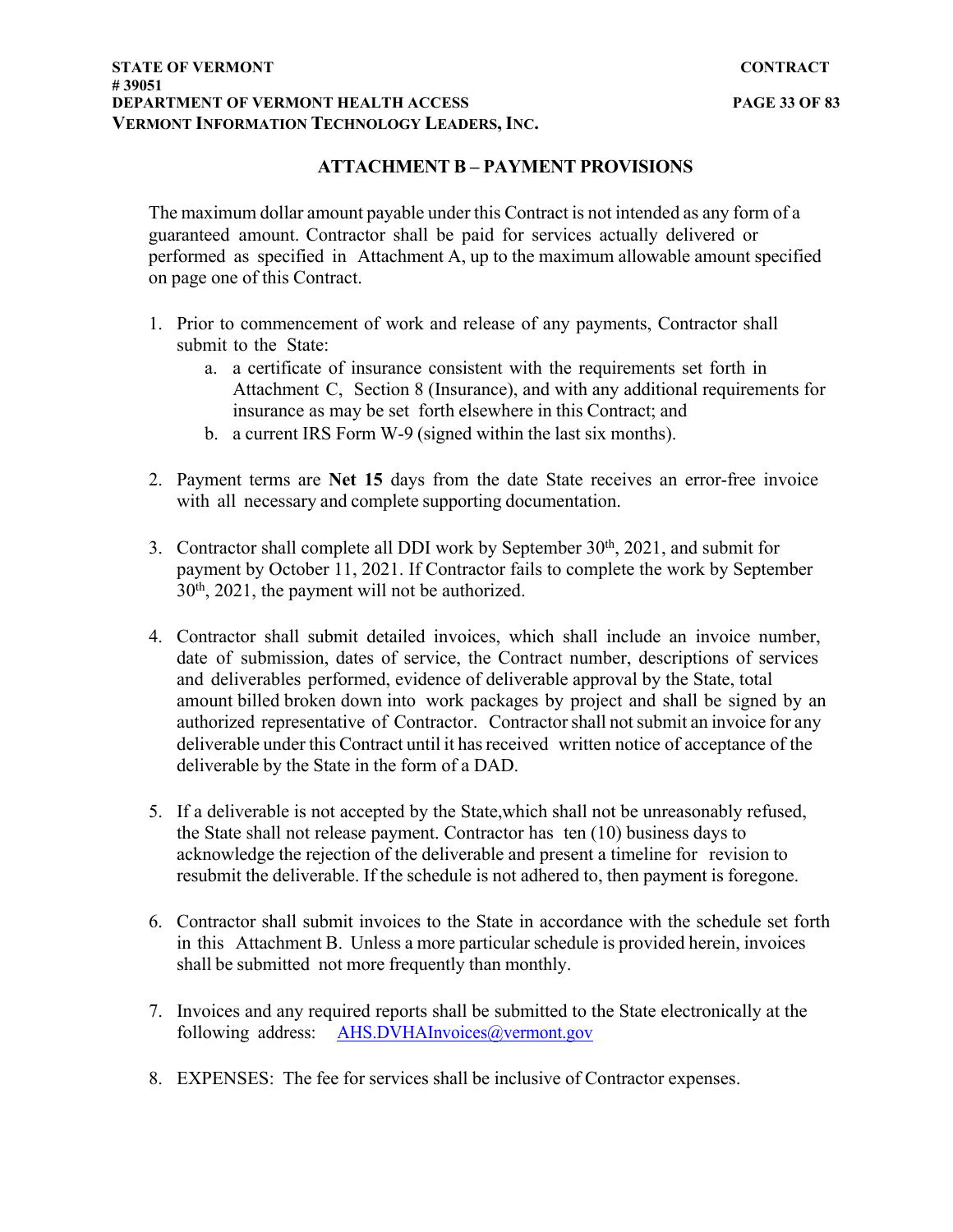## ATTACHMENT B – PAYMENT PROVISIONS

The maximum dollar amount payable under this Contract is not intended as any form of a guaranteed amount. Contractor shall be paid for services actually delivered or performed as specified in Attachment A, up to the maximum allowable amount specified on page one of this Contract.

1. Prior to commencement of work and release of any payments, Contractor shall submit to the State:
   a. a certificate of insurance consistent with the requirements set forth in Attachment C, Section 8 (Insurance), and with any additional requirements for insurance as may be set forth elsewhere in this Contract; and
   b. a current IRS Form W-9 (signed within the last six months).

2. Payment terms are **Net 15** days from the date State receives an error-free invoice with all necessary and complete supporting documentation.

3. Contractor shall complete all DDI work by September 30th, 2021, and submit for payment by October 11, 2021. If Contractor fails to complete the work by September 30th, 2021, the payment will not be authorized.

4. Contractor shall submit detailed invoices, which shall include an invoice number, date of submission, dates of service, the Contract number, descriptions of services and deliverables performed, evidence of deliverable approval by the State, total amount billed broken down into work packages by project and shall be signed by an authorized representative of Contractor. Contractor shall not submit an invoice for any deliverable under this Contract until it has received written notice of acceptance of the deliverable by the State in the form of a DAD.

5. If a deliverable is not accepted by the State,which shall not be unreasonably refused, the State shall not release payment. Contractor has ten (10) business days to acknowledge the rejection of the deliverable and present a timeline for revision to resubmit the deliverable. If the schedule is not adhered to, then payment is foregone.

6. Contractor shall submit invoices to the State in accordance with the schedule set forth in this Attachment B. Unless a more particular schedule is provided herein, invoices shall be submitted not more frequently than monthly.

7. Invoices and any required reports shall be submitted to the State electronically at the following address: AHS.DVHAInvoices@vermont.gov

8. EXPENSES: The fee for services shall be inclusive of Contractor expenses.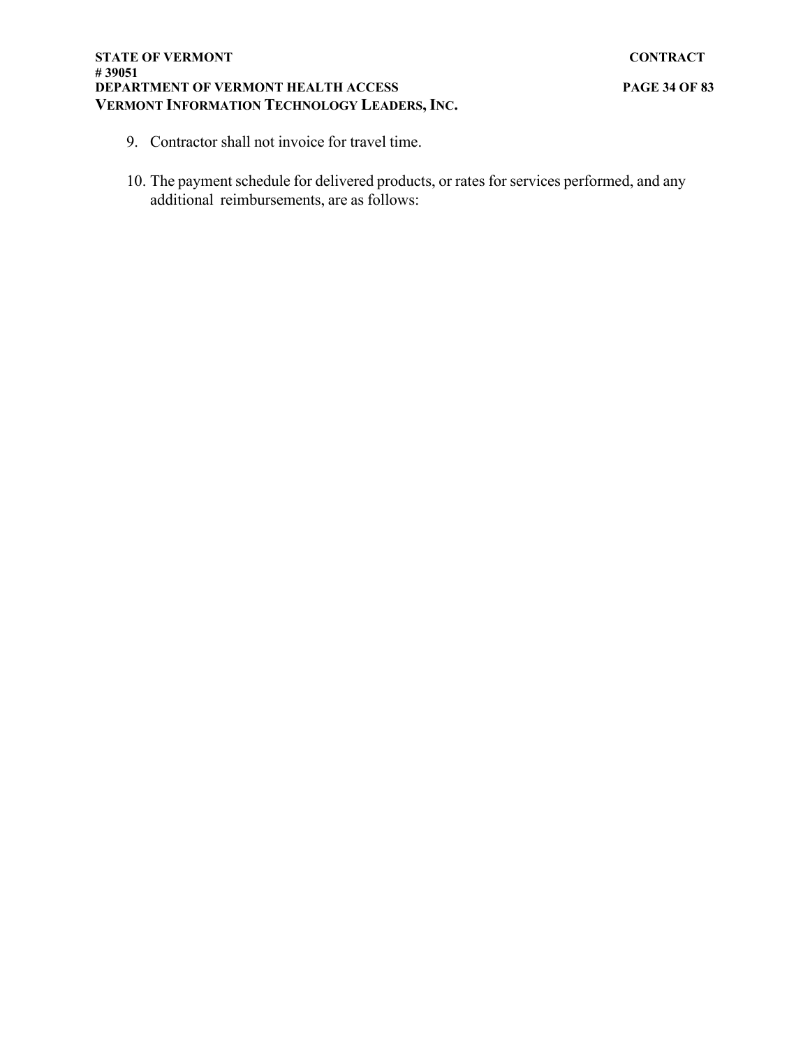9. Contractor shall not invoice for travel time.

10. The payment schedule for delivered products, or rates for services performed, and any additional reimbursements, are as follows: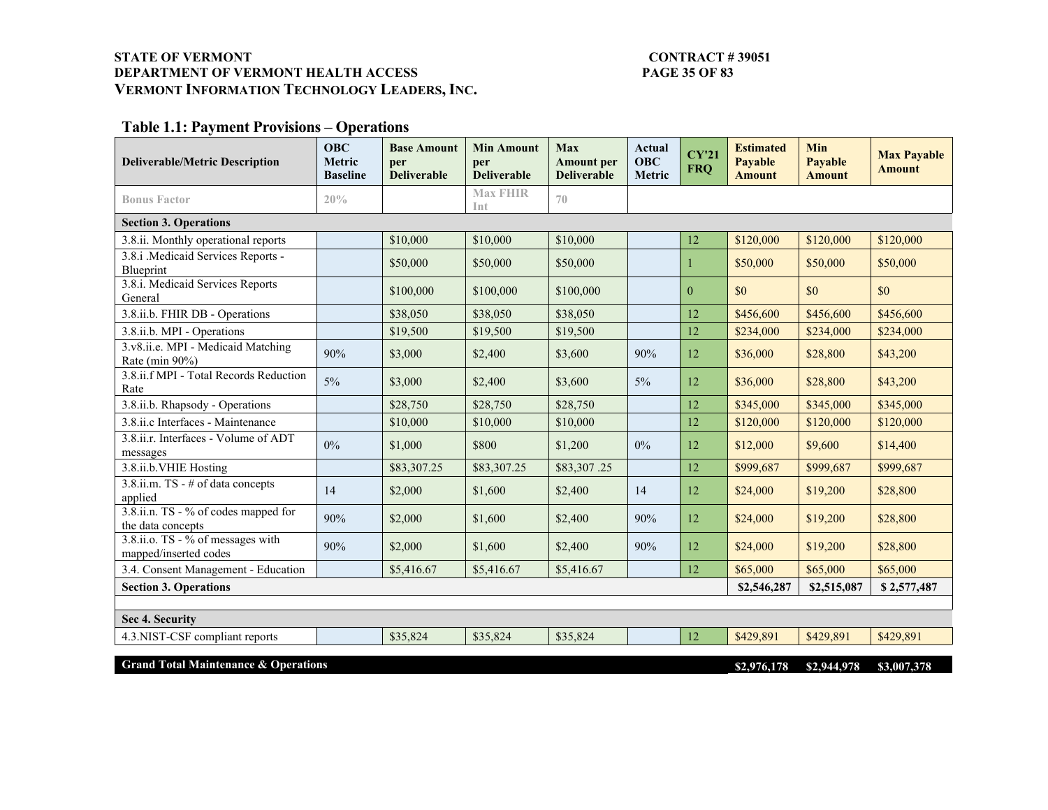## Table 1.1: Payment Provisions – Operations

| Deliverable/Metric Description | OBC Metric Baseline | Base Amount per Deliverable | Min Amount per Deliverable | Max Amount per Deliverable | Actual OBC Metric | CY'21 FRQ | Estimated Payable Amount | Min Payable Amount | Max Payable Amount |
|---|---|---|---|---|---|---|---|---|---|
| Bonus Factor | 20% | | Max FHIR Int | 70 | | | | | |
| **Section 3. Operations** | | | | | | | | | |
| 3.8.ii. Monthly operational reports | | $10,000 | $10,000 | $10,000 | | 12 | $120,000 | $120,000 | $120,000 |
| 3.8.i .Medicaid Services Reports - Blueprint | | $50,000 | $50,000 | $50,000 | | 1 | $50,000 | $50,000 | $50,000 |
| 3.8.i. Medicaid Services Reports General | | $100,000 | $100,000 | $100,000 | | 0 | $0 | $0 | $0 |
| 3.8.ii.b. FHIR DB - Operations | | $38,050 | $38,050 | $38,050 | | 12 | $456,600 | $456,600 | $456,600 |
| 3.8.ii.b. MPI - Operations | | $19,500 | $19,500 | $19,500 | | 12 | $234,000 | $234,000 | $234,000 |
| 3.v8.ii.e. MPI - Medicaid Matching Rate (min 90%) | 90% | $3,000 | $2,400 | $3,600 | 90% | 12 | $36,000 | $28,800 | $43,200 |
| 3.8.ii.f MPI - Total Records Reduction Rate | 5% | $3,000 | $2,400 | $3,600 | 5% | 12 | $36,000 | $28,800 | $43,200 |
| 3.8.ii.b. Rhapsody - Operations | | $28,750 | $28,750 | $28,750 | | 12 | $345,000 | $345,000 | $345,000 |
| 3.8.ii.c Interfaces - Maintenance | | $10,000 | $10,000 | $10,000 | | 12 | $120,000 | $120,000 | $120,000 |
| 3.8.ii.r. Interfaces - Volume of ADT messages | 0% | $1,000 | $800 | $1,200 | 0% | 12 | $12,000 | $9,600 | $14,400 |
| 3.8.ii.b.VHIE Hosting | | $83,307.25 | $83,307.25 | $83,307 .25 | | 12 | $999,687 | $999,687 | $999,687 |
| 3.8.ii.m. TS - # of data concepts applied | 14 | $2,000 | $1,600 | $2,400 | 14 | 12 | $24,000 | $19,200 | $28,800 |
| 3.8.ii.n. TS - % of codes mapped for the data concepts | 90% | $2,000 | $1,600 | $2,400 | 90% | 12 | $24,000 | $19,200 | $28,800 |
| 3.8.ii.o. TS - % of messages with mapped/inserted codes | 90% | $2,000 | $1,600 | $2,400 | 90% | 12 | $24,000 | $19,200 | $28,800 |
| 3.4. Consent Management - Education | | $5,416.67 | $5,416.67 | $5,416.67 | | 12 | $65,000 | $65,000 | $65,000 |
| **Section 3. Operations** | | | | | | | **$2,546,287** | **$2,515,087** | **$ 2,577,487** |
| | | | | | | | | | |
| **Sec 4. Security** | | | | | | | | | |
| 4.3.NIST-CSF compliant reports | | $35,824 | $35,824 | $35,824 | | 12 | $429,891 | $429,891 | $429,891 |
| **Grand Total Maintenance & Operations** | | | | | | | **$2,976,178** | **$2,944,978** | **$3,007,378** |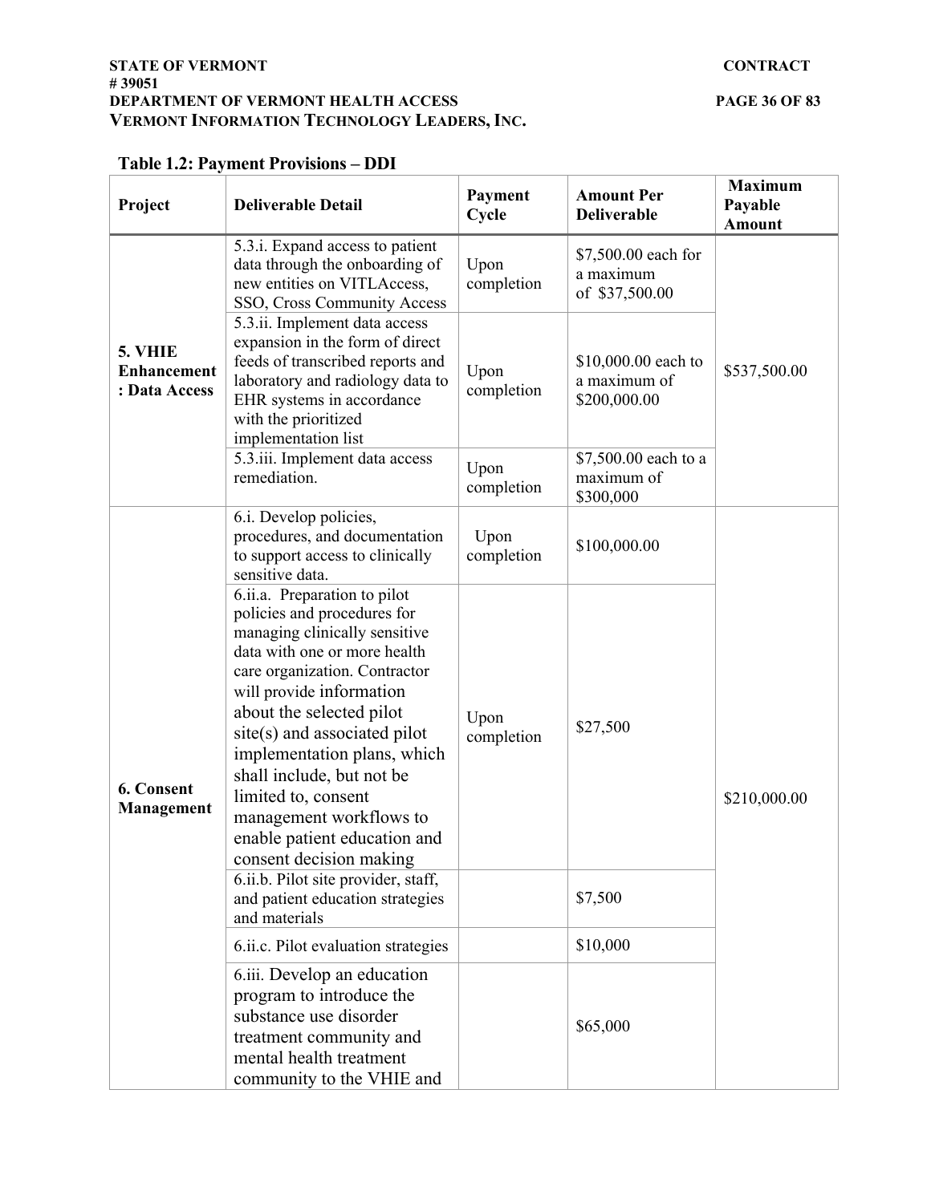**Table 1.2: Payment Provisions – DDI**

| Project | Deliverable Detail | Payment Cycle | Amount Per Deliverable | Maximum Payable Amount |
|---|---|---|---|---|
| 5. VHIE Enhancement : Data Access | 5.3.i. Expand access to patient data through the onboarding of new entities on VITLAccess, SSO, Cross Community Access | Upon completion | $7,500.00 each for a maximum of $37,500.00 | $537,500.00 |
| | 5.3.ii. Implement data access expansion in the form of direct feeds of transcribed reports and laboratory and radiology data to EHR systems in accordance with the prioritized implementation list | Upon completion | $10,000.00 each to a maximum of $200,000.00 | |
| | 5.3.iii. Implement data access remediation. | Upon completion | $7,500.00 each to a maximum of $300,000 | |
| 6. Consent Management | 6.i. Develop policies, procedures, and documentation to support access to clinically sensitive data. | Upon completion | $100,000.00 | $210,000.00 |
| | 6.ii.a. Preparation to pilot policies and procedures for managing clinically sensitive data with one or more health care organization. Contractor will provide information about the selected pilot site(s) and associated pilot implementation plans, which shall include, but not be limited to, consent management workflows to enable patient education and consent decision making | Upon completion | $27,500 | |
| | 6.ii.b. Pilot site provider, staff, and patient education strategies and materials | | $7,500 | |
| | 6.ii.c. Pilot evaluation strategies | | $10,000 | |
| | 6.iii. Develop an education program to introduce the substance use disorder treatment community and mental health treatment community to the VHIE and | | $65,000 | |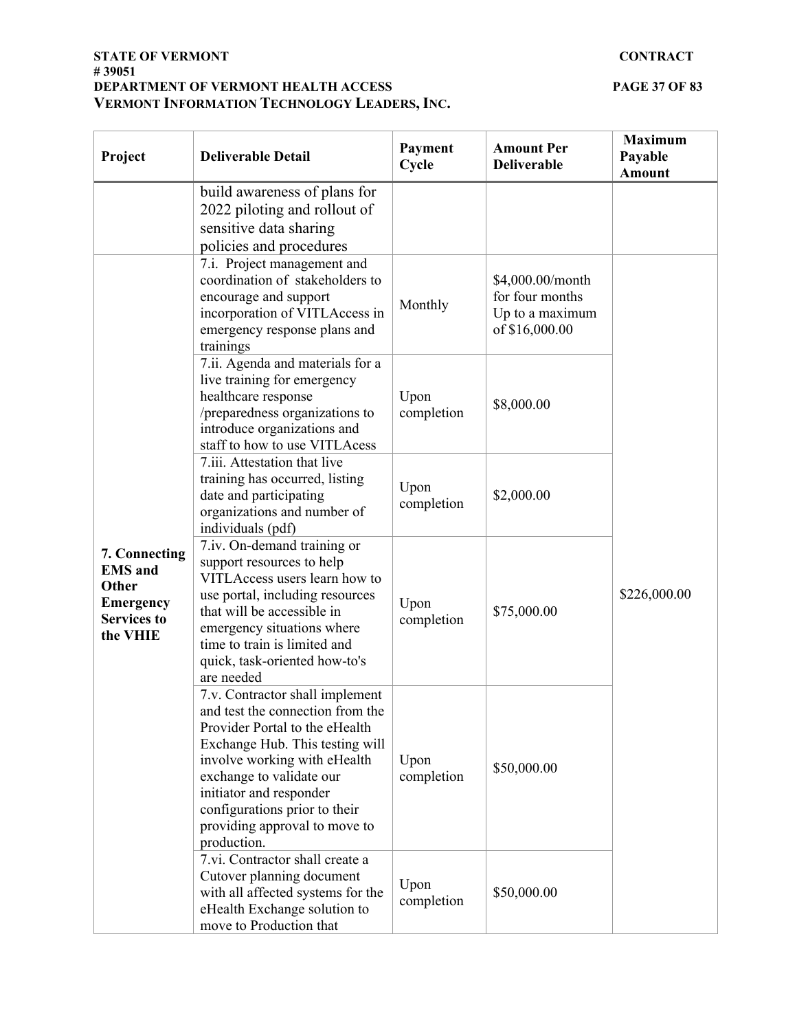| Project | Deliverable Detail | Payment Cycle | Amount Per Deliverable | Maximum Payable Amount |
|---|---|---|---|---|
| | build awareness of plans for 2022 piloting and rollout of sensitive data sharing policies and procedures | | | |
| 7. Connecting EMS and Other Emergency Services to the VHIE | 7.i. Project management and coordination of stakeholders to encourage and support incorporation of VITLAccess in emergency response plans and trainings | Monthly | $4,000.00/month for four months Up to a maximum of $16,000.00 | $226,000.00 |
| | 7.ii. Agenda and materials for a live training for emergency healthcare response /preparedness organizations to introduce organizations and staff to how to use VITLAcess | Upon completion | $8,000.00 | |
| | 7.iii. Attestation that live training has occurred, listing date and participating organizations and number of individuals (pdf) | Upon completion | $2,000.00 | |
| | 7.iv. On-demand training or support resources to help VITLAccess users learn how to use portal, including resources that will be accessible in emergency situations where time to train is limited and quick, task-oriented how-to's are needed | Upon completion | $75,000.00 | |
| | 7.v. Contractor shall implement and test the connection from the Provider Portal to the eHealth Exchange Hub. This testing will involve working with eHealth exchange to validate our initiator and responder configurations prior to their providing approval to move to production. | Upon completion | $50,000.00 | |
| | 7.vi. Contractor shall create a Cutover planning document with all affected systems for the eHealth Exchange solution to move to Production that | Upon completion | $50,000.00 | |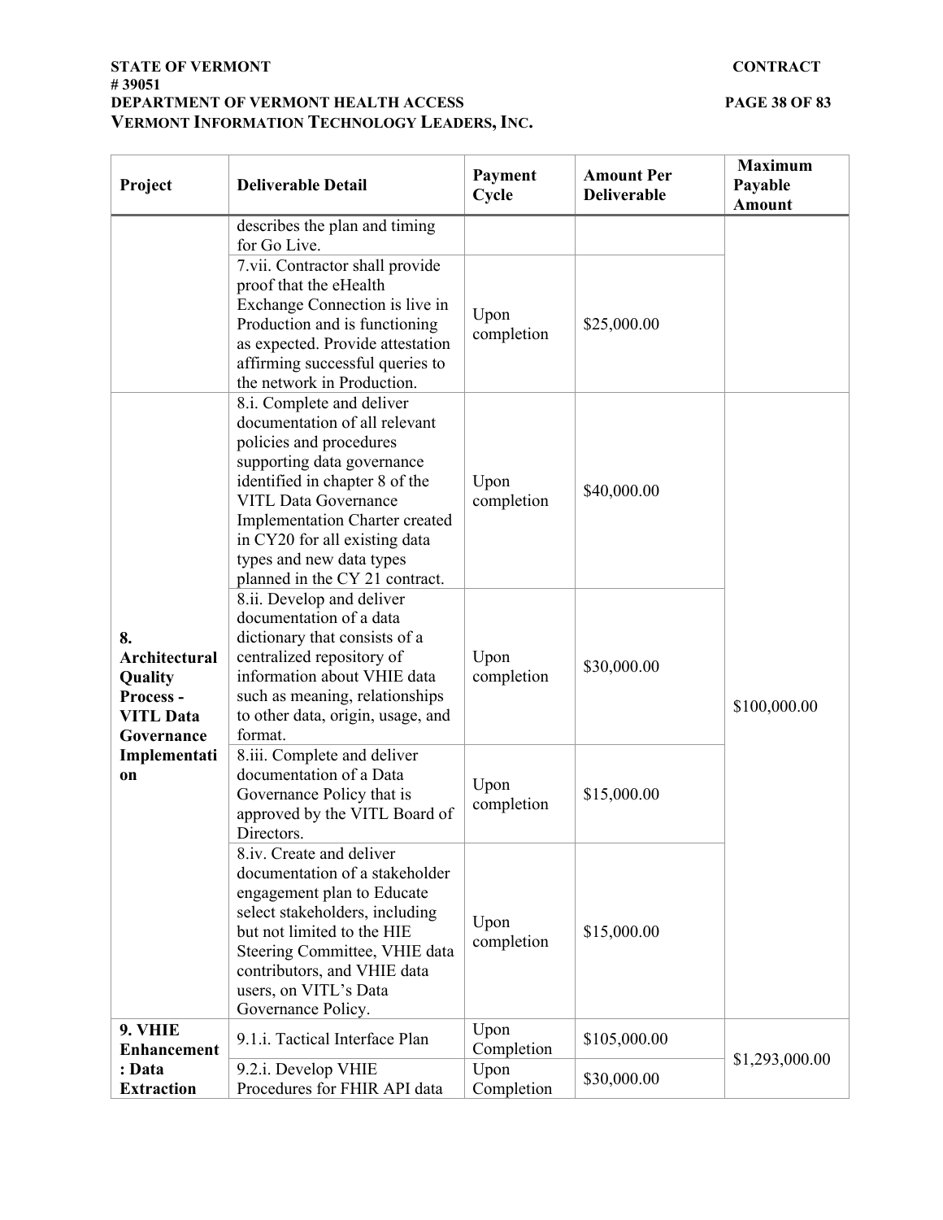| Project | Deliverable Detail | Payment Cycle | Amount Per Deliverable | Maximum Payable Amount |
|---|---|---|---|---|
| | describes the plan and timing for Go Live. | | | |
| | 7.vii. Contractor shall provide proof that the eHealth Exchange Connection is live in Production and is functioning as expected. Provide attestation affirming successful queries to the network in Production. | Upon completion | $25,000.00 | |
| **8. Architectural Quality Process - VITL Data Governance Implementation** | 8.i. Complete and deliver documentation of all relevant policies and procedures supporting data governance identified in chapter 8 of the VITL Data Governance Implementation Charter created in CY20 for all existing data types and new data types planned in the CY 21 contract. | Upon completion | $40,000.00 | $100,000.00 |
| | 8.ii. Develop and deliver documentation of a data dictionary that consists of a centralized repository of information about VHIE data such as meaning, relationships to other data, origin, usage, and format. | Upon completion | $30,000.00 | |
| | 8.iii. Complete and deliver documentation of a Data Governance Policy that is approved by the VITL Board of Directors. | Upon completion | $15,000.00 | |
| | 8.iv. Create and deliver documentation of a stakeholder engagement plan to Educate select stakeholders, including but not limited to the HIE Steering Committee, VHIE data contributors, and VHIE data users, on VITL's Data Governance Policy. | Upon completion | $15,000.00 | |
| **9. VHIE Enhancement: Data Extraction** | 9.1.i. Tactical Interface Plan | Upon Completion | $105,000.00 | $1,293,000.00 |
| | 9.2.i. Develop VHIE Procedures for FHIR API data | Upon Completion | $30,000.00 | |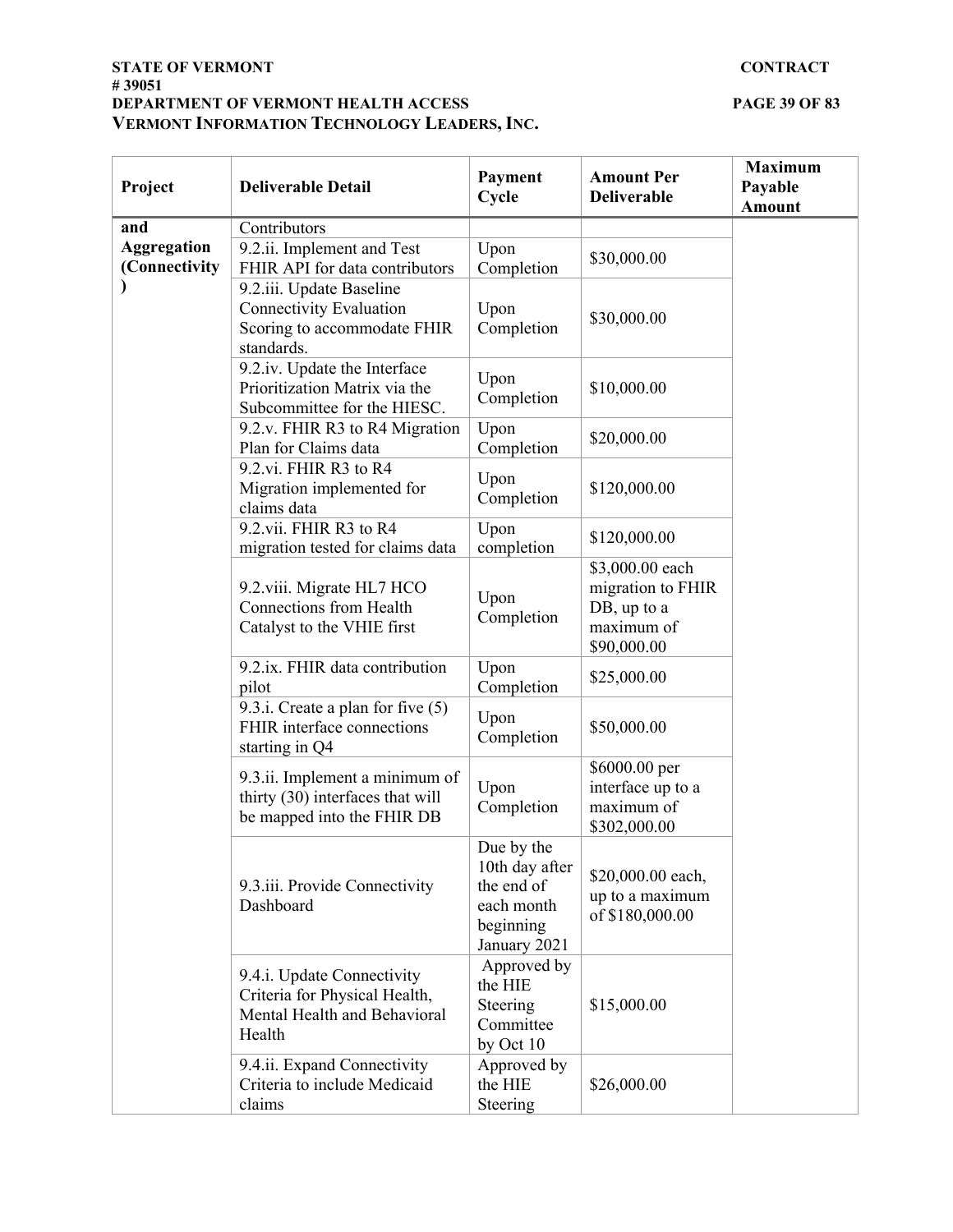| Project | Deliverable Detail | Payment Cycle | Amount Per Deliverable | Maximum Payable Amount |
|---|---|---|---|---|
| and Aggregation (Connectivity) | Contributors | | | |
| | 9.2.ii. Implement and Test FHIR API for data contributors | Upon Completion | $30,000.00 | |
| | 9.2.iii. Update Baseline Connectivity Evaluation Scoring to accommodate FHIR standards. | Upon Completion | $30,000.00 | |
| | 9.2.iv. Update the Interface Prioritization Matrix via the Subcommittee for the HIESC. | Upon Completion | $10,000.00 | |
| | 9.2.v. FHIR R3 to R4 Migration Plan for Claims data | Upon Completion | $20,000.00 | |
| | 9.2.vi. FHIR R3 to R4 Migration implemented for claims data | Upon Completion | $120,000.00 | |
| | 9.2.vii. FHIR R3 to R4 migration tested for claims data | Upon completion | $120,000.00 | |
| | 9.2.viii. Migrate HL7 HCO Connections from Health Catalyst to the VHIE first | Upon Completion | $3,000.00 each migration to FHIR DB, up to a maximum of $90,000.00 | |
| | 9.2.ix. FHIR data contribution pilot | Upon Completion | $25,000.00 | |
| | 9.3.i. Create a plan for five (5) FHIR interface connections starting in Q4 | Upon Completion | $50,000.00 | |
| | 9.3.ii. Implement a minimum of thirty (30) interfaces that will be mapped into the FHIR DB | Upon Completion | $6000.00 per interface up to a maximum of $302,000.00 | |
| | 9.3.iii. Provide Connectivity Dashboard | Due by the 10th day after the end of each month beginning January 2021 | $20,000.00 each, up to a maximum of $180,000.00 | |
| | 9.4.i. Update Connectivity Criteria for Physical Health, Mental Health and Behavioral Health | Approved by the HIE Steering Committee by Oct 10 | $15,000.00 | |
| | 9.4.ii. Expand Connectivity Criteria to include Medicaid claims | Approved by the HIE Steering | $26,000.00 | |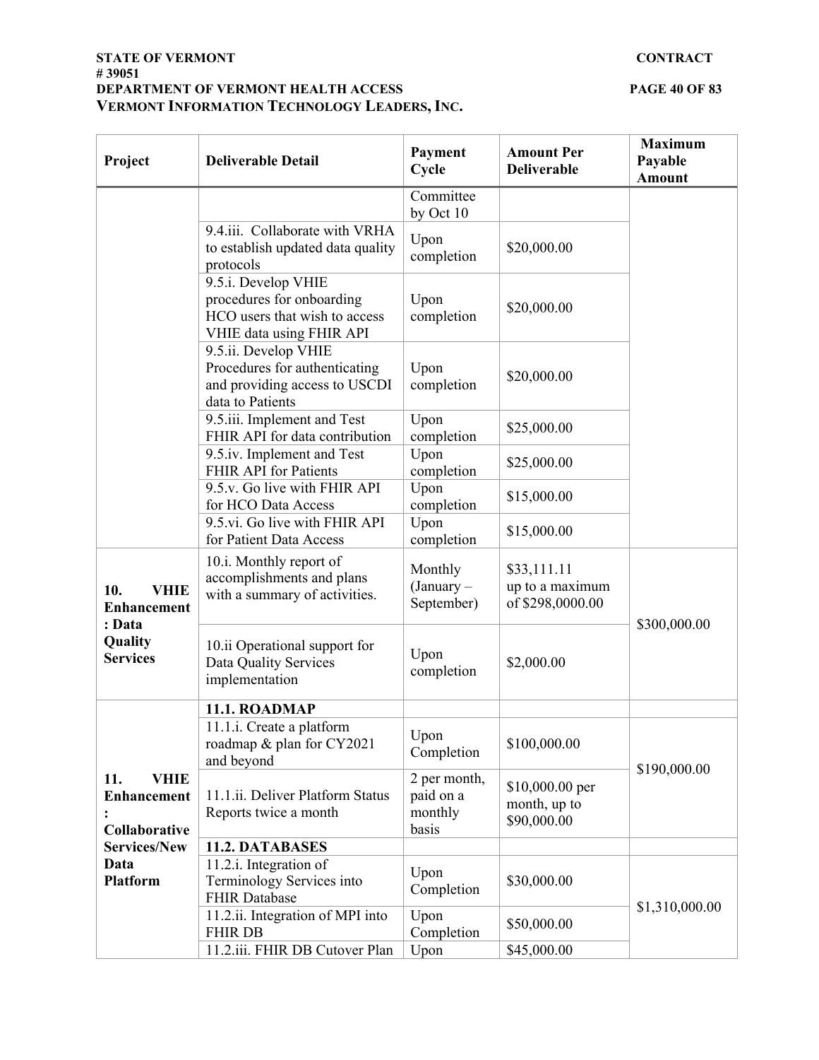| Project | Deliverable Detail | Payment Cycle | Amount Per Deliverable | Maximum Payable Amount |
|---|---|---|---|---|
| | | Committee by Oct 10 | | |
| | 9.4.iii. Collaborate with VRHA to establish updated data quality protocols | Upon completion | $20,000.00 | |
| | 9.5.i. Develop VHIE procedures for onboarding HCO users that wish to access VHIE data using FHIR API | Upon completion | $20,000.00 | |
| | 9.5.ii. Develop VHIE Procedures for authenticating and providing access to USCDI data to Patients | Upon completion | $20,000.00 | |
| | 9.5.iii. Implement and Test FHIR API for data contribution | Upon completion | $25,000.00 | |
| | 9.5.iv. Implement and Test FHIR API for Patients | Upon completion | $25,000.00 | |
| | 9.5.v. Go live with FHIR API for HCO Data Access | Upon completion | $15,000.00 | |
| | 9.5.vi. Go live with FHIR API for Patient Data Access | Upon completion | $15,000.00 | |
| **10. VHIE Enhancement: Data Quality Services** | 10.i. Monthly report of accomplishments and plans with a summary of activities. | Monthly (January – September) | $33,111.11 up to a maximum of $298,0000.00 | $300,000.00 |
| | 10.ii Operational support for Data Quality Services implementation | Upon completion | $2,000.00 | |
| **11. VHIE Enhancement: Collaborative Services/New Data Platform** | **11.1. ROADMAP** | | | |
| | 11.1.i. Create a platform roadmap & plan for CY2021 and beyond | Upon Completion | $100,000.00 | $190,000.00 |
| | 11.1.ii. Deliver Platform Status Reports twice a month | 2 per month, paid on a monthly basis | $10,000.00 per month, up to $90,000.00 | |
| | **11.2. DATABASES** | | | |
| | 11.2.i. Integration of Terminology Services into FHIR Database | Upon Completion | $30,000.00 | $1,310,000.00 |
| | 11.2.ii. Integration of MPI into FHIR DB | Upon Completion | $50,000.00 | |
| | 11.2.iii. FHIR DB Cutover Plan | Upon | $45,000.00 | |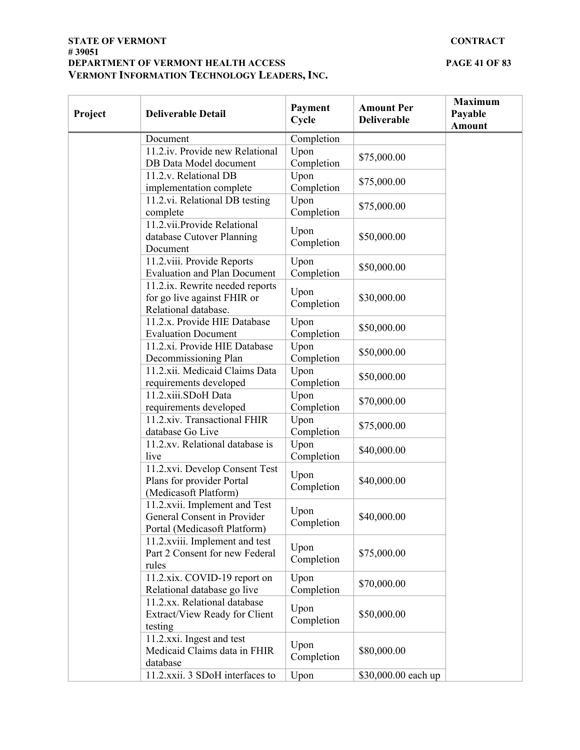| Project | Deliverable Detail | Payment Cycle | Amount Per Deliverable | Maximum Payable Amount |
|---|---|---|---|---|
| | Document | Completion | | |
| | 11.2.iv. Provide new Relational DB Data Model document | Upon Completion | $75,000.00 | |
| | 11.2.v. Relational DB implementation complete | Upon Completion | $75,000.00 | |
| | 11.2.vi. Relational DB testing complete | Upon Completion | $75,000.00 | |
| | 11.2.vii.Provide Relational database Cutover Planning Document | Upon Completion | $50,000.00 | |
| | 11.2.viii. Provide Reports Evaluation and Plan Document | Upon Completion | $50,000.00 | |
| | 11.2.ix. Rewrite needed reports for go live against FHIR or Relational database. | Upon Completion | $30,000.00 | |
| | 11.2.x. Provide HIE Database Evaluation Document | Upon Completion | $50,000.00 | |
| | 11.2.xi. Provide HIE Database Decommissioning Plan | Upon Completion | $50,000.00 | |
| | 11.2.xii. Medicaid Claims Data requirements developed | Upon Completion | $50,000.00 | |
| | 11.2.xiii.SDoH Data requirements developed | Upon Completion | $70,000.00 | |
| | 11.2.xiv. Transactional FHIR database Go Live | Upon Completion | $75,000.00 | |
| | 11.2.xv. Relational database is live | Upon Completion | $40,000.00 | |
| | 11.2.xvi. Develop Consent Test Plans for provider Portal (Medicasoft Platform) | Upon Completion | $40,000.00 | |
| | 11.2.xvii. Implement and Test General Consent in Provider Portal (Medicasoft Platform) | Upon Completion | $40,000.00 | |
| | 11.2.xviii. Implement and test Part 2 Consent for new Federal rules | Upon Completion | $75,000.00 | |
| | 11.2.xix. COVID-19 report on Relational database go live | Upon Completion | $70,000.00 | |
| | 11.2.xx. Relational database Extract/View Ready for Client testing | Upon Completion | $50,000.00 | |
| | 11.2.xxi. Ingest and test Medicaid Claims data in FHIR database | Upon Completion | $80,000.00 | |
| | 11.2.xxii. 3 SDoH interfaces to | Upon | $30,000.00 each up | |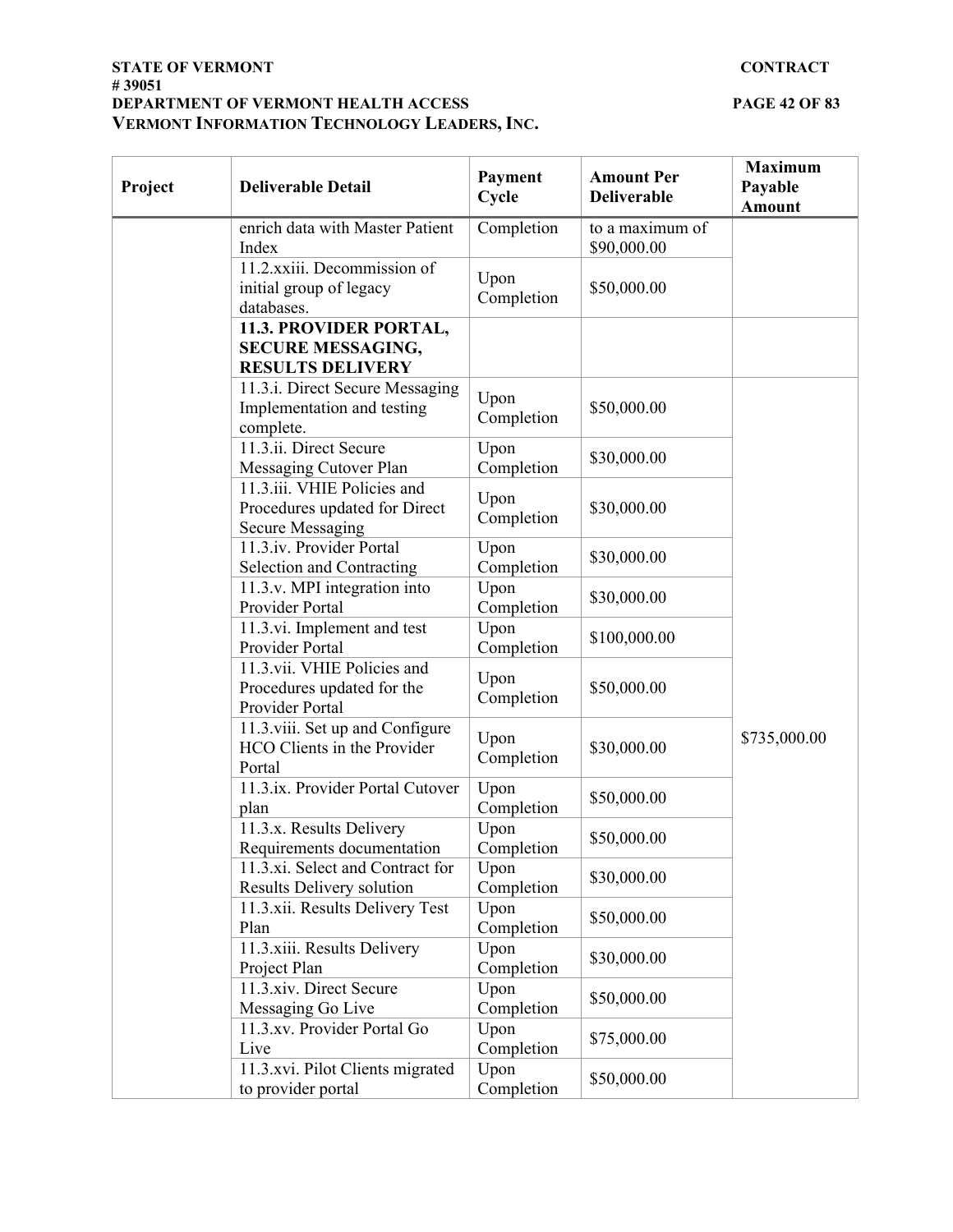| Project | Deliverable Detail | Payment Cycle | Amount Per Deliverable | Maximum Payable Amount |
|---|---|---|---|---|
| | enrich data with Master Patient Index | Completion | to a maximum of $90,000.00 | |
| | 11.2.xxiii. Decommission of initial group of legacy databases. | Upon Completion | $50,000.00 | |
| | **11.3. PROVIDER PORTAL, SECURE MESSAGING, RESULTS DELIVERY** | | | |
| | 11.3.i. Direct Secure Messaging Implementation and testing complete. | Upon Completion | $50,000.00 | $735,000.00 |
| | 11.3.ii. Direct Secure Messaging Cutover Plan | Upon Completion | $30,000.00 | |
| | 11.3.iii. VHIE Policies and Procedures updated for Direct Secure Messaging | Upon Completion | $30,000.00 | |
| | 11.3.iv. Provider Portal Selection and Contracting | Upon Completion | $30,000.00 | |
| | 11.3.v. MPI integration into Provider Portal | Upon Completion | $30,000.00 | |
| | 11.3.vi. Implement and test Provider Portal | Upon Completion | $100,000.00 | |
| | 11.3.vii. VHIE Policies and Procedures updated for the Provider Portal | Upon Completion | $50,000.00 | |
| | 11.3.viii. Set up and Configure HCO Clients in the Provider Portal | Upon Completion | $30,000.00 | |
| | 11.3.ix. Provider Portal Cutover plan | Upon Completion | $50,000.00 | |
| | 11.3.x. Results Delivery Requirements documentation | Upon Completion | $50,000.00 | |
| | 11.3.xi. Select and Contract for Results Delivery solution | Upon Completion | $30,000.00 | |
| | 11.3.xii. Results Delivery Test Plan | Upon Completion | $50,000.00 | |
| | 11.3.xiii. Results Delivery Project Plan | Upon Completion | $30,000.00 | |
| | 11.3.xiv. Direct Secure Messaging Go Live | Upon Completion | $50,000.00 | |
| | 11.3.xv. Provider Portal Go Live | Upon Completion | $75,000.00 | |
| | 11.3.xvi. Pilot Clients migrated to provider portal | Upon Completion | $50,000.00 | |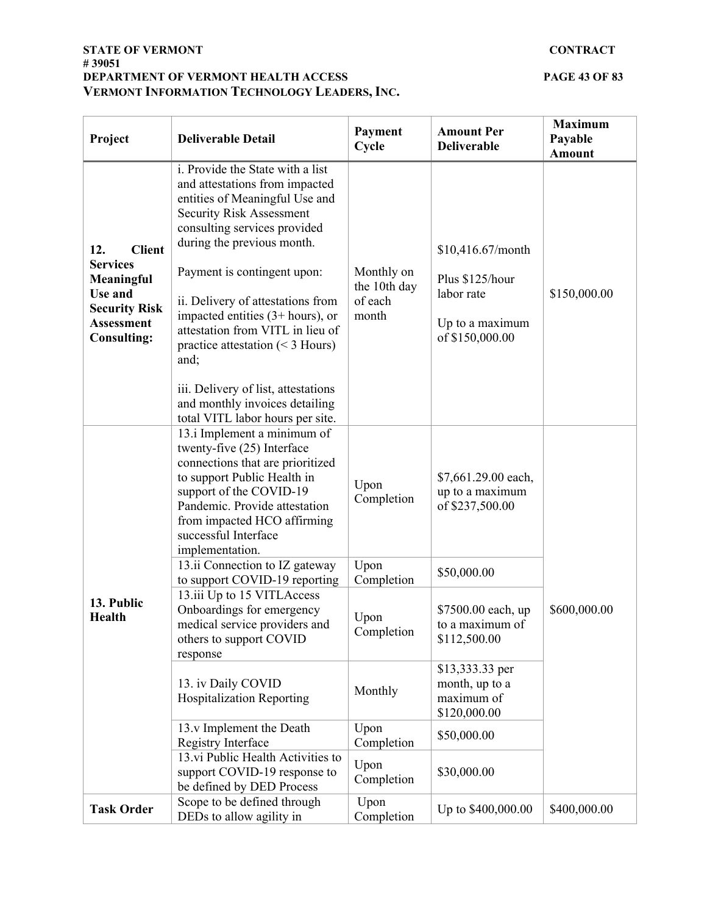| Project | Deliverable Detail | Payment Cycle | Amount Per Deliverable | Maximum Payable Amount |
|---|---|---|---|---|
| **12. Client Services Meaningful Use and Security Risk Assessment Consulting:** | i. Provide the State with a list and attestations from impacted entities of Meaningful Use and Security Risk Assessment consulting services provided during the previous month.<br><br>Payment is contingent upon:<br><br>ii. Delivery of attestations from impacted entities (3+ hours), or attestation from VITL in lieu of practice attestation (< 3 Hours) and;<br><br>iii. Delivery of list, attestations and monthly invoices detailing total VITL labor hours per site. | Monthly on the 10th day of each month | $10,416.67/month<br><br>Plus $125/hour labor rate<br><br>Up to a maximum of $150,000.00 | $150,000.00 |
| **13. Public Health** | 13.i Implement a minimum of twenty-five (25) Interface connections that are prioritized to support Public Health in support of the COVID-19 Pandemic. Provide attestation from impacted HCO affirming successful Interface implementation. | Upon Completion | $7,661.29.00 each, up to a maximum of $237,500.00 | $600,000.00 |
| | 13.ii Connection to IZ gateway to support COVID-19 reporting | Upon Completion | $50,000.00 | |
| | 13.iii Up to 15 VITLAccess Onboardings for emergency medical service providers and others to support COVID response | Upon Completion | $7500.00 each, up to a maximum of $112,500.00 | |
| | 13. iv Daily COVID Hospitalization Reporting | Monthly | $13,333.33 per month, up to a maximum of $120,000.00 | |
| | 13.v Implement the Death Registry Interface | Upon Completion | $50,000.00 | |
| | 13.vi Public Health Activities to support COVID-19 response to be defined by DED Process | Upon Completion | $30,000.00 | |
| **Task Order** | Scope to be defined through DEDs to allow agility in | Upon Completion | Up to $400,000.00 | $400,000.00 |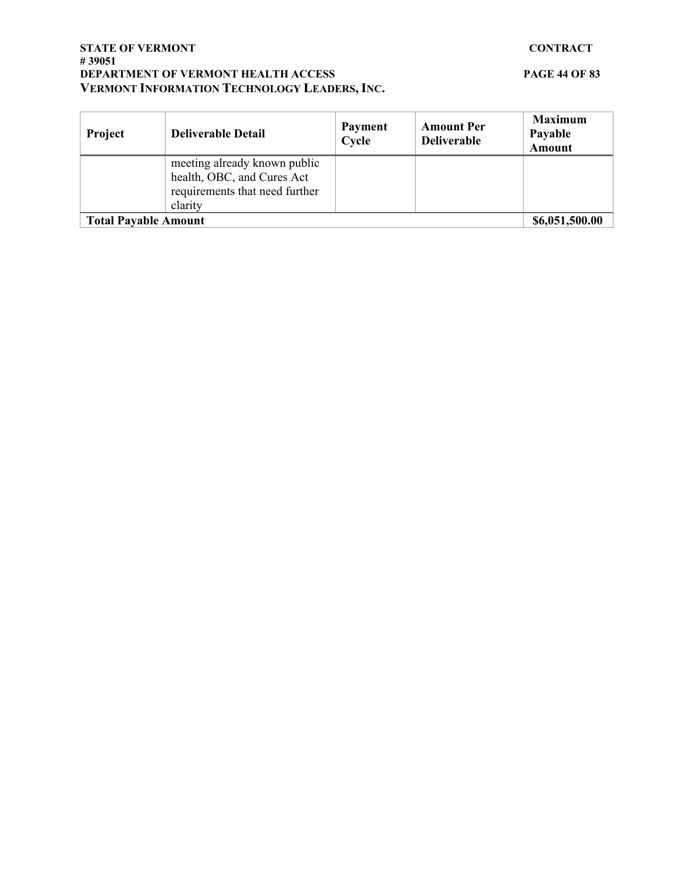| Project | Deliverable Detail | Payment Cycle | Amount Per Deliverable | Maximum Payable Amount |
|---|---|---|---|---|
| | meeting already known public health, OBC, and Cures Act requirements that need further clarity | | | |
| **Total Payable Amount** | | | | **$6,051,500.00** |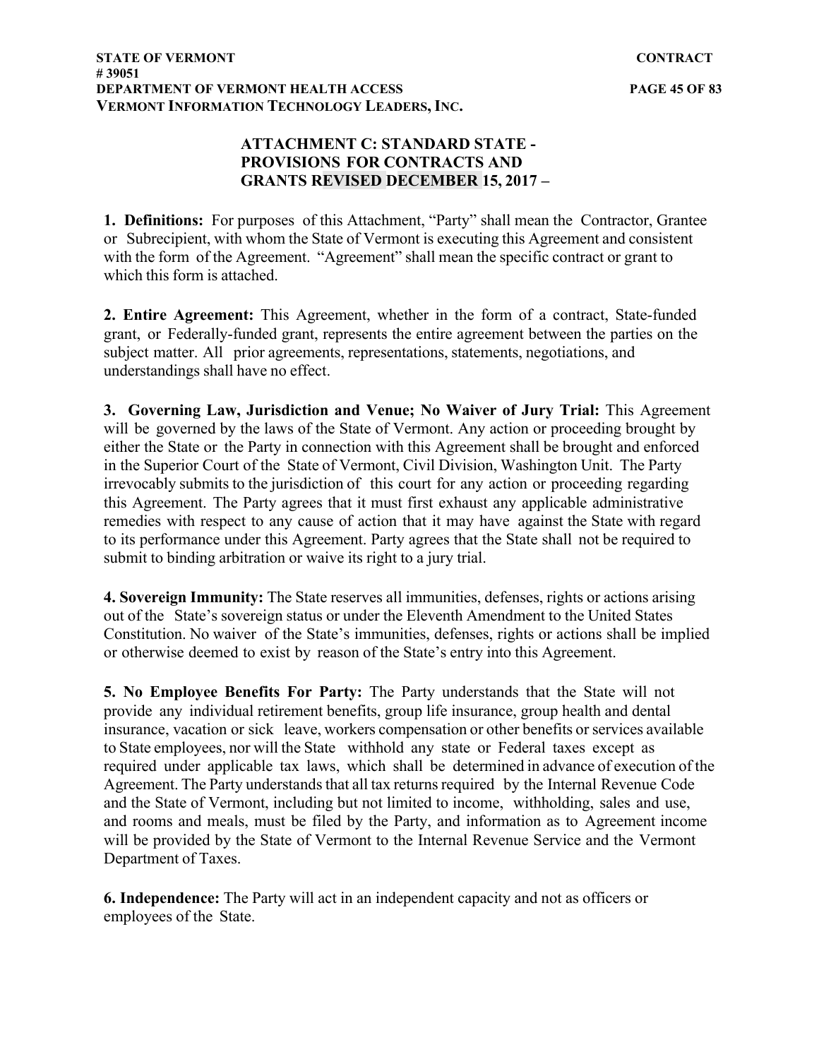## ATTACHMENT C: STANDARD STATE - PROVISIONS FOR CONTRACTS AND GRANTS REVISED DECEMBER 15, 2017 –

**1. Definitions:** For purposes of this Attachment, "Party" shall mean the Contractor, Grantee or Subrecipient, with whom the State of Vermont is executing this Agreement and consistent with the form of the Agreement. "Agreement" shall mean the specific contract or grant to which this form is attached.

**2. Entire Agreement:** This Agreement, whether in the form of a contract, State-funded grant, or Federally-funded grant, represents the entire agreement between the parties on the subject matter. All prior agreements, representations, statements, negotiations, and understandings shall have no effect.

**3. Governing Law, Jurisdiction and Venue; No Waiver of Jury Trial:** This Agreement will be governed by the laws of the State of Vermont. Any action or proceeding brought by either the State or the Party in connection with this Agreement shall be brought and enforced in the Superior Court of the State of Vermont, Civil Division, Washington Unit. The Party irrevocably submits to the jurisdiction of this court for any action or proceeding regarding this Agreement. The Party agrees that it must first exhaust any applicable administrative remedies with respect to any cause of action that it may have against the State with regard to its performance under this Agreement. Party agrees that the State shall not be required to submit to binding arbitration or waive its right to a jury trial.

**4. Sovereign Immunity:** The State reserves all immunities, defenses, rights or actions arising out of the State's sovereign status or under the Eleventh Amendment to the United States Constitution. No waiver of the State's immunities, defenses, rights or actions shall be implied or otherwise deemed to exist by reason of the State's entry into this Agreement.

**5. No Employee Benefits For Party:** The Party understands that the State will not provide any individual retirement benefits, group life insurance, group health and dental insurance, vacation or sick leave, workers compensation or other benefits or services available to State employees, nor will the State withhold any state or Federal taxes except as required under applicable tax laws, which shall be determined in advance of execution of the Agreement. The Party understands that all tax returns required by the Internal Revenue Code and the State of Vermont, including but not limited to income, withholding, sales and use, and rooms and meals, must be filed by the Party, and information as to Agreement income will be provided by the State of Vermont to the Internal Revenue Service and the Vermont Department of Taxes.

**6. Independence:** The Party will act in an independent capacity and not as officers or employees of the State.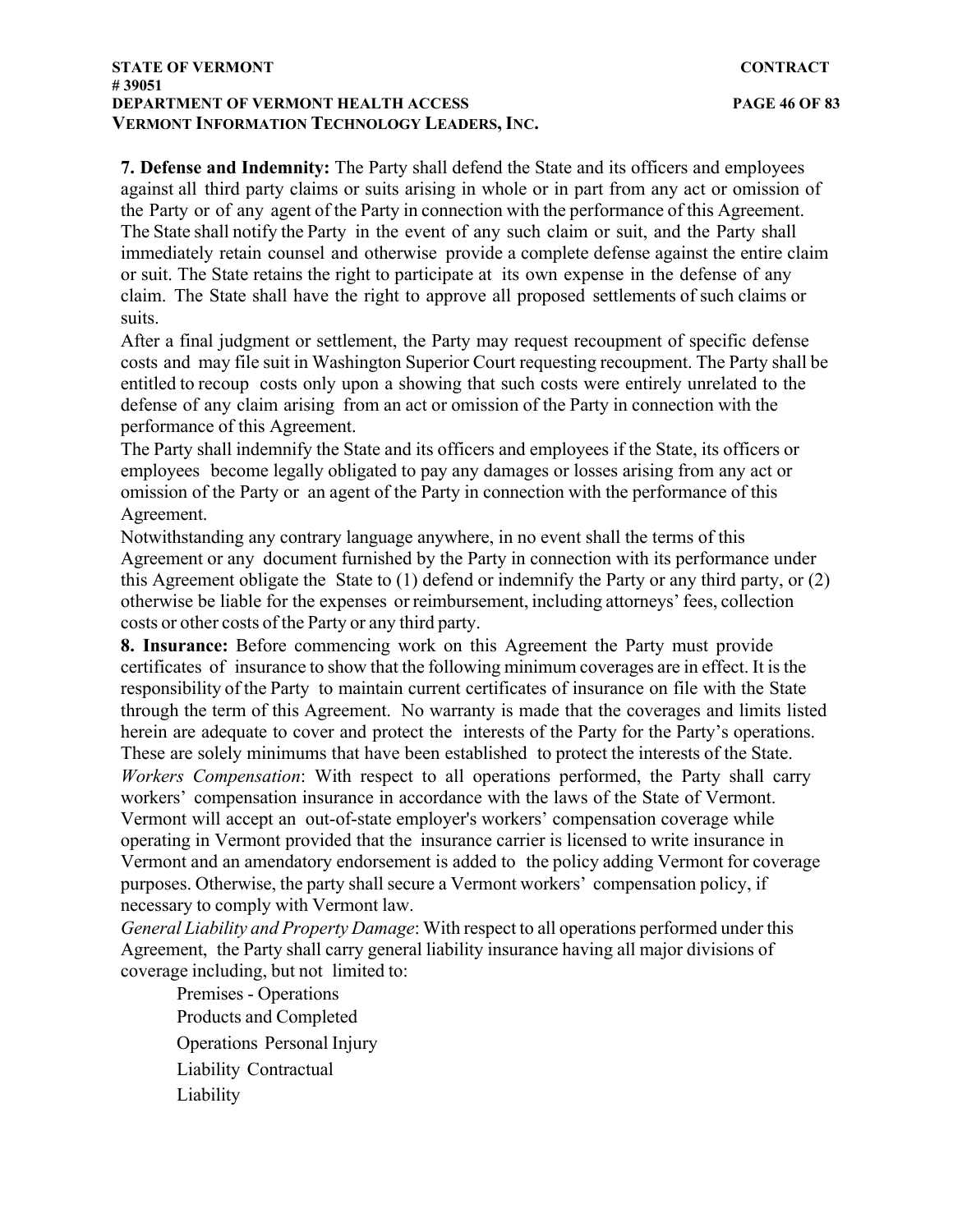**7. Defense and Indemnity:** The Party shall defend the State and its officers and employees against all third party claims or suits arising in whole or in part from any act or omission of the Party or of any agent of the Party in connection with the performance of this Agreement. The State shall notify the Party in the event of any such claim or suit, and the Party shall immediately retain counsel and otherwise provide a complete defense against the entire claim or suit. The State retains the right to participate at its own expense in the defense of any claim. The State shall have the right to approve all proposed settlements of such claims or suits.

After a final judgment or settlement, the Party may request recoupment of specific defense costs and may file suit in Washington Superior Court requesting recoupment. The Party shall be entitled to recoup costs only upon a showing that such costs were entirely unrelated to the defense of any claim arising from an act or omission of the Party in connection with the performance of this Agreement.

The Party shall indemnify the State and its officers and employees if the State, its officers or employees become legally obligated to pay any damages or losses arising from any act or omission of the Party or an agent of the Party in connection with the performance of this Agreement.

Notwithstanding any contrary language anywhere, in no event shall the terms of this Agreement or any document furnished by the Party in connection with its performance under this Agreement obligate the State to (1) defend or indemnify the Party or any third party, or (2) otherwise be liable for the expenses or reimbursement, including attorneys' fees, collection costs or other costs of the Party or any third party.

**8. Insurance:** Before commencing work on this Agreement the Party must provide certificates of insurance to show that the following minimum coverages are in effect. It is the responsibility of the Party to maintain current certificates of insurance on file with the State through the term of this Agreement. No warranty is made that the coverages and limits listed herein are adequate to cover and protect the interests of the Party for the Party's operations. These are solely minimums that have been established to protect the interests of the State.

*Workers Compensation*: With respect to all operations performed, the Party shall carry workers' compensation insurance in accordance with the laws of the State of Vermont. Vermont will accept an out-of-state employer's workers' compensation coverage while operating in Vermont provided that the insurance carrier is licensed to write insurance in Vermont and an amendatory endorsement is added to the policy adding Vermont for coverage purposes. Otherwise, the party shall secure a Vermont workers' compensation policy, if necessary to comply with Vermont law.

*General Liability and Property Damage*: With respect to all operations performed under this Agreement, the Party shall carry general liability insurance having all major divisions of coverage including, but not limited to:

Premises - Operations
Products and Completed
Operations Personal Injury
Liability Contractual
Liability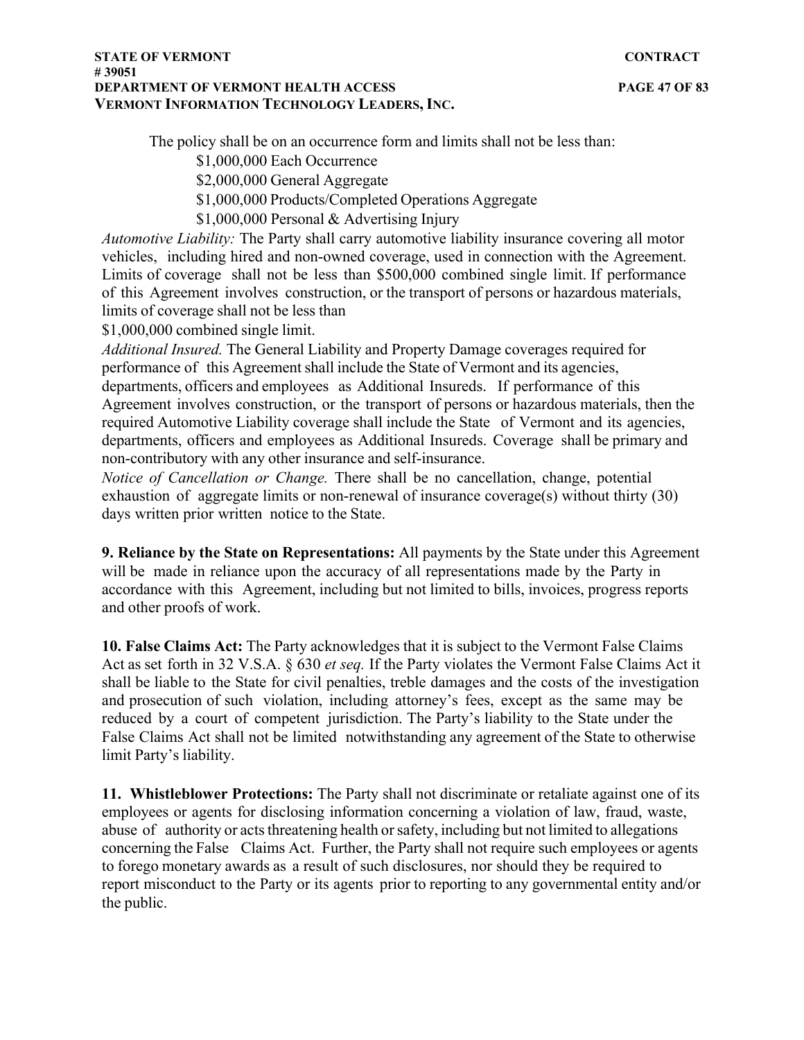The policy shall be on an occurrence form and limits shall not be less than:

$1,000,000 Each Occurrence

$2,000,000 General Aggregate

$1,000,000 Products/Completed Operations Aggregate

$1,000,000 Personal & Advertising Injury

*Automotive Liability:* The Party shall carry automotive liability insurance covering all motor vehicles, including hired and non-owned coverage, used in connection with the Agreement. Limits of coverage shall not be less than $500,000 combined single limit. If performance of this Agreement involves construction, or the transport of persons or hazardous materials, limits of coverage shall not be less than $1,000,000 combined single limit.

*Additional Insured.* The General Liability and Property Damage coverages required for performance of this Agreement shall include the State of Vermont and its agencies, departments, officers and employees as Additional Insureds. If performance of this Agreement involves construction, or the transport of persons or hazardous materials, then the required Automotive Liability coverage shall include the State of Vermont and its agencies, departments, officers and employees as Additional Insureds. Coverage shall be primary and non-contributory with any other insurance and self-insurance.

*Notice of Cancellation or Change.* There shall be no cancellation, change, potential exhaustion of aggregate limits or non-renewal of insurance coverage(s) without thirty (30) days written prior written notice to the State.

**9. Reliance by the State on Representations:** All payments by the State under this Agreement will be made in reliance upon the accuracy of all representations made by the Party in accordance with this Agreement, including but not limited to bills, invoices, progress reports and other proofs of work.

**10. False Claims Act:** The Party acknowledges that it is subject to the Vermont False Claims Act as set forth in 32 V.S.A. § 630 *et seq.* If the Party violates the Vermont False Claims Act it shall be liable to the State for civil penalties, treble damages and the costs of the investigation and prosecution of such violation, including attorney's fees, except as the same may be reduced by a court of competent jurisdiction. The Party's liability to the State under the False Claims Act shall not be limited notwithstanding any agreement of the State to otherwise limit Party's liability.

**11. Whistleblower Protections:** The Party shall not discriminate or retaliate against one of its employees or agents for disclosing information concerning a violation of law, fraud, waste, abuse of authority or acts threatening health or safety, including but not limited to allegations concerning the False Claims Act. Further, the Party shall not require such employees or agents to forego monetary awards as a result of such disclosures, nor should they be required to report misconduct to the Party or its agents prior to reporting to any governmental entity and/or the public.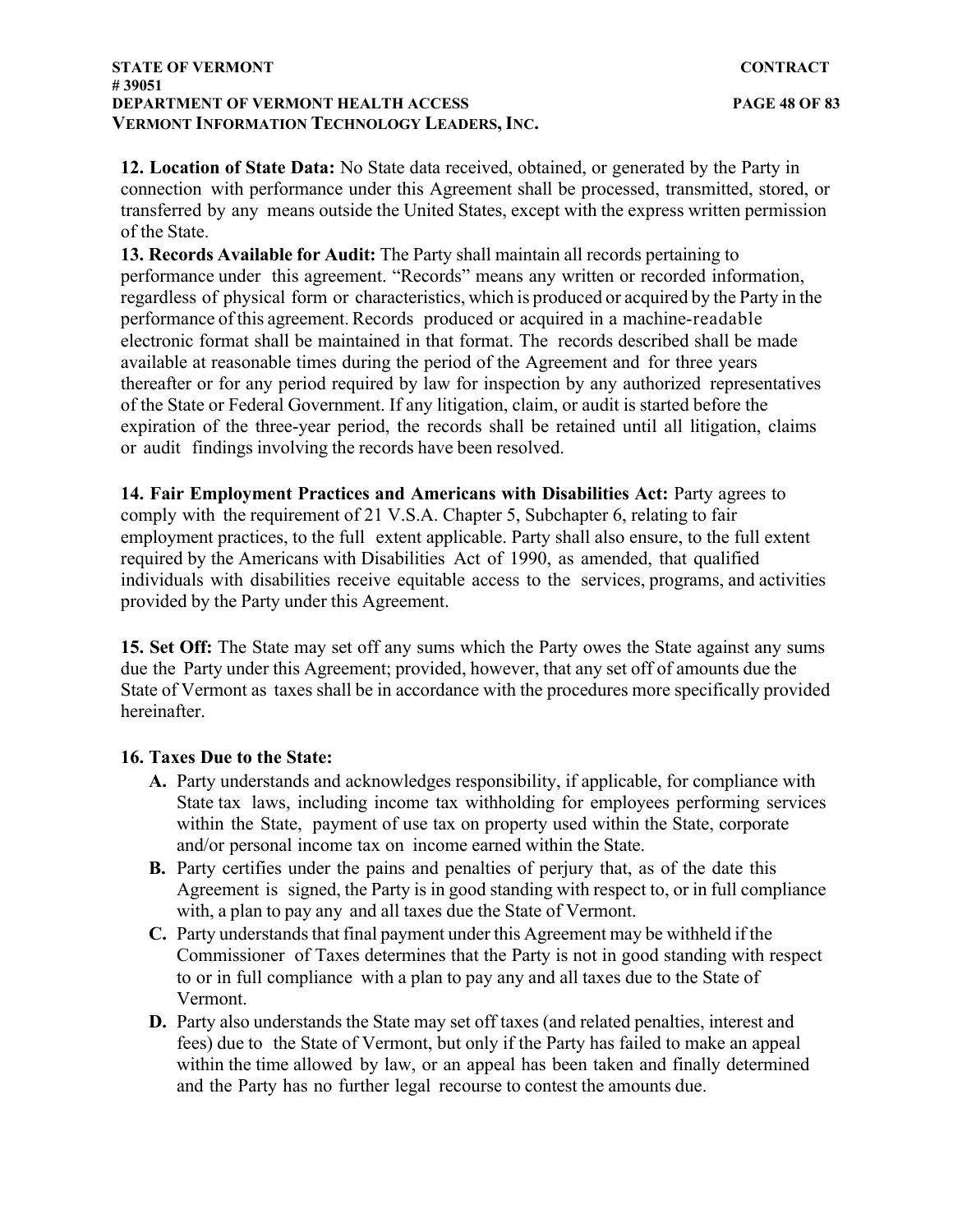**12. Location of State Data:** No State data received, obtained, or generated by the Party in connection with performance under this Agreement shall be processed, transmitted, stored, or transferred by any means outside the United States, except with the express written permission of the State.

**13. Records Available for Audit:** The Party shall maintain all records pertaining to performance under this agreement. "Records" means any written or recorded information, regardless of physical form or characteristics, which is produced or acquired by the Party in the performance of this agreement. Records produced or acquired in a machine-readable electronic format shall be maintained in that format. The records described shall be made available at reasonable times during the period of the Agreement and for three years thereafter or for any period required by law for inspection by any authorized representatives of the State or Federal Government. If any litigation, claim, or audit is started before the expiration of the three-year period, the records shall be retained until all litigation, claims or audit findings involving the records have been resolved.

**14. Fair Employment Practices and Americans with Disabilities Act:** Party agrees to comply with the requirement of 21 V.S.A. Chapter 5, Subchapter 6, relating to fair employment practices, to the full extent applicable. Party shall also ensure, to the full extent required by the Americans with Disabilities Act of 1990, as amended, that qualified individuals with disabilities receive equitable access to the services, programs, and activities provided by the Party under this Agreement.

**15. Set Off:** The State may set off any sums which the Party owes the State against any sums due the Party under this Agreement; provided, however, that any set off of amounts due the State of Vermont as taxes shall be in accordance with the procedures more specifically provided hereinafter.

**16. Taxes Due to the State:**

- **A.** Party understands and acknowledges responsibility, if applicable, for compliance with State tax laws, including income tax withholding for employees performing services within the State, payment of use tax on property used within the State, corporate and/or personal income tax on income earned within the State.
- **B.** Party certifies under the pains and penalties of perjury that, as of the date this Agreement is signed, the Party is in good standing with respect to, or in full compliance with, a plan to pay any and all taxes due the State of Vermont.
- **C.** Party understands that final payment under this Agreement may be withheld if the Commissioner of Taxes determines that the Party is not in good standing with respect to or in full compliance with a plan to pay any and all taxes due to the State of Vermont.
- **D.** Party also understands the State may set off taxes (and related penalties, interest and fees) due to the State of Vermont, but only if the Party has failed to make an appeal within the time allowed by law, or an appeal has been taken and finally determined and the Party has no further legal recourse to contest the amounts due.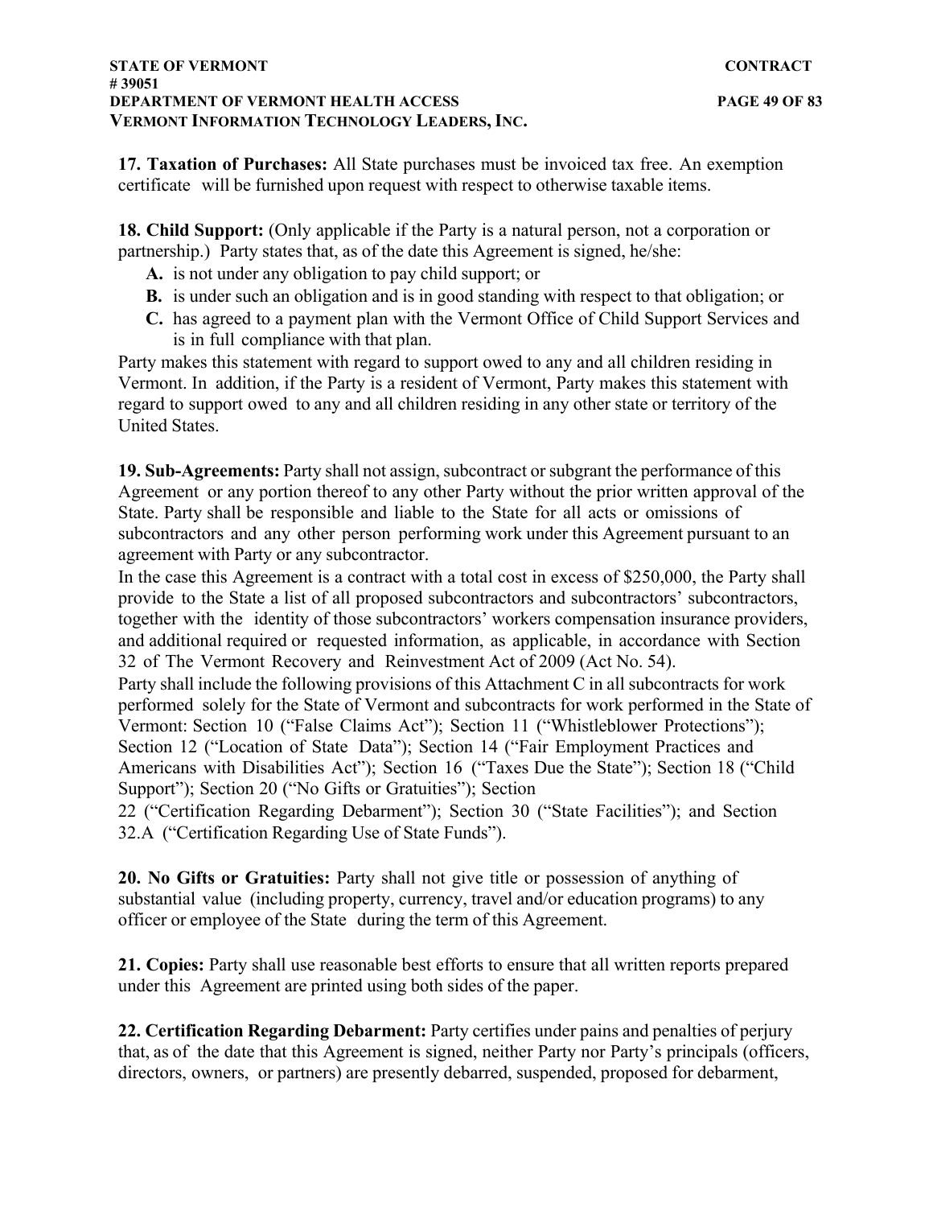**17. Taxation of Purchases:** All State purchases must be invoiced tax free. An exemption certificate will be furnished upon request with respect to otherwise taxable items.

**18. Child Support:** (Only applicable if the Party is a natural person, not a corporation or partnership.) Party states that, as of the date this Agreement is signed, he/she:

- **A.** is not under any obligation to pay child support; or
- **B.** is under such an obligation and is in good standing with respect to that obligation; or
- **C.** has agreed to a payment plan with the Vermont Office of Child Support Services and is in full compliance with that plan.

Party makes this statement with regard to support owed to any and all children residing in Vermont. In addition, if the Party is a resident of Vermont, Party makes this statement with regard to support owed to any and all children residing in any other state or territory of the United States.

**19. Sub-Agreements:** Party shall not assign, subcontract or subgrant the performance of this Agreement or any portion thereof to any other Party without the prior written approval of the State. Party shall be responsible and liable to the State for all acts or omissions of subcontractors and any other person performing work under this Agreement pursuant to an agreement with Party or any subcontractor.

In the case this Agreement is a contract with a total cost in excess of $250,000, the Party shall provide to the State a list of all proposed subcontractors and subcontractors' subcontractors, together with the identity of those subcontractors' workers compensation insurance providers, and additional required or requested information, as applicable, in accordance with Section 32 of The Vermont Recovery and Reinvestment Act of 2009 (Act No. 54).

Party shall include the following provisions of this Attachment C in all subcontracts for work performed solely for the State of Vermont and subcontracts for work performed in the State of Vermont: Section 10 ("False Claims Act"); Section 11 ("Whistleblower Protections"); Section 12 ("Location of State Data"); Section 14 ("Fair Employment Practices and Americans with Disabilities Act"); Section 16 ("Taxes Due the State"); Section 18 ("Child Support"); Section 20 ("No Gifts or Gratuities"); Section 22 ("Certification Regarding Debarment"); Section 30 ("State Facilities"); and Section 32.A ("Certification Regarding Use of State Funds").

**20. No Gifts or Gratuities:** Party shall not give title or possession of anything of substantial value (including property, currency, travel and/or education programs) to any officer or employee of the State during the term of this Agreement.

**21. Copies:** Party shall use reasonable best efforts to ensure that all written reports prepared under this Agreement are printed using both sides of the paper.

**22. Certification Regarding Debarment:** Party certifies under pains and penalties of perjury that, as of the date that this Agreement is signed, neither Party nor Party's principals (officers, directors, owners, or partners) are presently debarred, suspended, proposed for debarment,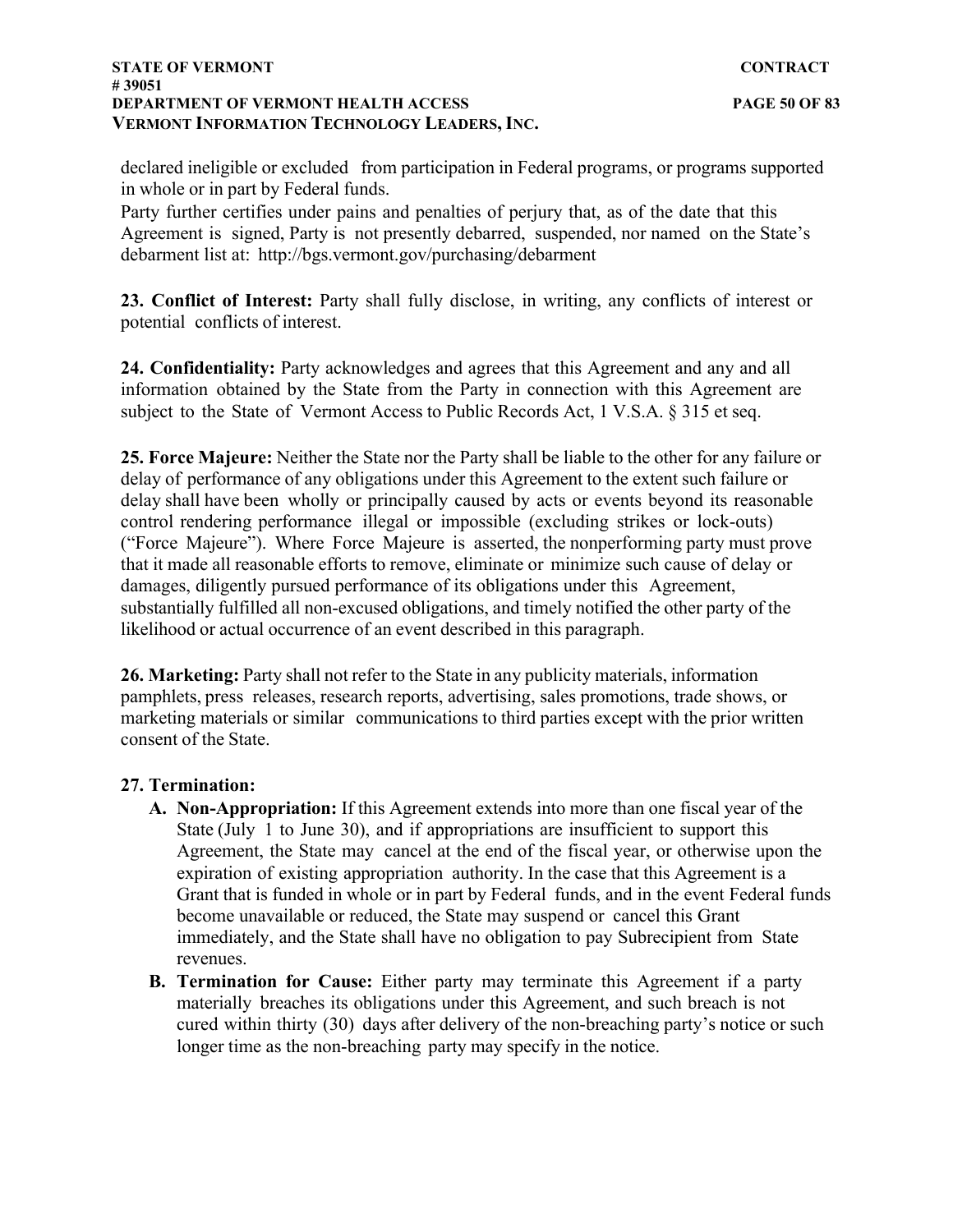declared ineligible or excluded from participation in Federal programs, or programs supported in whole or in part by Federal funds.

Party further certifies under pains and penalties of perjury that, as of the date that this Agreement is signed, Party is not presently debarred, suspended, nor named on the State's debarment list at: http://bgs.vermont.gov/purchasing/debarment

**23. Conflict of Interest:** Party shall fully disclose, in writing, any conflicts of interest or potential conflicts of interest.

**24. Confidentiality:** Party acknowledges and agrees that this Agreement and any and all information obtained by the State from the Party in connection with this Agreement are subject to the State of Vermont Access to Public Records Act, 1 V.S.A. § 315 et seq.

**25. Force Majeure:** Neither the State nor the Party shall be liable to the other for any failure or delay of performance of any obligations under this Agreement to the extent such failure or delay shall have been wholly or principally caused by acts or events beyond its reasonable control rendering performance illegal or impossible (excluding strikes or lock-outs) ("Force Majeure"). Where Force Majeure is asserted, the nonperforming party must prove that it made all reasonable efforts to remove, eliminate or minimize such cause of delay or damages, diligently pursued performance of its obligations under this Agreement, substantially fulfilled all non-excused obligations, and timely notified the other party of the likelihood or actual occurrence of an event described in this paragraph.

**26. Marketing:** Party shall not refer to the State in any publicity materials, information pamphlets, press releases, research reports, advertising, sales promotions, trade shows, or marketing materials or similar communications to third parties except with the prior written consent of the State.

**27. Termination:**

A. **Non-Appropriation:** If this Agreement extends into more than one fiscal year of the State (July 1 to June 30), and if appropriations are insufficient to support this Agreement, the State may cancel at the end of the fiscal year, or otherwise upon the expiration of existing appropriation authority. In the case that this Agreement is a Grant that is funded in whole or in part by Federal funds, and in the event Federal funds become unavailable or reduced, the State may suspend or cancel this Grant immediately, and the State shall have no obligation to pay Subrecipient from State revenues.

B. **Termination for Cause:** Either party may terminate this Agreement if a party materially breaches its obligations under this Agreement, and such breach is not cured within thirty (30) days after delivery of the non-breaching party's notice or such longer time as the non-breaching party may specify in the notice.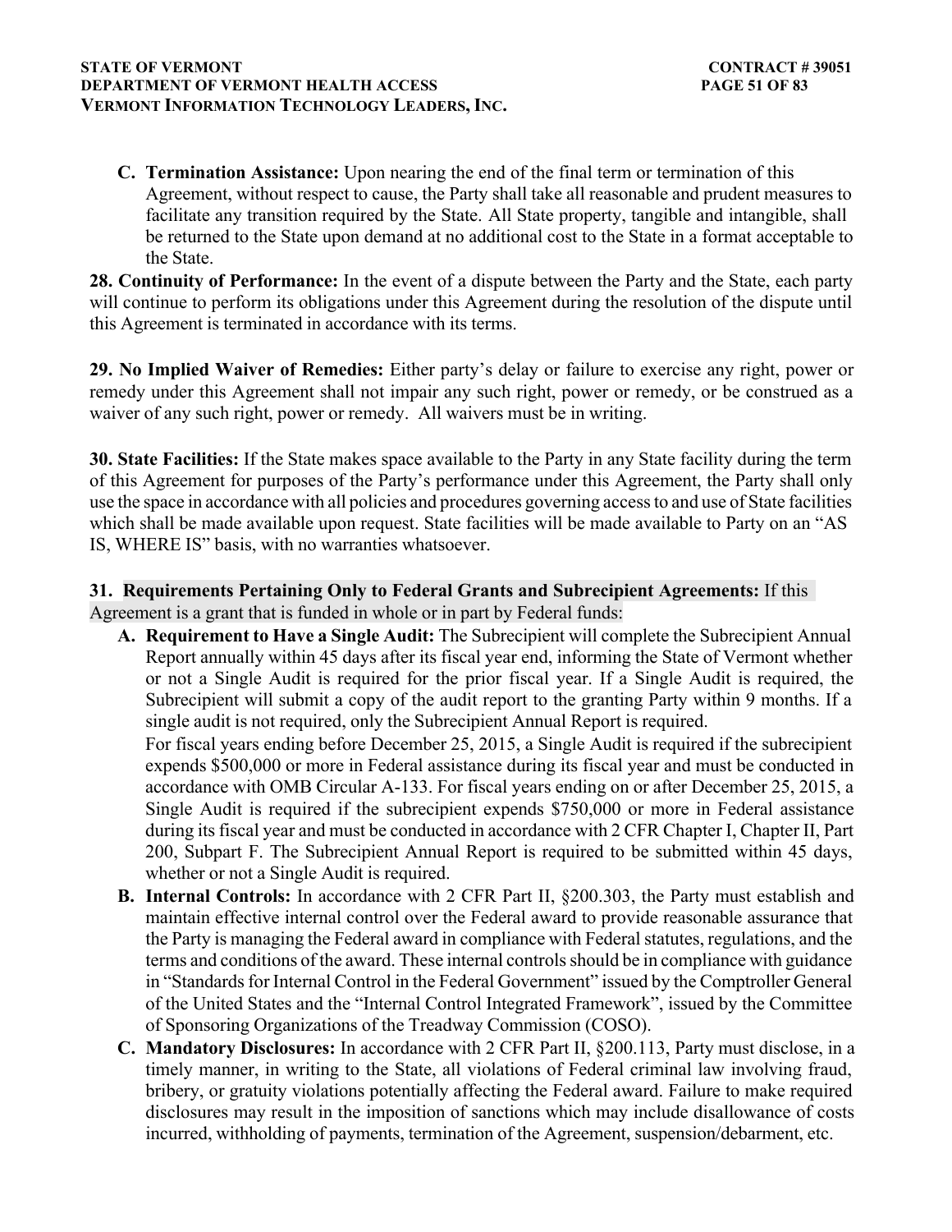C. **Termination Assistance:** Upon nearing the end of the final term or termination of this Agreement, without respect to cause, the Party shall take all reasonable and prudent measures to facilitate any transition required by the State. All State property, tangible and intangible, shall be returned to the State upon demand at no additional cost to the State in a format acceptable to the State.

**28. Continuity of Performance:** In the event of a dispute between the Party and the State, each party will continue to perform its obligations under this Agreement during the resolution of the dispute until this Agreement is terminated in accordance with its terms.

**29. No Implied Waiver of Remedies:** Either party's delay or failure to exercise any right, power or remedy under this Agreement shall not impair any such right, power or remedy, or be construed as a waiver of any such right, power or remedy. All waivers must be in writing.

**30. State Facilities:** If the State makes space available to the Party in any State facility during the term of this Agreement for purposes of the Party's performance under this Agreement, the Party shall only use the space in accordance with all policies and procedures governing access to and use of State facilities which shall be made available upon request. State facilities will be made available to Party on an "AS IS, WHERE IS" basis, with no warranties whatsoever.

**31. Requirements Pertaining Only to Federal Grants and Subrecipient Agreements:** If this Agreement is a grant that is funded in whole or in part by Federal funds:

A. **Requirement to Have a Single Audit:** The Subrecipient will complete the Subrecipient Annual Report annually within 45 days after its fiscal year end, informing the State of Vermont whether or not a Single Audit is required for the prior fiscal year. If a Single Audit is required, the Subrecipient will submit a copy of the audit report to the granting Party within 9 months. If a single audit is not required, only the Subrecipient Annual Report is required.

   For fiscal years ending before December 25, 2015, a Single Audit is required if the subrecipient expends $500,000 or more in Federal assistance during its fiscal year and must be conducted in accordance with OMB Circular A-133. For fiscal years ending on or after December 25, 2015, a Single Audit is required if the subrecipient expends $750,000 or more in Federal assistance during its fiscal year and must be conducted in accordance with 2 CFR Chapter I, Chapter II, Part 200, Subpart F. The Subrecipient Annual Report is required to be submitted within 45 days, whether or not a Single Audit is required.

B. **Internal Controls:** In accordance with 2 CFR Part II, §200.303, the Party must establish and maintain effective internal control over the Federal award to provide reasonable assurance that the Party is managing the Federal award in compliance with Federal statutes, regulations, and the terms and conditions of the award. These internal controls should be in compliance with guidance in "Standards for Internal Control in the Federal Government" issued by the Comptroller General of the United States and the "Internal Control Integrated Framework", issued by the Committee of Sponsoring Organizations of the Treadway Commission (COSO).

C. **Mandatory Disclosures:** In accordance with 2 CFR Part II, §200.113, Party must disclose, in a timely manner, in writing to the State, all violations of Federal criminal law involving fraud, bribery, or gratuity violations potentially affecting the Federal award. Failure to make required disclosures may result in the imposition of sanctions which may include disallowance of costs incurred, withholding of payments, termination of the Agreement, suspension/debarment, etc.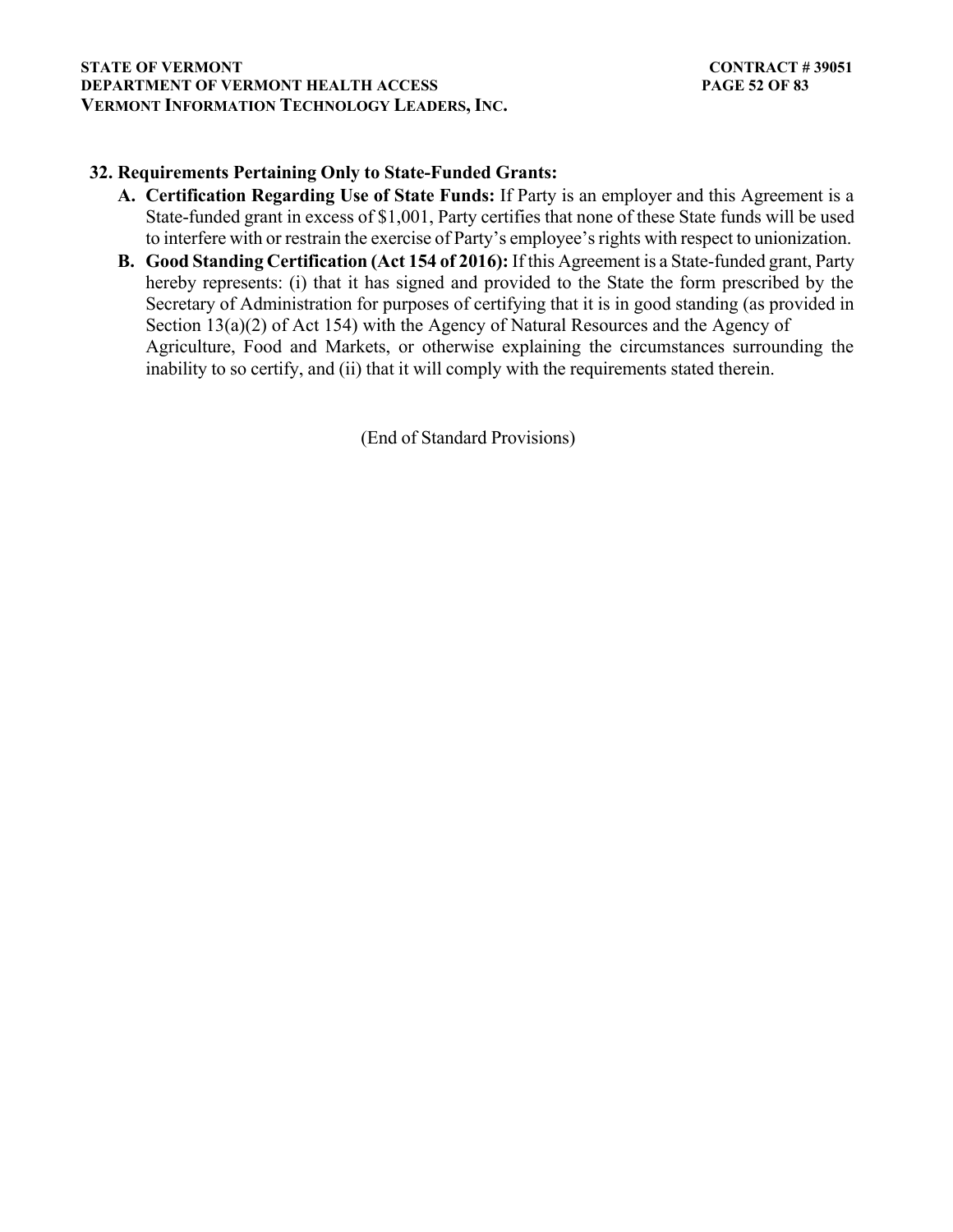**32. Requirements Pertaining Only to State-Funded Grants:**

A. **Certification Regarding Use of State Funds:** If Party is an employer and this Agreement is a State-funded grant in excess of $1,001, Party certifies that none of these State funds will be used to interfere with or restrain the exercise of Party's employee's rights with respect to unionization.

B. **Good Standing Certification (Act 154 of 2016):** If this Agreement is a State-funded grant, Party hereby represents: (i) that it has signed and provided to the State the form prescribed by the Secretary of Administration for purposes of certifying that it is in good standing (as provided in Section 13(a)(2) of Act 154) with the Agency of Natural Resources and the Agency of Agriculture, Food and Markets, or otherwise explaining the circumstances surrounding the inability to so certify, and (ii) that it will comply with the requirements stated therein.

(End of Standard Provisions)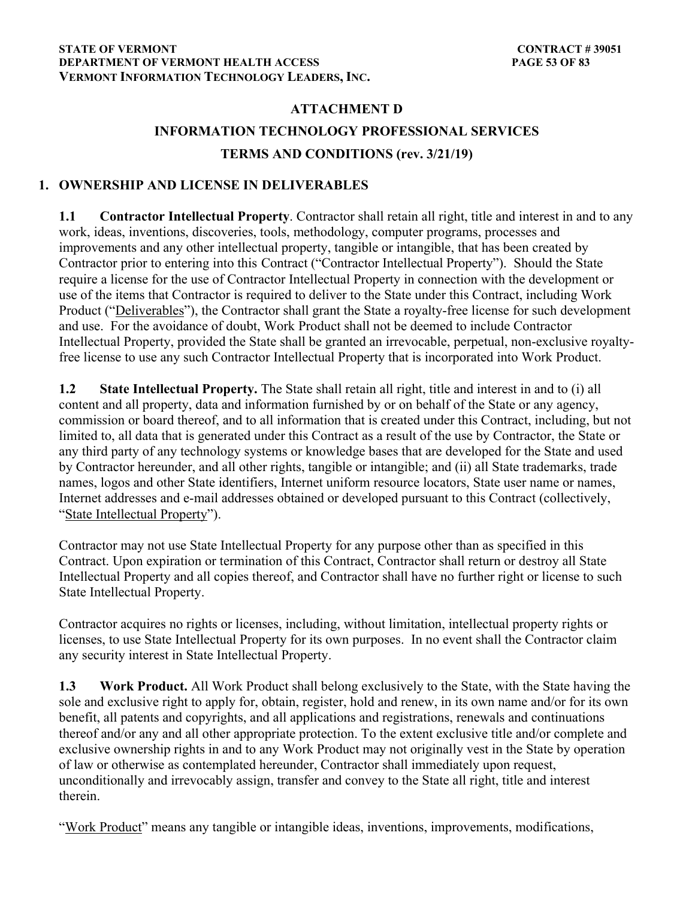## ATTACHMENT D

## INFORMATION TECHNOLOGY PROFESSIONAL SERVICES

## TERMS AND CONDITIONS (rev. 3/21/19)

### 1. OWNERSHIP AND LICENSE IN DELIVERABLES

**1.1 Contractor Intellectual Property**. Contractor shall retain all right, title and interest in and to any work, ideas, inventions, discoveries, tools, methodology, computer programs, processes and improvements and any other intellectual property, tangible or intangible, that has been created by Contractor prior to entering into this Contract ("Contractor Intellectual Property"). Should the State require a license for the use of Contractor Intellectual Property in connection with the development or use of the items that Contractor is required to deliver to the State under this Contract, including Work Product ("Deliverables"), the Contractor shall grant the State a royalty-free license for such development and use. For the avoidance of doubt, Work Product shall not be deemed to include Contractor Intellectual Property, provided the State shall be granted an irrevocable, perpetual, non-exclusive royalty-free license to use any such Contractor Intellectual Property that is incorporated into Work Product.

**1.2 State Intellectual Property.** The State shall retain all right, title and interest in and to (i) all content and all property, data and information furnished by or on behalf of the State or any agency, commission or board thereof, and to all information that is created under this Contract, including, but not limited to, all data that is generated under this Contract as a result of the use by Contractor, the State or any third party of any technology systems or knowledge bases that are developed for the State and used by Contractor hereunder, and all other rights, tangible or intangible; and (ii) all State trademarks, trade names, logos and other State identifiers, Internet uniform resource locators, State user name or names, Internet addresses and e-mail addresses obtained or developed pursuant to this Contract (collectively, "State Intellectual Property").

Contractor may not use State Intellectual Property for any purpose other than as specified in this Contract. Upon expiration or termination of this Contract, Contractor shall return or destroy all State Intellectual Property and all copies thereof, and Contractor shall have no further right or license to such State Intellectual Property.

Contractor acquires no rights or licenses, including, without limitation, intellectual property rights or licenses, to use State Intellectual Property for its own purposes. In no event shall the Contractor claim any security interest in State Intellectual Property.

**1.3 Work Product.** All Work Product shall belong exclusively to the State, with the State having the sole and exclusive right to apply for, obtain, register, hold and renew, in its own name and/or for its own benefit, all patents and copyrights, and all applications and registrations, renewals and continuations thereof and/or any and all other appropriate protection. To the extent exclusive title and/or complete and exclusive ownership rights in and to any Work Product may not originally vest in the State by operation of law or otherwise as contemplated hereunder, Contractor shall immediately upon request, unconditionally and irrevocably assign, transfer and convey to the State all right, title and interest therein.

"Work Product" means any tangible or intangible ideas, inventions, improvements, modifications,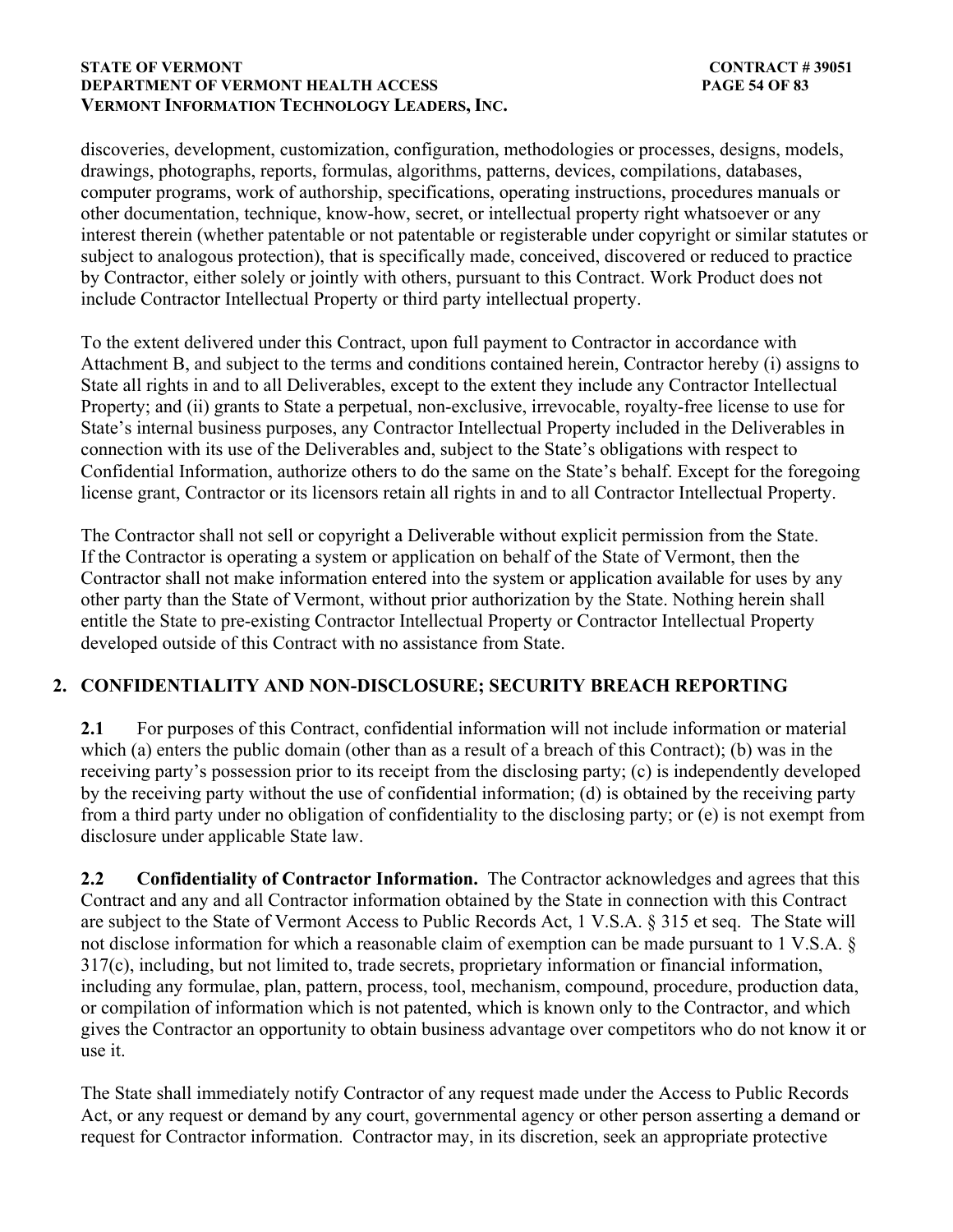discoveries, development, customization, configuration, methodologies or processes, designs, models, drawings, photographs, reports, formulas, algorithms, patterns, devices, compilations, databases, computer programs, work of authorship, specifications, operating instructions, procedures manuals or other documentation, technique, know-how, secret, or intellectual property right whatsoever or any interest therein (whether patentable or not patentable or registerable under copyright or similar statutes or subject to analogous protection), that is specifically made, conceived, discovered or reduced to practice by Contractor, either solely or jointly with others, pursuant to this Contract. Work Product does not include Contractor Intellectual Property or third party intellectual property.

To the extent delivered under this Contract, upon full payment to Contractor in accordance with Attachment B, and subject to the terms and conditions contained herein, Contractor hereby (i) assigns to State all rights in and to all Deliverables, except to the extent they include any Contractor Intellectual Property; and (ii) grants to State a perpetual, non-exclusive, irrevocable, royalty-free license to use for State's internal business purposes, any Contractor Intellectual Property included in the Deliverables in connection with its use of the Deliverables and, subject to the State's obligations with respect to Confidential Information, authorize others to do the same on the State's behalf. Except for the foregoing license grant, Contractor or its licensors retain all rights in and to all Contractor Intellectual Property.

The Contractor shall not sell or copyright a Deliverable without explicit permission from the State. If the Contractor is operating a system or application on behalf of the State of Vermont, then the Contractor shall not make information entered into the system or application available for uses by any other party than the State of Vermont, without prior authorization by the State. Nothing herein shall entitle the State to pre-existing Contractor Intellectual Property or Contractor Intellectual Property developed outside of this Contract with no assistance from State.

## 2. CONFIDENTIALITY AND NON-DISCLOSURE; SECURITY BREACH REPORTING

**2.1** For purposes of this Contract, confidential information will not include information or material which (a) enters the public domain (other than as a result of a breach of this Contract); (b) was in the receiving party's possession prior to its receipt from the disclosing party; (c) is independently developed by the receiving party without the use of confidential information; (d) is obtained by the receiving party from a third party under no obligation of confidentiality to the disclosing party; or (e) is not exempt from disclosure under applicable State law.

**2.2 Confidentiality of Contractor Information.** The Contractor acknowledges and agrees that this Contract and any and all Contractor information obtained by the State in connection with this Contract are subject to the State of Vermont Access to Public Records Act, 1 V.S.A. § 315 et seq. The State will not disclose information for which a reasonable claim of exemption can be made pursuant to 1 V.S.A. § 317(c), including, but not limited to, trade secrets, proprietary information or financial information, including any formulae, plan, pattern, process, tool, mechanism, compound, procedure, production data, or compilation of information which is not patented, which is known only to the Contractor, and which gives the Contractor an opportunity to obtain business advantage over competitors who do not know it or use it.

The State shall immediately notify Contractor of any request made under the Access to Public Records Act, or any request or demand by any court, governmental agency or other person asserting a demand or request for Contractor information. Contractor may, in its discretion, seek an appropriate protective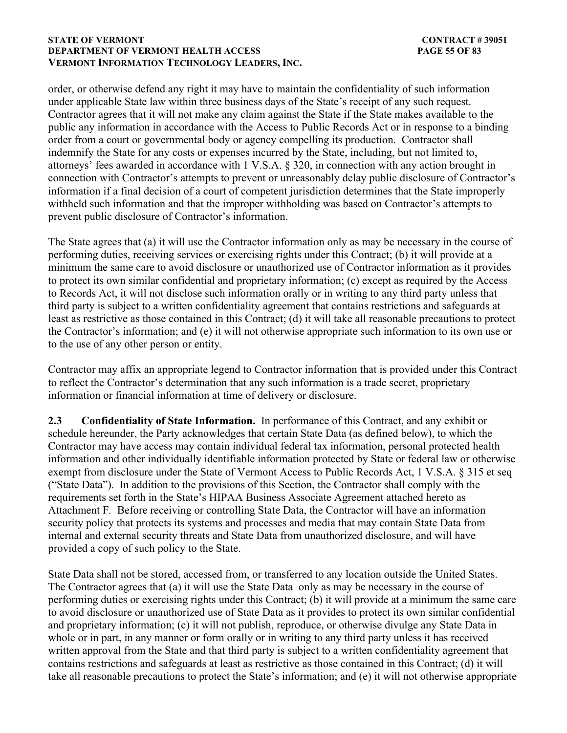order, or otherwise defend any right it may have to maintain the confidentiality of such information under applicable State law within three business days of the State's receipt of any such request. Contractor agrees that it will not make any claim against the State if the State makes available to the public any information in accordance with the Access to Public Records Act or in response to a binding order from a court or governmental body or agency compelling its production. Contractor shall indemnify the State for any costs or expenses incurred by the State, including, but not limited to, attorneys' fees awarded in accordance with 1 V.S.A. § 320, in connection with any action brought in connection with Contractor's attempts to prevent or unreasonably delay public disclosure of Contractor's information if a final decision of a court of competent jurisdiction determines that the State improperly withheld such information and that the improper withholding was based on Contractor's attempts to prevent public disclosure of Contractor's information.

The State agrees that (a) it will use the Contractor information only as may be necessary in the course of performing duties, receiving services or exercising rights under this Contract; (b) it will provide at a minimum the same care to avoid disclosure or unauthorized use of Contractor information as it provides to protect its own similar confidential and proprietary information; (c) except as required by the Access to Records Act, it will not disclose such information orally or in writing to any third party unless that third party is subject to a written confidentiality agreement that contains restrictions and safeguards at least as restrictive as those contained in this Contract; (d) it will take all reasonable precautions to protect the Contractor's information; and (e) it will not otherwise appropriate such information to its own use or to the use of any other person or entity.

Contractor may affix an appropriate legend to Contractor information that is provided under this Contract to reflect the Contractor's determination that any such information is a trade secret, proprietary information or financial information at time of delivery or disclosure.

**2.3 Confidentiality of State Information.** In performance of this Contract, and any exhibit or schedule hereunder, the Party acknowledges that certain State Data (as defined below), to which the Contractor may have access may contain individual federal tax information, personal protected health information and other individually identifiable information protected by State or federal law or otherwise exempt from disclosure under the State of Vermont Access to Public Records Act, 1 V.S.A. § 315 et seq ("State Data"). In addition to the provisions of this Section, the Contractor shall comply with the requirements set forth in the State's HIPAA Business Associate Agreement attached hereto as Attachment F. Before receiving or controlling State Data, the Contractor will have an information security policy that protects its systems and processes and media that may contain State Data from internal and external security threats and State Data from unauthorized disclosure, and will have provided a copy of such policy to the State.

State Data shall not be stored, accessed from, or transferred to any location outside the United States. The Contractor agrees that (a) it will use the State Data only as may be necessary in the course of performing duties or exercising rights under this Contract; (b) it will provide at a minimum the same care to avoid disclosure or unauthorized use of State Data as it provides to protect its own similar confidential and proprietary information; (c) it will not publish, reproduce, or otherwise divulge any State Data in whole or in part, in any manner or form orally or in writing to any third party unless it has received written approval from the State and that third party is subject to a written confidentiality agreement that contains restrictions and safeguards at least as restrictive as those contained in this Contract; (d) it will take all reasonable precautions to protect the State's information; and (e) it will not otherwise appropriate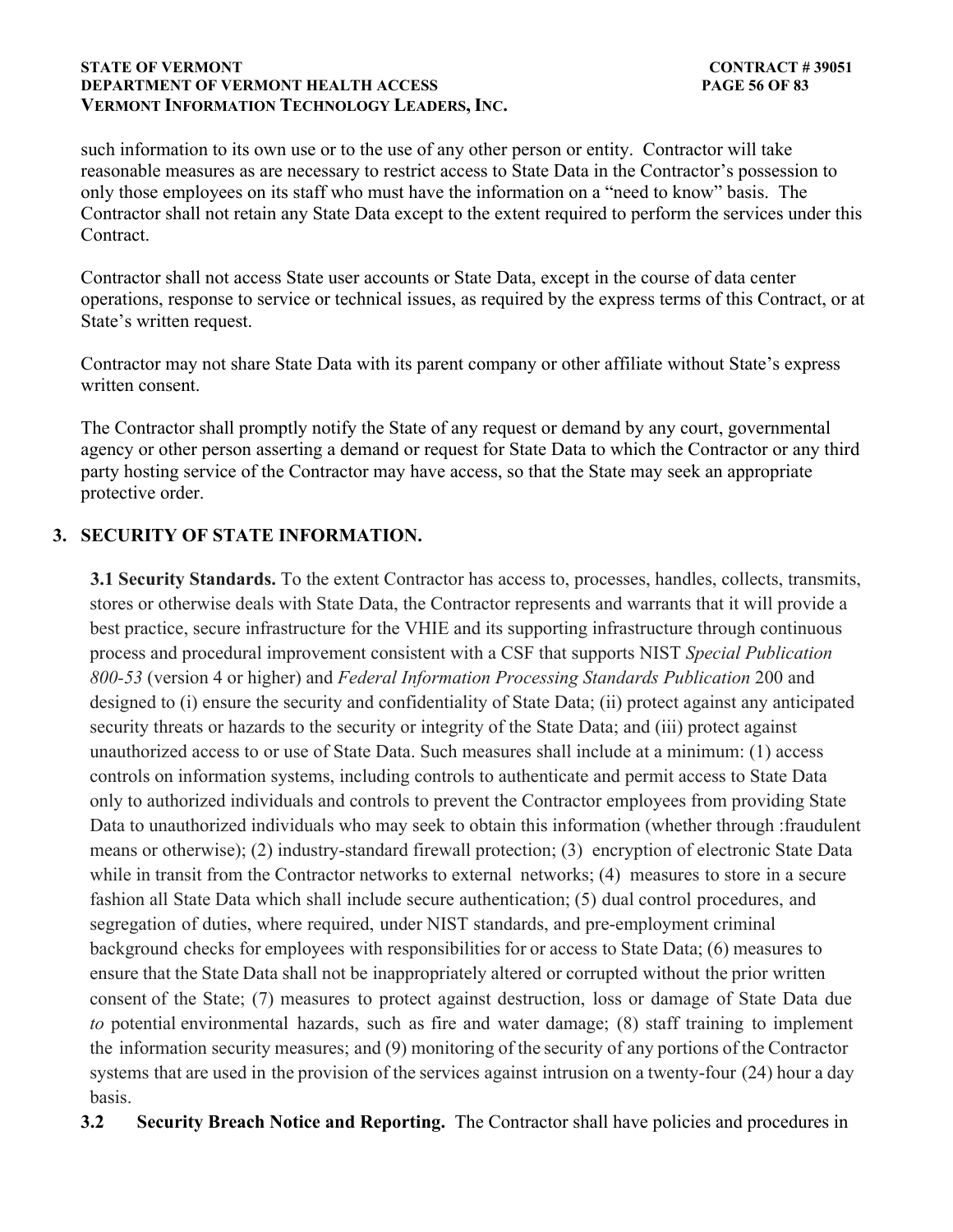such information to its own use or to the use of any other person or entity. Contractor will take reasonable measures as are necessary to restrict access to State Data in the Contractor's possession to only those employees on its staff who must have the information on a "need to know" basis. The Contractor shall not retain any State Data except to the extent required to perform the services under this Contract.

Contractor shall not access State user accounts or State Data, except in the course of data center operations, response to service or technical issues, as required by the express terms of this Contract, or at State's written request.

Contractor may not share State Data with its parent company or other affiliate without State's express written consent.

The Contractor shall promptly notify the State of any request or demand by any court, governmental agency or other person asserting a demand or request for State Data to which the Contractor or any third party hosting service of the Contractor may have access, so that the State may seek an appropriate protective order.

## 3. SECURITY OF STATE INFORMATION.

**3.1 Security Standards.** To the extent Contractor has access to, processes, handles, collects, transmits, stores or otherwise deals with State Data, the Contractor represents and warrants that it will provide a best practice, secure infrastructure for the VHIE and its supporting infrastructure through continuous process and procedural improvement consistent with a CSF that supports NIST *Special Publication 800-53* (version 4 or higher) and *Federal Information Processing Standards Publication* 200 and designed to (i) ensure the security and confidentiality of State Data; (ii) protect against any anticipated security threats or hazards to the security or integrity of the State Data; and (iii) protect against unauthorized access to or use of State Data. Such measures shall include at a minimum: (1) access controls on information systems, including controls to authenticate and permit access to State Data only to authorized individuals and controls to prevent the Contractor employees from providing State Data to unauthorized individuals who may seek to obtain this information (whether through :fraudulent means or otherwise); (2) industry-standard firewall protection; (3) encryption of electronic State Data while in transit from the Contractor networks to external networks; (4) measures to store in a secure fashion all State Data which shall include secure authentication; (5) dual control procedures, and segregation of duties, where required, under NIST standards, and pre-employment criminal background checks for employees with responsibilities for or access to State Data; (6) measures to ensure that the State Data shall not be inappropriately altered or corrupted without the prior written consent of the State; (7) measures to protect against destruction, loss or damage of State Data due *to* potential environmental hazards, such as fire and water damage; (8) staff training to implement the information security measures; and (9) monitoring of the security of any portions of the Contractor systems that are used in the provision of the services against intrusion on a twenty-four (24) hour a day basis.

**3.2 Security Breach Notice and Reporting.** The Contractor shall have policies and procedures in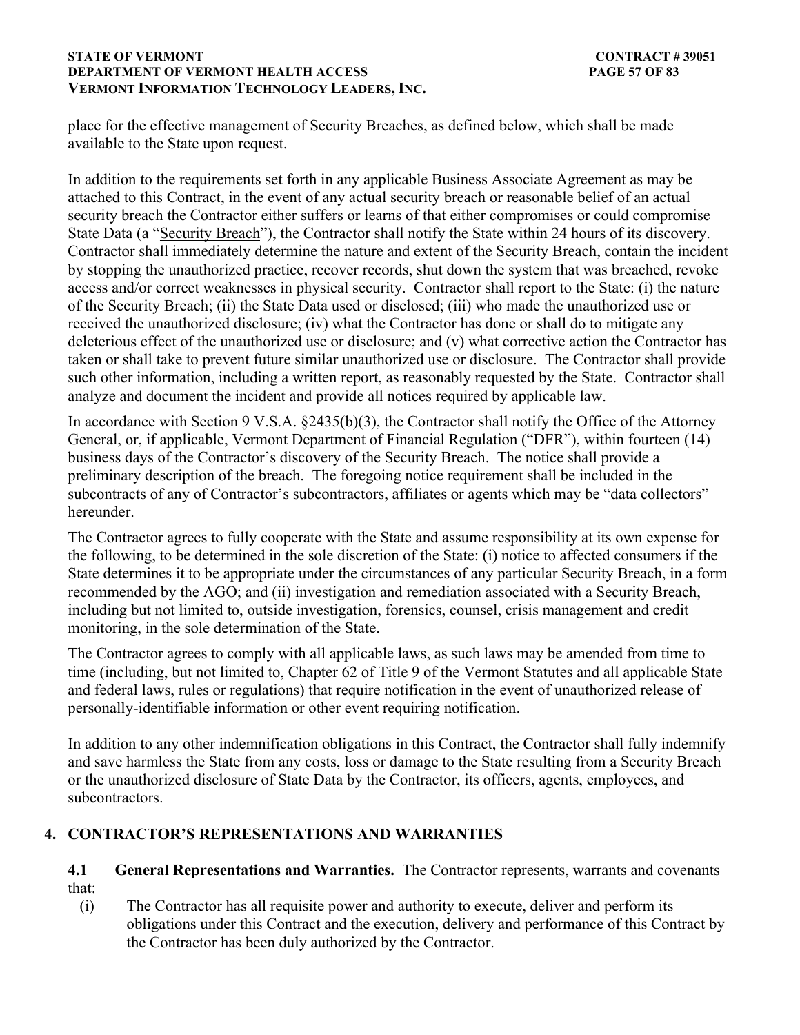place for the effective management of Security Breaches, as defined below, which shall be made available to the State upon request.

In addition to the requirements set forth in any applicable Business Associate Agreement as may be attached to this Contract, in the event of any actual security breach or reasonable belief of an actual security breach the Contractor either suffers or learns of that either compromises or could compromise State Data (a "Security Breach"), the Contractor shall notify the State within 24 hours of its discovery. Contractor shall immediately determine the nature and extent of the Security Breach, contain the incident by stopping the unauthorized practice, recover records, shut down the system that was breached, revoke access and/or correct weaknesses in physical security. Contractor shall report to the State: (i) the nature of the Security Breach; (ii) the State Data used or disclosed; (iii) who made the unauthorized use or received the unauthorized disclosure; (iv) what the Contractor has done or shall do to mitigate any deleterious effect of the unauthorized use or disclosure; and (v) what corrective action the Contractor has taken or shall take to prevent future similar unauthorized use or disclosure. The Contractor shall provide such other information, including a written report, as reasonably requested by the State. Contractor shall analyze and document the incident and provide all notices required by applicable law.

In accordance with Section 9 V.S.A. §2435(b)(3), the Contractor shall notify the Office of the Attorney General, or, if applicable, Vermont Department of Financial Regulation ("DFR"), within fourteen (14) business days of the Contractor's discovery of the Security Breach. The notice shall provide a preliminary description of the breach. The foregoing notice requirement shall be included in the subcontracts of any of Contractor's subcontractors, affiliates or agents which may be "data collectors" hereunder.

The Contractor agrees to fully cooperate with the State and assume responsibility at its own expense for the following, to be determined in the sole discretion of the State: (i) notice to affected consumers if the State determines it to be appropriate under the circumstances of any particular Security Breach, in a form recommended by the AGO; and (ii) investigation and remediation associated with a Security Breach, including but not limited to, outside investigation, forensics, counsel, crisis management and credit monitoring, in the sole determination of the State.

The Contractor agrees to comply with all applicable laws, as such laws may be amended from time to time (including, but not limited to, Chapter 62 of Title 9 of the Vermont Statutes and all applicable State and federal laws, rules or regulations) that require notification in the event of unauthorized release of personally-identifiable information or other event requiring notification.

In addition to any other indemnification obligations in this Contract, the Contractor shall fully indemnify and save harmless the State from any costs, loss or damage to the State resulting from a Security Breach or the unauthorized disclosure of State Data by the Contractor, its officers, agents, employees, and subcontractors.

## 4. CONTRACTOR'S REPRESENTATIONS AND WARRANTIES

**4.1 General Representations and Warranties.** The Contractor represents, warrants and covenants that:

(i) The Contractor has all requisite power and authority to execute, deliver and perform its obligations under this Contract and the execution, delivery and performance of this Contract by the Contractor has been duly authorized by the Contractor.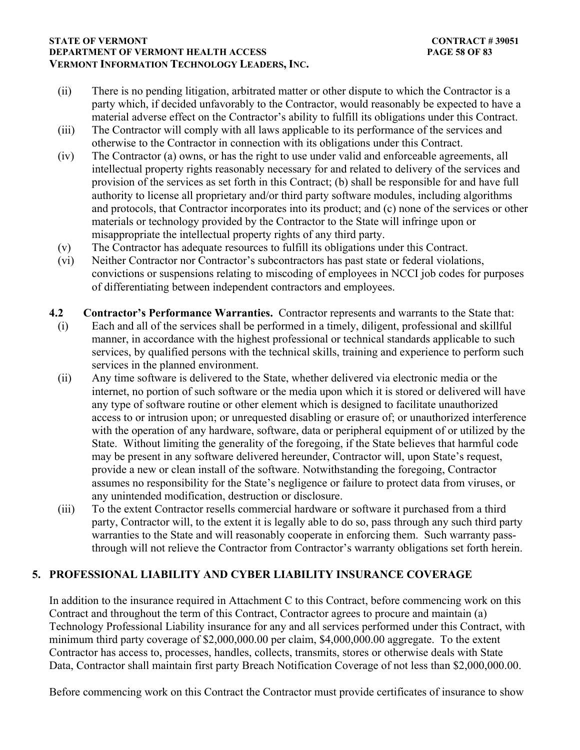(ii) There is no pending litigation, arbitrated matter or other dispute to which the Contractor is a party which, if decided unfavorably to the Contractor, would reasonably be expected to have a material adverse effect on the Contractor's ability to fulfill its obligations under this Contract.

(iii) The Contractor will comply with all laws applicable to its performance of the services and otherwise to the Contractor in connection with its obligations under this Contract.

(iv) The Contractor (a) owns, or has the right to use under valid and enforceable agreements, all intellectual property rights reasonably necessary for and related to delivery of the services and provision of the services as set forth in this Contract; (b) shall be responsible for and have full authority to license all proprietary and/or third party software modules, including algorithms and protocols, that Contractor incorporates into its product; and (c) none of the services or other materials or technology provided by the Contractor to the State will infringe upon or misappropriate the intellectual property rights of any third party.

(v) The Contractor has adequate resources to fulfill its obligations under this Contract.

(vi) Neither Contractor nor Contractor's subcontractors has past state or federal violations, convictions or suspensions relating to miscoding of employees in NCCI job codes for purposes of differentiating between independent contractors and employees.

**4.2 Contractor's Performance Warranties.** Contractor represents and warrants to the State that:

(i) Each and all of the services shall be performed in a timely, diligent, professional and skillful manner, in accordance with the highest professional or technical standards applicable to such services, by qualified persons with the technical skills, training and experience to perform such services in the planned environment.

(ii) Any time software is delivered to the State, whether delivered via electronic media or the internet, no portion of such software or the media upon which it is stored or delivered will have any type of software routine or other element which is designed to facilitate unauthorized access to or intrusion upon; or unrequested disabling or erasure of; or unauthorized interference with the operation of any hardware, software, data or peripheral equipment of or utilized by the State. Without limiting the generality of the foregoing, if the State believes that harmful code may be present in any software delivered hereunder, Contractor will, upon State's request, provide a new or clean install of the software. Notwithstanding the foregoing, Contractor assumes no responsibility for the State's negligence or failure to protect data from viruses, or any unintended modification, destruction or disclosure.

(iii) To the extent Contractor resells commercial hardware or software it purchased from a third party, Contractor will, to the extent it is legally able to do so, pass through any such third party warranties to the State and will reasonably cooperate in enforcing them. Such warranty pass-through will not relieve the Contractor from Contractor's warranty obligations set forth herein.

## 5. PROFESSIONAL LIABILITY AND CYBER LIABILITY INSURANCE COVERAGE

In addition to the insurance required in Attachment C to this Contract, before commencing work on this Contract and throughout the term of this Contract, Contractor agrees to procure and maintain (a) Technology Professional Liability insurance for any and all services performed under this Contract, with minimum third party coverage of $2,000,000.00 per claim, $4,000,000.00 aggregate. To the extent Contractor has access to, processes, handles, collects, transmits, stores or otherwise deals with State Data, Contractor shall maintain first party Breach Notification Coverage of not less than $2,000,000.00.

Before commencing work on this Contract the Contractor must provide certificates of insurance to show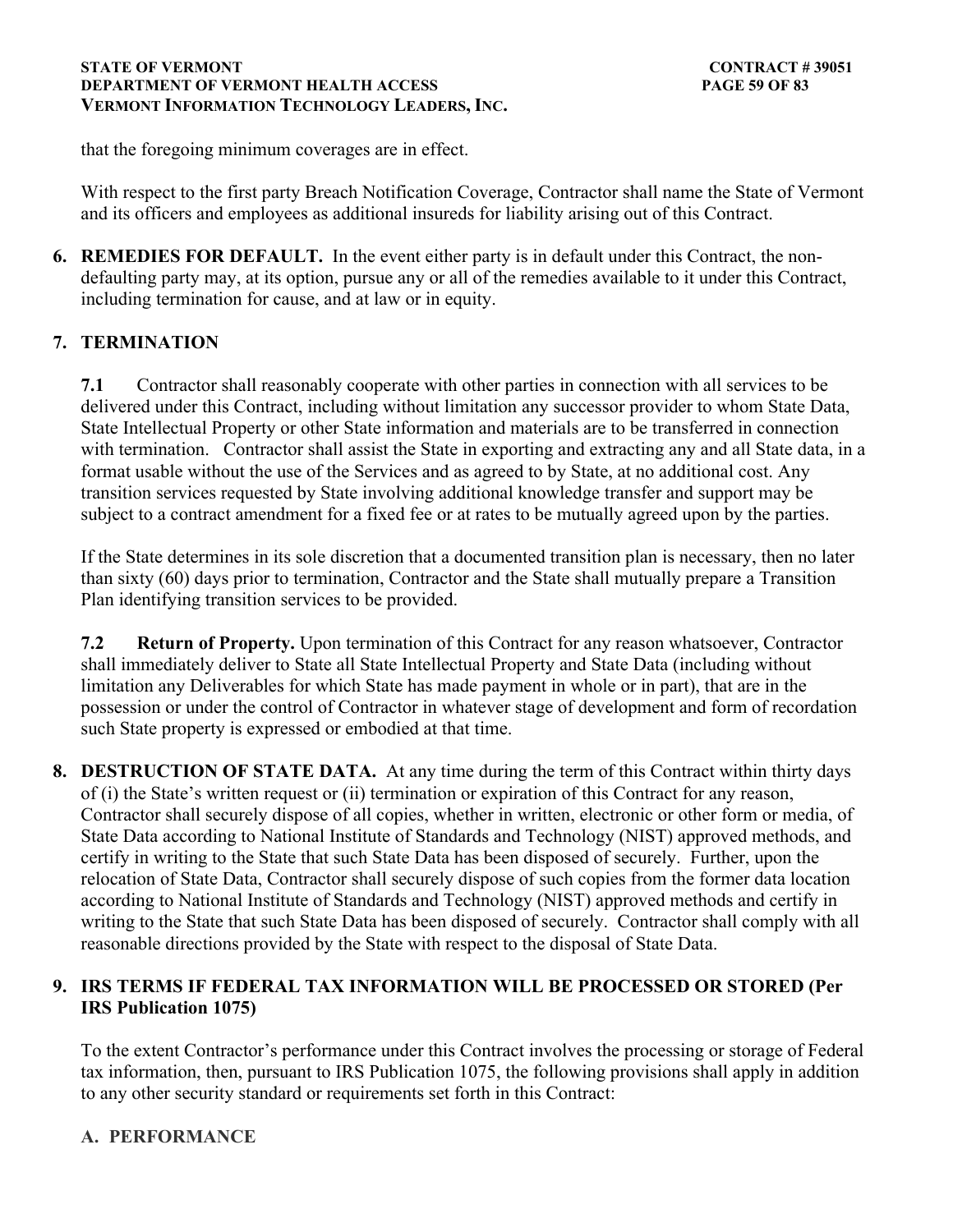that the foregoing minimum coverages are in effect.

With respect to the first party Breach Notification Coverage, Contractor shall name the State of Vermont and its officers and employees as additional insureds for liability arising out of this Contract.

6. **REMEDIES FOR DEFAULT.** In the event either party is in default under this Contract, the non-defaulting party may, at its option, pursue any or all of the remedies available to it under this Contract, including termination for cause, and at law or in equity.

7. **TERMINATION**

**7.1** Contractor shall reasonably cooperate with other parties in connection with all services to be delivered under this Contract, including without limitation any successor provider to whom State Data, State Intellectual Property or other State information and materials are to be transferred in connection with termination. Contractor shall assist the State in exporting and extracting any and all State data, in a format usable without the use of the Services and as agreed to by State, at no additional cost. Any transition services requested by State involving additional knowledge transfer and support may be subject to a contract amendment for a fixed fee or at rates to be mutually agreed upon by the parties.

If the State determines in its sole discretion that a documented transition plan is necessary, then no later than sixty (60) days prior to termination, Contractor and the State shall mutually prepare a Transition Plan identifying transition services to be provided.

**7.2 Return of Property.** Upon termination of this Contract for any reason whatsoever, Contractor shall immediately deliver to State all State Intellectual Property and State Data (including without limitation any Deliverables for which State has made payment in whole or in part), that are in the possession or under the control of Contractor in whatever stage of development and form of recordation such State property is expressed or embodied at that time.

8. **DESTRUCTION OF STATE DATA.** At any time during the term of this Contract within thirty days of (i) the State's written request or (ii) termination or expiration of this Contract for any reason, Contractor shall securely dispose of all copies, whether in written, electronic or other form or media, of State Data according to National Institute of Standards and Technology (NIST) approved methods, and certify in writing to the State that such State Data has been disposed of securely. Further, upon the relocation of State Data, Contractor shall securely dispose of such copies from the former data location according to National Institute of Standards and Technology (NIST) approved methods and certify in writing to the State that such State Data has been disposed of securely. Contractor shall comply with all reasonable directions provided by the State with respect to the disposal of State Data.

9. **IRS TERMS IF FEDERAL TAX INFORMATION WILL BE PROCESSED OR STORED (Per IRS Publication 1075)**

To the extent Contractor's performance under this Contract involves the processing or storage of Federal tax information, then, pursuant to IRS Publication 1075, the following provisions shall apply in addition to any other security standard or requirements set forth in this Contract:

**A. PERFORMANCE**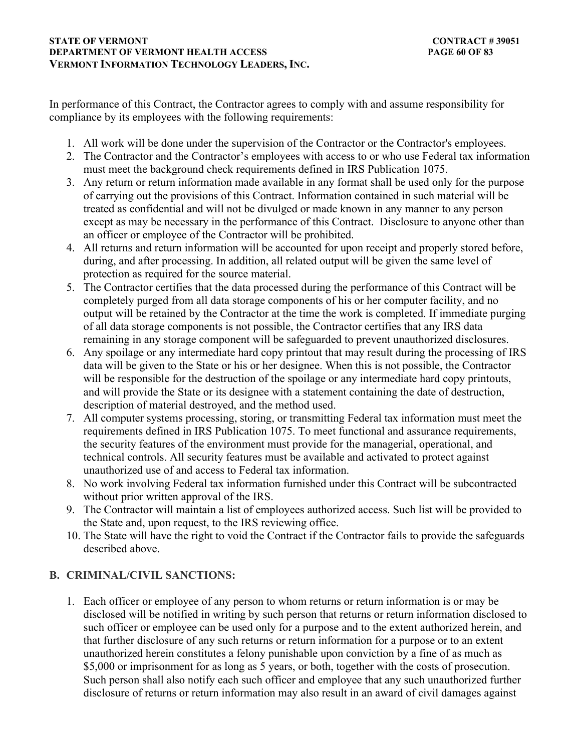In performance of this Contract, the Contractor agrees to comply with and assume responsibility for compliance by its employees with the following requirements:

1. All work will be done under the supervision of the Contractor or the Contractor's employees.
2. The Contractor and the Contractor's employees with access to or who use Federal tax information must meet the background check requirements defined in IRS Publication 1075.
3. Any return or return information made available in any format shall be used only for the purpose of carrying out the provisions of this Contract. Information contained in such material will be treated as confidential and will not be divulged or made known in any manner to any person except as may be necessary in the performance of this Contract. Disclosure to anyone other than an officer or employee of the Contractor will be prohibited.
4. All returns and return information will be accounted for upon receipt and properly stored before, during, and after processing. In addition, all related output will be given the same level of protection as required for the source material.
5. The Contractor certifies that the data processed during the performance of this Contract will be completely purged from all data storage components of his or her computer facility, and no output will be retained by the Contractor at the time the work is completed. If immediate purging of all data storage components is not possible, the Contractor certifies that any IRS data remaining in any storage component will be safeguarded to prevent unauthorized disclosures.
6. Any spoilage or any intermediate hard copy printout that may result during the processing of IRS data will be given to the State or his or her designee. When this is not possible, the Contractor will be responsible for the destruction of the spoilage or any intermediate hard copy printouts, and will provide the State or its designee with a statement containing the date of destruction, description of material destroyed, and the method used.
7. All computer systems processing, storing, or transmitting Federal tax information must meet the requirements defined in IRS Publication 1075. To meet functional and assurance requirements, the security features of the environment must provide for the managerial, operational, and technical controls. All security features must be available and activated to protect against unauthorized use of and access to Federal tax information.
8. No work involving Federal tax information furnished under this Contract will be subcontracted without prior written approval of the IRS.
9. The Contractor will maintain a list of employees authorized access. Such list will be provided to the State and, upon request, to the IRS reviewing office.
10. The State will have the right to void the Contract if the Contractor fails to provide the safeguards described above.

## B. CRIMINAL/CIVIL SANCTIONS:

1. Each officer or employee of any person to whom returns or return information is or may be disclosed will be notified in writing by such person that returns or return information disclosed to such officer or employee can be used only for a purpose and to the extent authorized herein, and that further disclosure of any such returns or return information for a purpose or to an extent unauthorized herein constitutes a felony punishable upon conviction by a fine of as much as $5,000 or imprisonment for as long as 5 years, or both, together with the costs of prosecution. Such person shall also notify each such officer and employee that any such unauthorized further disclosure of returns or return information may also result in an award of civil damages against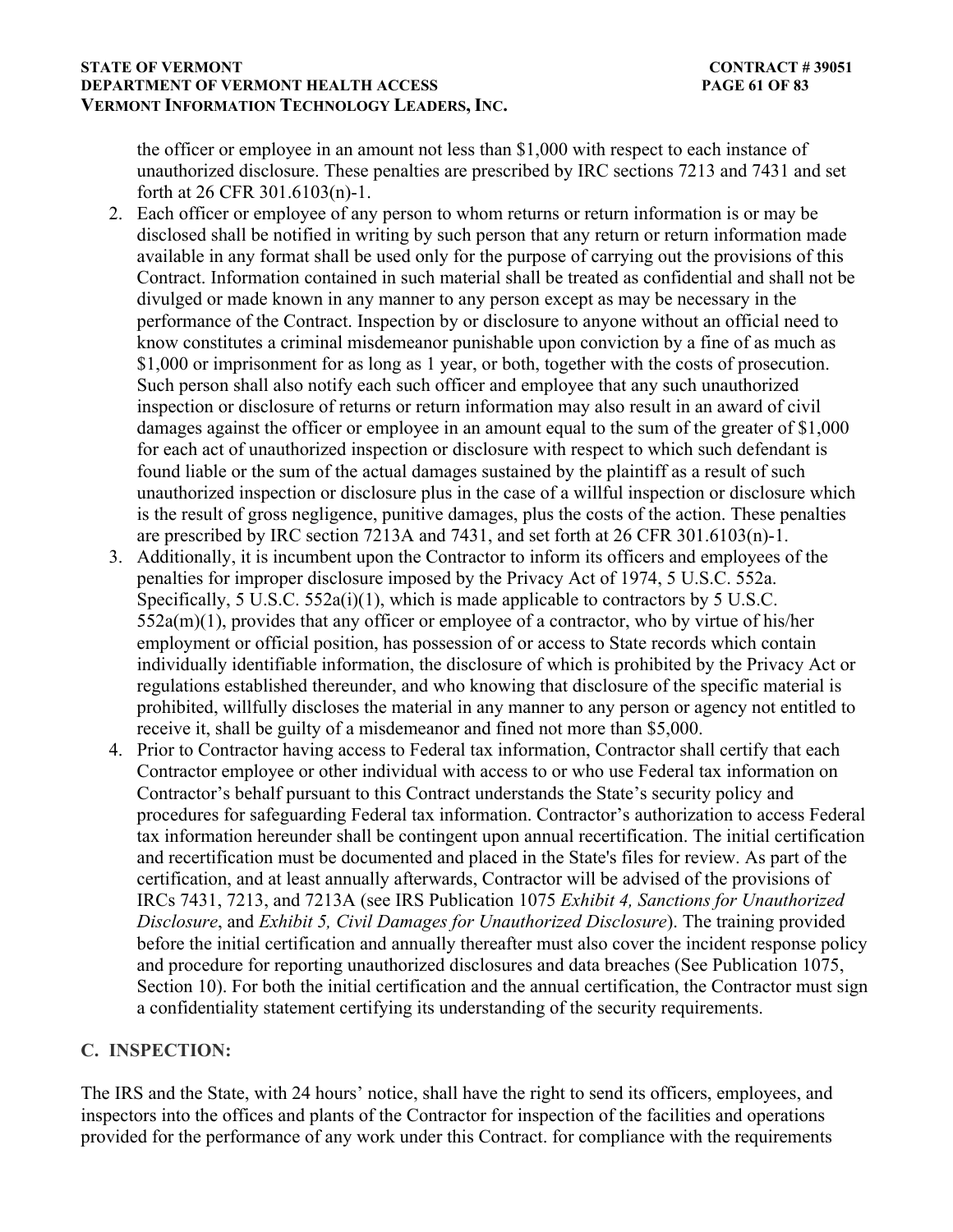the officer or employee in an amount not less than $1,000 with respect to each instance of unauthorized disclosure. These penalties are prescribed by IRC sections 7213 and 7431 and set forth at 26 CFR 301.6103(n)-1.

2. Each officer or employee of any person to whom returns or return information is or may be disclosed shall be notified in writing by such person that any return or return information made available in any format shall be used only for the purpose of carrying out the provisions of this Contract. Information contained in such material shall be treated as confidential and shall not be divulged or made known in any manner to any person except as may be necessary in the performance of the Contract. Inspection by or disclosure to anyone without an official need to know constitutes a criminal misdemeanor punishable upon conviction by a fine of as much as $1,000 or imprisonment for as long as 1 year, or both, together with the costs of prosecution. Such person shall also notify each such officer and employee that any such unauthorized inspection or disclosure of returns or return information may also result in an award of civil damages against the officer or employee in an amount equal to the sum of the greater of $1,000 for each act of unauthorized inspection or disclosure with respect to which such defendant is found liable or the sum of the actual damages sustained by the plaintiff as a result of such unauthorized inspection or disclosure plus in the case of a willful inspection or disclosure which is the result of gross negligence, punitive damages, plus the costs of the action. These penalties are prescribed by IRC section 7213A and 7431, and set forth at 26 CFR 301.6103(n)-1.
3. Additionally, it is incumbent upon the Contractor to inform its officers and employees of the penalties for improper disclosure imposed by the Privacy Act of 1974, 5 U.S.C. 552a. Specifically, 5 U.S.C. 552a(i)(1), which is made applicable to contractors by 5 U.S.C. 552a(m)(1), provides that any officer or employee of a contractor, who by virtue of his/her employment or official position, has possession of or access to State records which contain individually identifiable information, the disclosure of which is prohibited by the Privacy Act or regulations established thereunder, and who knowing that disclosure of the specific material is prohibited, willfully discloses the material in any manner to any person or agency not entitled to receive it, shall be guilty of a misdemeanor and fined not more than $5,000.
4. Prior to Contractor having access to Federal tax information, Contractor shall certify that each Contractor employee or other individual with access to or who use Federal tax information on Contractor's behalf pursuant to this Contract understands the State's security policy and procedures for safeguarding Federal tax information. Contractor's authorization to access Federal tax information hereunder shall be contingent upon annual recertification. The initial certification and recertification must be documented and placed in the State's files for review. As part of the certification, and at least annually afterwards, Contractor will be advised of the provisions of IRCs 7431, 7213, and 7213A (see IRS Publication 1075 *Exhibit 4, Sanctions for Unauthorized Disclosure*, and *Exhibit 5, Civil Damages for Unauthorized Disclosure*). The training provided before the initial certification and annually thereafter must also cover the incident response policy and procedure for reporting unauthorized disclosures and data breaches (See Publication 1075, Section 10). For both the initial certification and the annual certification, the Contractor must sign a confidentiality statement certifying its understanding of the security requirements.

## C. INSPECTION:

The IRS and the State, with 24 hours' notice, shall have the right to send its officers, employees, and inspectors into the offices and plants of the Contractor for inspection of the facilities and operations provided for the performance of any work under this Contract. for compliance with the requirements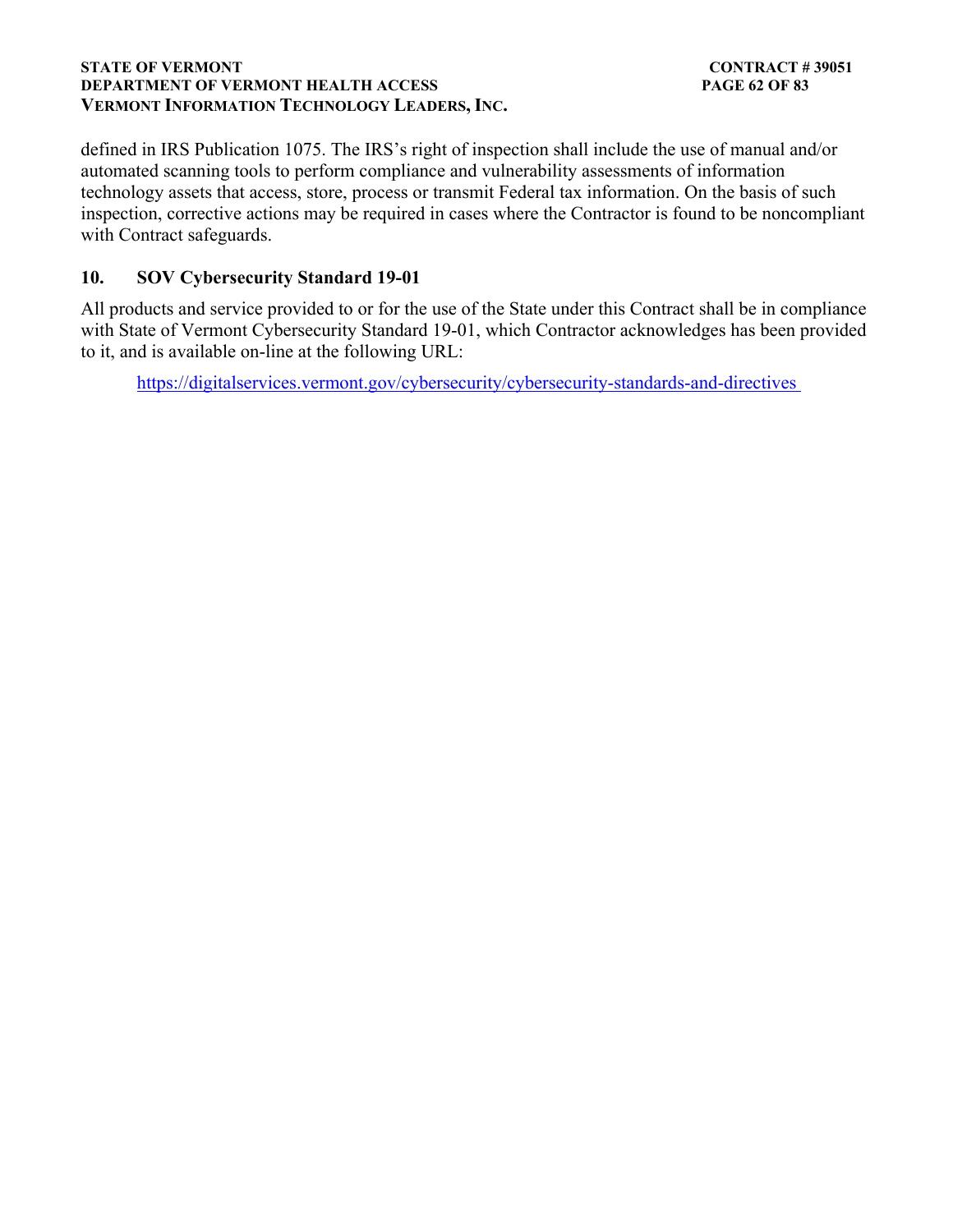defined in IRS Publication 1075. The IRS's right of inspection shall include the use of manual and/or automated scanning tools to perform compliance and vulnerability assessments of information technology assets that access, store, process or transmit Federal tax information. On the basis of such inspection, corrective actions may be required in cases where the Contractor is found to be noncompliant with Contract safeguards.

## 10. SOV Cybersecurity Standard 19-01

All products and service provided to or for the use of the State under this Contract shall be in compliance with State of Vermont Cybersecurity Standard 19-01, which Contractor acknowledges has been provided to it, and is available on-line at the following URL:

https://digitalservices.vermont.gov/cybersecurity/cybersecurity-standards-and-directives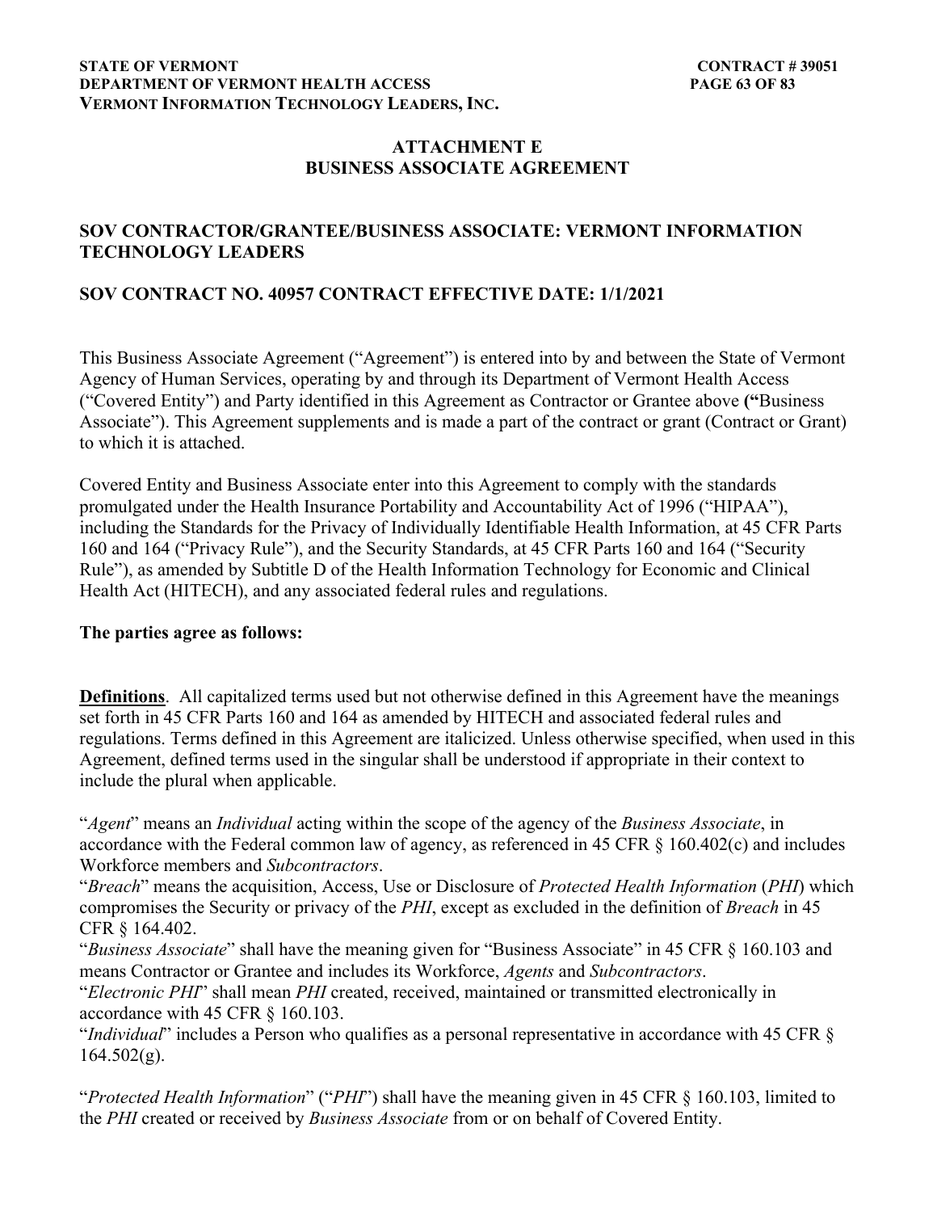## ATTACHMENT E
## BUSINESS ASSOCIATE AGREEMENT

### SOV CONTRACTOR/GRANTEE/BUSINESS ASSOCIATE: VERMONT INFORMATION TECHNOLOGY LEADERS

### SOV CONTRACT NO. 40957 CONTRACT EFFECTIVE DATE: 1/1/2021

This Business Associate Agreement ("Agreement") is entered into by and between the State of Vermont Agency of Human Services, operating by and through its Department of Vermont Health Access ("Covered Entity") and Party identified in this Agreement as Contractor or Grantee above **("**Business Associate"). This Agreement supplements and is made a part of the contract or grant (Contract or Grant) to which it is attached.

Covered Entity and Business Associate enter into this Agreement to comply with the standards promulgated under the Health Insurance Portability and Accountability Act of 1996 ("HIPAA"), including the Standards for the Privacy of Individually Identifiable Health Information, at 45 CFR Parts 160 and 164 ("Privacy Rule"), and the Security Standards, at 45 CFR Parts 160 and 164 ("Security Rule"), as amended by Subtitle D of the Health Information Technology for Economic and Clinical Health Act (HITECH), and any associated federal rules and regulations.

**The parties agree as follows:**

**Definitions**. All capitalized terms used but not otherwise defined in this Agreement have the meanings set forth in 45 CFR Parts 160 and 164 as amended by HITECH and associated federal rules and regulations. Terms defined in this Agreement are italicized. Unless otherwise specified, when used in this Agreement, defined terms used in the singular shall be understood if appropriate in their context to include the plural when applicable.

"*Agent*" means an *Individual* acting within the scope of the agency of the *Business Associate*, in accordance with the Federal common law of agency, as referenced in 45 CFR § 160.402(c) and includes Workforce members and *Subcontractors*.

"*Breach*" means the acquisition, Access, Use or Disclosure of *Protected Health Information* (*PHI*) which compromises the Security or privacy of the *PHI*, except as excluded in the definition of *Breach* in 45 CFR § 164.402.

"*Business Associate*" shall have the meaning given for "Business Associate" in 45 CFR § 160.103 and means Contractor or Grantee and includes its Workforce, *Agents* and *Subcontractors*.

"*Electronic PHI*" shall mean *PHI* created, received, maintained or transmitted electronically in accordance with 45 CFR § 160.103.

"*Individual*" includes a Person who qualifies as a personal representative in accordance with 45 CFR § 164.502(g).

"*Protected Health Information*" ("*PHI*") shall have the meaning given in 45 CFR § 160.103, limited to the *PHI* created or received by *Business Associate* from or on behalf of Covered Entity.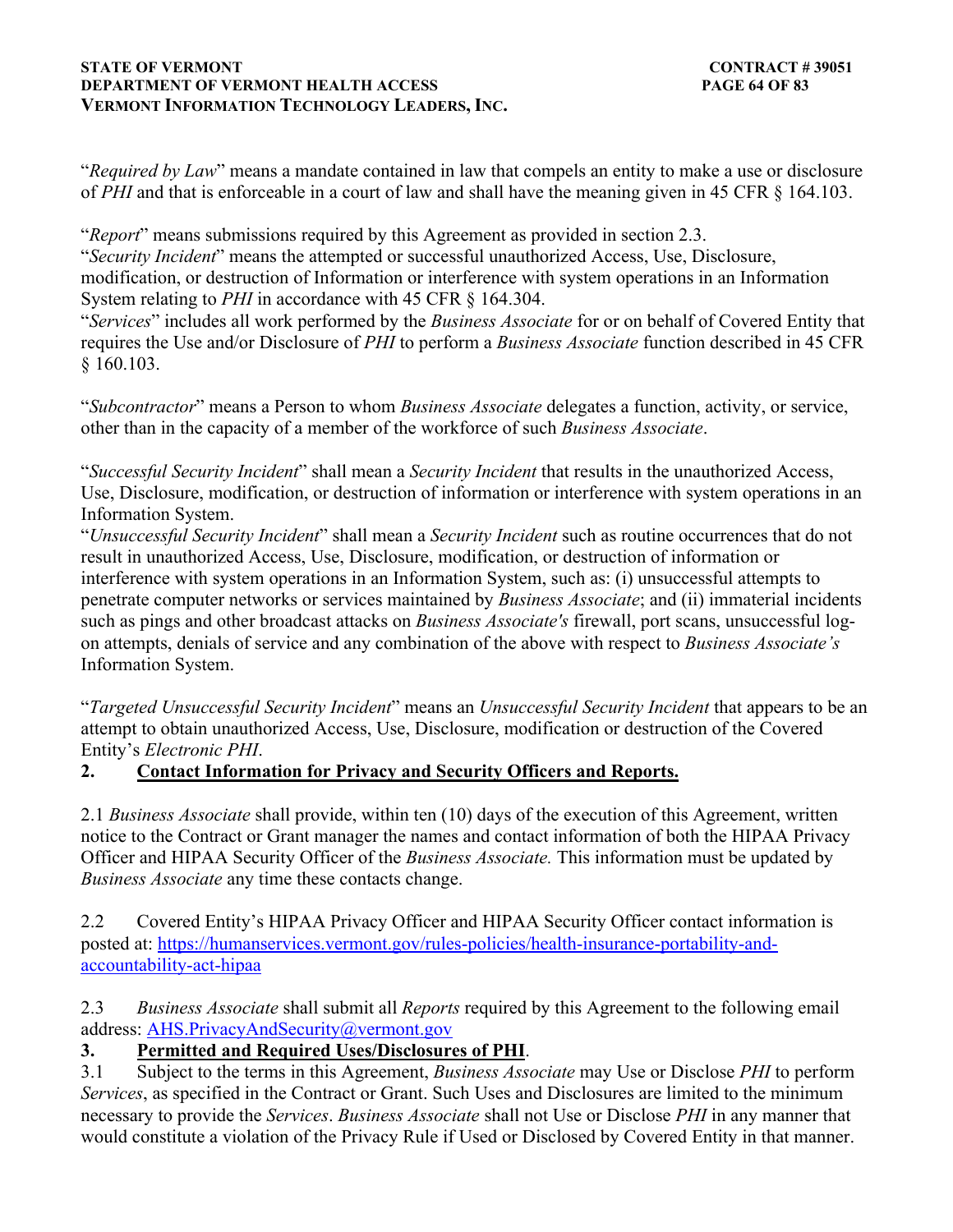"*Required by Law*" means a mandate contained in law that compels an entity to make a use or disclosure of *PHI* and that is enforceable in a court of law and shall have the meaning given in 45 CFR § 164.103.

"*Report*" means submissions required by this Agreement as provided in section 2.3.
"*Security Incident*" means the attempted or successful unauthorized Access, Use, Disclosure, modification, or destruction of Information or interference with system operations in an Information System relating to *PHI* in accordance with 45 CFR § 164.304.
"*Services*" includes all work performed by the *Business Associate* for or on behalf of Covered Entity that requires the Use and/or Disclosure of *PHI* to perform a *Business Associate* function described in 45 CFR § 160.103.

"*Subcontractor*" means a Person to whom *Business Associate* delegates a function, activity, or service, other than in the capacity of a member of the workforce of such *Business Associate*.

"*Successful Security Incident*" shall mean a *Security Incident* that results in the unauthorized Access, Use, Disclosure, modification, or destruction of information or interference with system operations in an Information System.
"*Unsuccessful Security Incident*" shall mean a *Security Incident* such as routine occurrences that do not result in unauthorized Access, Use, Disclosure, modification, or destruction of information or interference with system operations in an Information System, such as: (i) unsuccessful attempts to penetrate computer networks or services maintained by *Business Associate*; and (ii) immaterial incidents such as pings and other broadcast attacks on *Business Associate's* firewall, port scans, unsuccessful log-on attempts, denials of service and any combination of the above with respect to *Business Associate's* Information System.

"*Targeted Unsuccessful Security Incident*" means an *Unsuccessful Security Incident* that appears to be an attempt to obtain unauthorized Access, Use, Disclosure, modification or destruction of the Covered Entity's *Electronic PHI*.

## 2. Contact Information for Privacy and Security Officers and Reports.

2.1 *Business Associate* shall provide, within ten (10) days of the execution of this Agreement, written notice to the Contract or Grant manager the names and contact information of both the HIPAA Privacy Officer and HIPAA Security Officer of the *Business Associate.* This information must be updated by *Business Associate* any time these contacts change.

2.2 Covered Entity's HIPAA Privacy Officer and HIPAA Security Officer contact information is posted at: https://humanservices.vermont.gov/rules-policies/health-insurance-portability-and-accountability-act-hipaa

2.3 *Business Associate* shall submit all *Reports* required by this Agreement to the following email address: AHS.PrivacyAndSecurity@vermont.gov

## 3. Permitted and Required Uses/Disclosures of PHI.

3.1 Subject to the terms in this Agreement, *Business Associate* may Use or Disclose *PHI* to perform *Services*, as specified in the Contract or Grant. Such Uses and Disclosures are limited to the minimum necessary to provide the *Services*. *Business Associate* shall not Use or Disclose *PHI* in any manner that would constitute a violation of the Privacy Rule if Used or Disclosed by Covered Entity in that manner.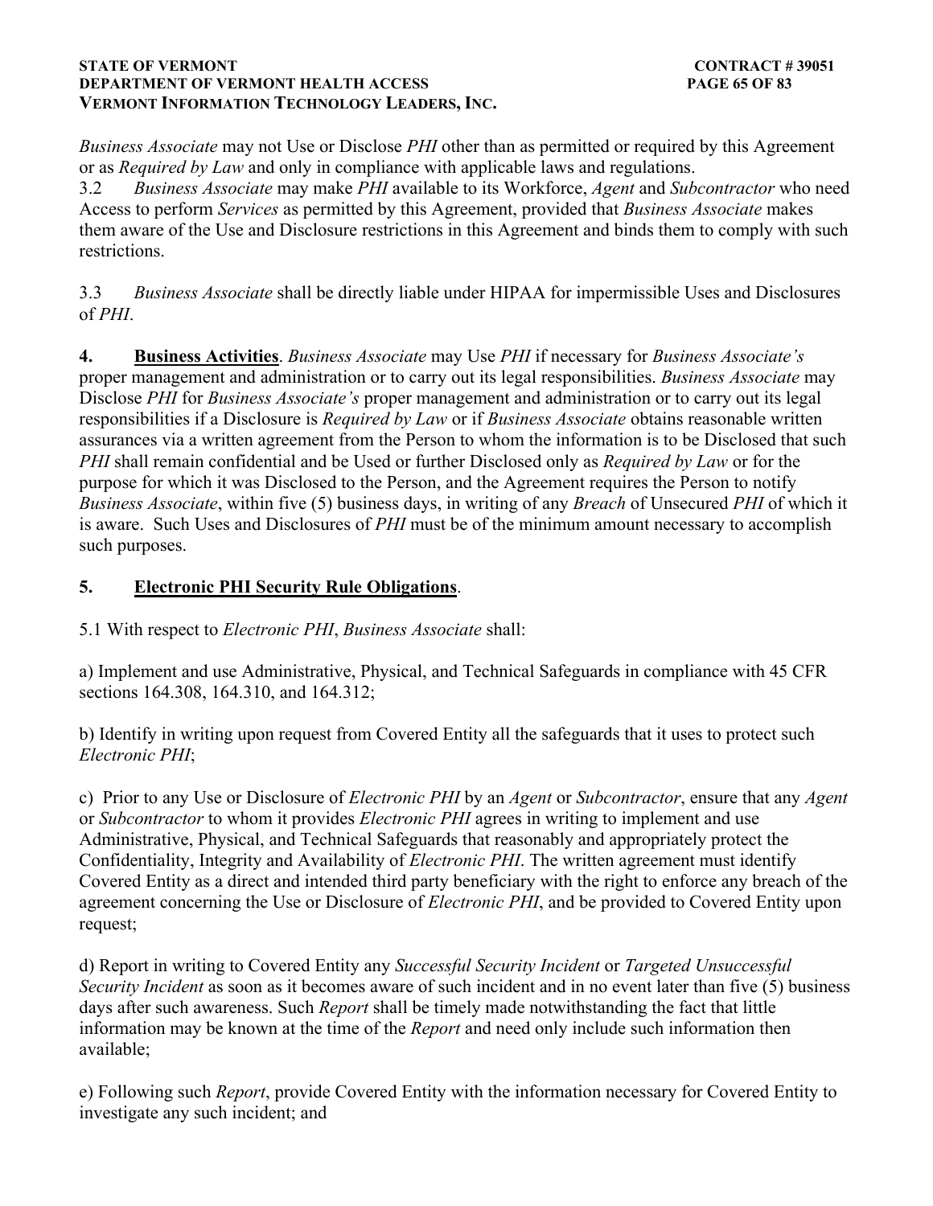*Business Associate* may not Use or Disclose *PHI* other than as permitted or required by this Agreement or as *Required by Law* and only in compliance with applicable laws and regulations.

3.2 *Business Associate* may make *PHI* available to its Workforce, *Agent* and *Subcontractor* who need Access to perform *Services* as permitted by this Agreement, provided that *Business Associate* makes them aware of the Use and Disclosure restrictions in this Agreement and binds them to comply with such restrictions.

3.3 *Business Associate* shall be directly liable under HIPAA for impermissible Uses and Disclosures of *PHI*.

**4. Business Activities**. *Business Associate* may Use *PHI* if necessary for *Business Associate's* proper management and administration or to carry out its legal responsibilities. *Business Associate* may Disclose *PHI* for *Business Associate's* proper management and administration or to carry out its legal responsibilities if a Disclosure is *Required by Law* or if *Business Associate* obtains reasonable written assurances via a written agreement from the Person to whom the information is to be Disclosed that such *PHI* shall remain confidential and be Used or further Disclosed only as *Required by Law* or for the purpose for which it was Disclosed to the Person, and the Agreement requires the Person to notify *Business Associate*, within five (5) business days, in writing of any *Breach* of Unsecured *PHI* of which it is aware. Such Uses and Disclosures of *PHI* must be of the minimum amount necessary to accomplish such purposes.

**5. Electronic PHI Security Rule Obligations**.

5.1 With respect to *Electronic PHI*, *Business Associate* shall:

a) Implement and use Administrative, Physical, and Technical Safeguards in compliance with 45 CFR sections 164.308, 164.310, and 164.312;

b) Identify in writing upon request from Covered Entity all the safeguards that it uses to protect such *Electronic PHI*;

c) Prior to any Use or Disclosure of *Electronic PHI* by an *Agent* or *Subcontractor*, ensure that any *Agent* or *Subcontractor* to whom it provides *Electronic PHI* agrees in writing to implement and use Administrative, Physical, and Technical Safeguards that reasonably and appropriately protect the Confidentiality, Integrity and Availability of *Electronic PHI*. The written agreement must identify Covered Entity as a direct and intended third party beneficiary with the right to enforce any breach of the agreement concerning the Use or Disclosure of *Electronic PHI*, and be provided to Covered Entity upon request;

d) Report in writing to Covered Entity any *Successful Security Incident* or *Targeted Unsuccessful Security Incident* as soon as it becomes aware of such incident and in no event later than five (5) business days after such awareness. Such *Report* shall be timely made notwithstanding the fact that little information may be known at the time of the *Report* and need only include such information then available;

e) Following such *Report*, provide Covered Entity with the information necessary for Covered Entity to investigate any such incident; and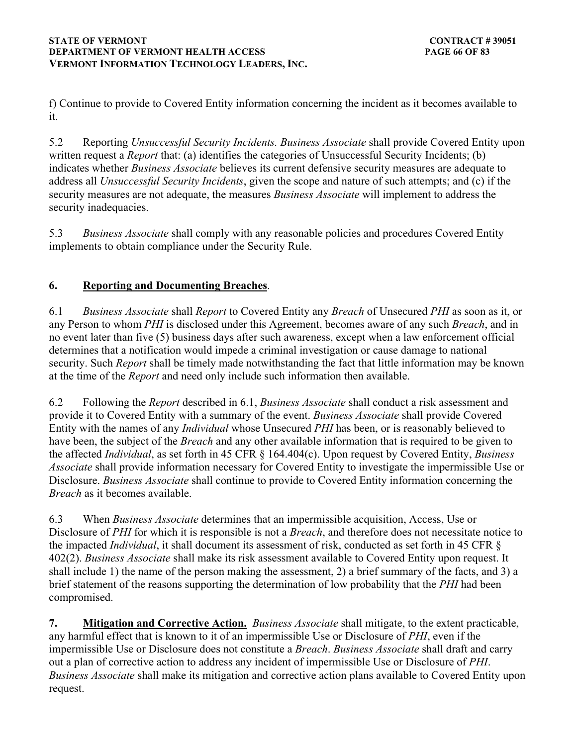f) Continue to provide to Covered Entity information concerning the incident as it becomes available to it.

5.2 Reporting *Unsuccessful Security Incidents. Business Associate* shall provide Covered Entity upon written request a *Report* that: (a) identifies the categories of Unsuccessful Security Incidents; (b) indicates whether *Business Associate* believes its current defensive security measures are adequate to address all *Unsuccessful Security Incidents*, given the scope and nature of such attempts; and (c) if the security measures are not adequate, the measures *Business Associate* will implement to address the security inadequacies.

5.3 *Business Associate* shall comply with any reasonable policies and procedures Covered Entity implements to obtain compliance under the Security Rule.

## 6. Reporting and Documenting Breaches.

6.1 *Business Associate* shall *Report* to Covered Entity any *Breach* of Unsecured *PHI* as soon as it, or any Person to whom *PHI* is disclosed under this Agreement, becomes aware of any such *Breach*, and in no event later than five (5) business days after such awareness, except when a law enforcement official determines that a notification would impede a criminal investigation or cause damage to national security. Such *Report* shall be timely made notwithstanding the fact that little information may be known at the time of the *Report* and need only include such information then available.

6.2 Following the *Report* described in 6.1, *Business Associate* shall conduct a risk assessment and provide it to Covered Entity with a summary of the event. *Business Associate* shall provide Covered Entity with the names of any *Individual* whose Unsecured *PHI* has been, or is reasonably believed to have been, the subject of the *Breach* and any other available information that is required to be given to the affected *Individual*, as set forth in 45 CFR § 164.404(c). Upon request by Covered Entity, *Business Associate* shall provide information necessary for Covered Entity to investigate the impermissible Use or Disclosure. *Business Associate* shall continue to provide to Covered Entity information concerning the *Breach* as it becomes available.

6.3 When *Business Associate* determines that an impermissible acquisition, Access, Use or Disclosure of *PHI* for which it is responsible is not a *Breach*, and therefore does not necessitate notice to the impacted *Individual*, it shall document its assessment of risk, conducted as set forth in 45 CFR § 402(2). *Business Associate* shall make its risk assessment available to Covered Entity upon request. It shall include 1) the name of the person making the assessment, 2) a brief summary of the facts, and 3) a brief statement of the reasons supporting the determination of low probability that the *PHI* had been compromised.

**7. Mitigation and Corrective Action.** *Business Associate* shall mitigate, to the extent practicable, any harmful effect that is known to it of an impermissible Use or Disclosure of *PHI*, even if the impermissible Use or Disclosure does not constitute a *Breach*. *Business Associate* shall draft and carry out a plan of corrective action to address any incident of impermissible Use or Disclosure of *PHI*. *Business Associate* shall make its mitigation and corrective action plans available to Covered Entity upon request.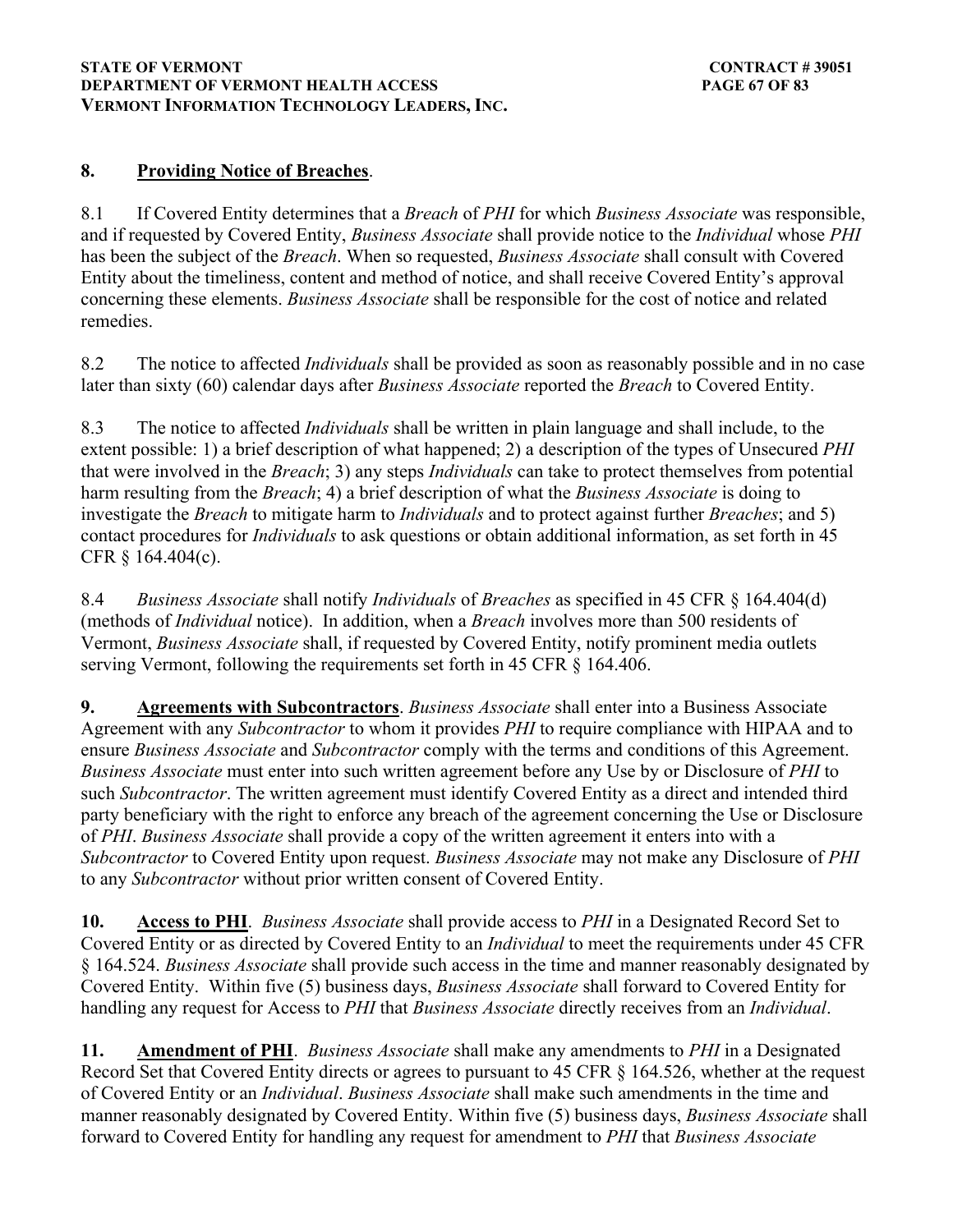**8. <u>Providing Notice of Breaches</u>**.

8.1 If Covered Entity determines that a *Breach* of *PHI* for which *Business Associate* was responsible, and if requested by Covered Entity, *Business Associate* shall provide notice to the *Individual* whose *PHI* has been the subject of the *Breach*. When so requested, *Business Associate* shall consult with Covered Entity about the timeliness, content and method of notice, and shall receive Covered Entity's approval concerning these elements. *Business Associate* shall be responsible for the cost of notice and related remedies.

8.2 The notice to affected *Individuals* shall be provided as soon as reasonably possible and in no case later than sixty (60) calendar days after *Business Associate* reported the *Breach* to Covered Entity.

8.3 The notice to affected *Individuals* shall be written in plain language and shall include, to the extent possible: 1) a brief description of what happened; 2) a description of the types of Unsecured *PHI* that were involved in the *Breach*; 3) any steps *Individuals* can take to protect themselves from potential harm resulting from the *Breach*; 4) a brief description of what the *Business Associate* is doing to investigate the *Breach* to mitigate harm to *Individuals* and to protect against further *Breaches*; and 5) contact procedures for *Individuals* to ask questions or obtain additional information, as set forth in 45 CFR § 164.404(c).

8.4 *Business Associate* shall notify *Individuals* of *Breaches* as specified in 45 CFR § 164.404(d) (methods of *Individual* notice). In addition, when a *Breach* involves more than 500 residents of Vermont, *Business Associate* shall, if requested by Covered Entity, notify prominent media outlets serving Vermont, following the requirements set forth in 45 CFR § 164.406.

**9. <u>Agreements with Subcontractors</u>**. *Business Associate* shall enter into a Business Associate Agreement with any *Subcontractor* to whom it provides *PHI* to require compliance with HIPAA and to ensure *Business Associate* and *Subcontractor* comply with the terms and conditions of this Agreement. *Business Associate* must enter into such written agreement before any Use by or Disclosure of *PHI* to such *Subcontractor*. The written agreement must identify Covered Entity as a direct and intended third party beneficiary with the right to enforce any breach of the agreement concerning the Use or Disclosure of *PHI*. *Business Associate* shall provide a copy of the written agreement it enters into with a *Subcontractor* to Covered Entity upon request. *Business Associate* may not make any Disclosure of *PHI* to any *Subcontractor* without prior written consent of Covered Entity.

**10. <u>Access to PHI</u>**. *Business Associate* shall provide access to *PHI* in a Designated Record Set to Covered Entity or as directed by Covered Entity to an *Individual* to meet the requirements under 45 CFR § 164.524. *Business Associate* shall provide such access in the time and manner reasonably designated by Covered Entity. Within five (5) business days, *Business Associate* shall forward to Covered Entity for handling any request for Access to *PHI* that *Business Associate* directly receives from an *Individual*.

**11. <u>Amendment of PHI</u>**. *Business Associate* shall make any amendments to *PHI* in a Designated Record Set that Covered Entity directs or agrees to pursuant to 45 CFR § 164.526, whether at the request of Covered Entity or an *Individual*. *Business Associate* shall make such amendments in the time and manner reasonably designated by Covered Entity. Within five (5) business days, *Business Associate* shall forward to Covered Entity for handling any request for amendment to *PHI* that *Business Associate*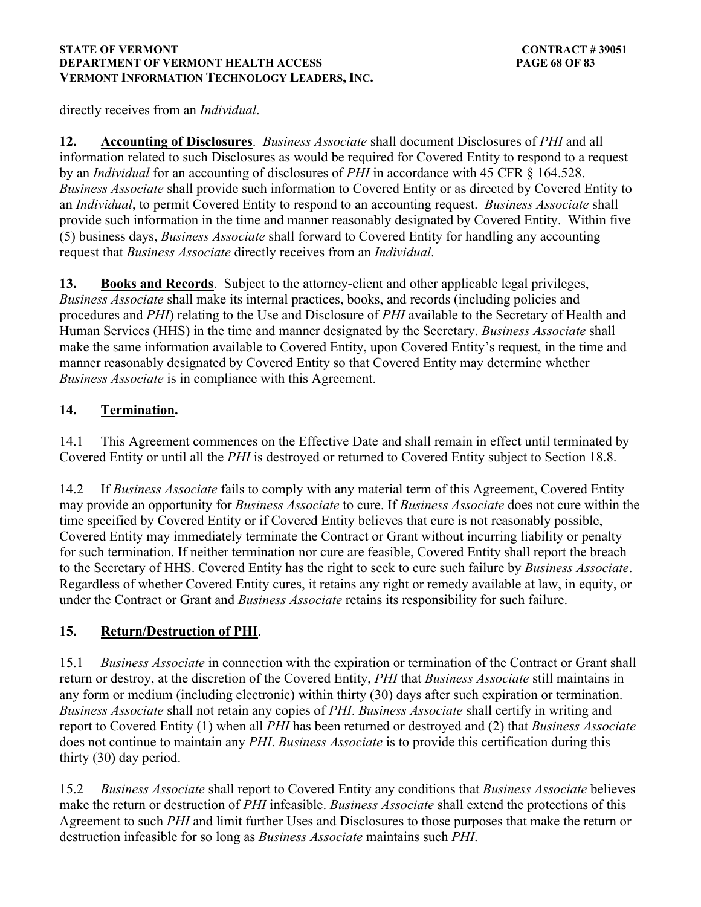directly receives from an *Individual*.

**12. Accounting of Disclosures**. *Business Associate* shall document Disclosures of *PHI* and all information related to such Disclosures as would be required for Covered Entity to respond to a request by an *Individual* for an accounting of disclosures of *PHI* in accordance with 45 CFR § 164.528. *Business Associate* shall provide such information to Covered Entity or as directed by Covered Entity to an *Individual*, to permit Covered Entity to respond to an accounting request. *Business Associate* shall provide such information in the time and manner reasonably designated by Covered Entity. Within five (5) business days, *Business Associate* shall forward to Covered Entity for handling any accounting request that *Business Associate* directly receives from an *Individual*.

**13. Books and Records**. Subject to the attorney-client and other applicable legal privileges, *Business Associate* shall make its internal practices, books, and records (including policies and procedures and *PHI*) relating to the Use and Disclosure of *PHI* available to the Secretary of Health and Human Services (HHS) in the time and manner designated by the Secretary. *Business Associate* shall make the same information available to Covered Entity, upon Covered Entity's request, in the time and manner reasonably designated by Covered Entity so that Covered Entity may determine whether *Business Associate* is in compliance with this Agreement.

**14. Termination.**

14.1 This Agreement commences on the Effective Date and shall remain in effect until terminated by Covered Entity or until all the *PHI* is destroyed or returned to Covered Entity subject to Section 18.8.

14.2 If *Business Associate* fails to comply with any material term of this Agreement, Covered Entity may provide an opportunity for *Business Associate* to cure. If *Business Associate* does not cure within the time specified by Covered Entity or if Covered Entity believes that cure is not reasonably possible, Covered Entity may immediately terminate the Contract or Grant without incurring liability or penalty for such termination. If neither termination nor cure are feasible, Covered Entity shall report the breach to the Secretary of HHS. Covered Entity has the right to seek to cure such failure by *Business Associate*. Regardless of whether Covered Entity cures, it retains any right or remedy available at law, in equity, or under the Contract or Grant and *Business Associate* retains its responsibility for such failure.

**15. Return/Destruction of PHI**.

15.1 *Business Associate* in connection with the expiration or termination of the Contract or Grant shall return or destroy, at the discretion of the Covered Entity, *PHI* that *Business Associate* still maintains in any form or medium (including electronic) within thirty (30) days after such expiration or termination. *Business Associate* shall not retain any copies of *PHI*. *Business Associate* shall certify in writing and report to Covered Entity (1) when all *PHI* has been returned or destroyed and (2) that *Business Associate* does not continue to maintain any *PHI*. *Business Associate* is to provide this certification during this thirty (30) day period.

15.2 *Business Associate* shall report to Covered Entity any conditions that *Business Associate* believes make the return or destruction of *PHI* infeasible. *Business Associate* shall extend the protections of this Agreement to such *PHI* and limit further Uses and Disclosures to those purposes that make the return or destruction infeasible for so long as *Business Associate* maintains such *PHI*.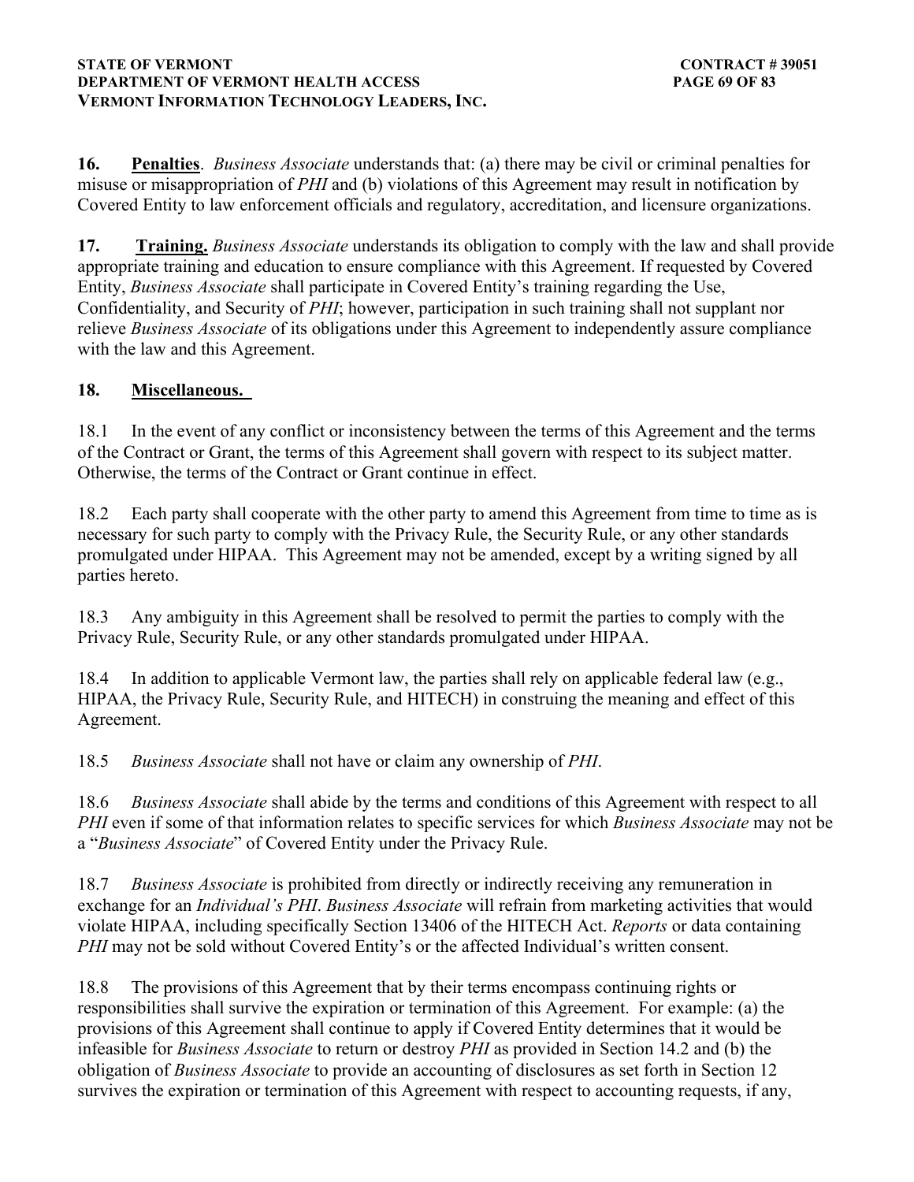**16.** **Penalties**. *Business Associate* understands that: (a) there may be civil or criminal penalties for misuse or misappropriation of *PHI* and (b) violations of this Agreement may result in notification by Covered Entity to law enforcement officials and regulatory, accreditation, and licensure organizations.

**17.** **Training.** *Business Associate* understands its obligation to comply with the law and shall provide appropriate training and education to ensure compliance with this Agreement. If requested by Covered Entity, *Business Associate* shall participate in Covered Entity's training regarding the Use, Confidentiality, and Security of *PHI*; however, participation in such training shall not supplant nor relieve *Business Associate* of its obligations under this Agreement to independently assure compliance with the law and this Agreement.

**18.** **Miscellaneous.**

18.1 In the event of any conflict or inconsistency between the terms of this Agreement and the terms of the Contract or Grant, the terms of this Agreement shall govern with respect to its subject matter. Otherwise, the terms of the Contract or Grant continue in effect.

18.2 Each party shall cooperate with the other party to amend this Agreement from time to time as is necessary for such party to comply with the Privacy Rule, the Security Rule, or any other standards promulgated under HIPAA. This Agreement may not be amended, except by a writing signed by all parties hereto.

18.3 Any ambiguity in this Agreement shall be resolved to permit the parties to comply with the Privacy Rule, Security Rule, or any other standards promulgated under HIPAA.

18.4 In addition to applicable Vermont law, the parties shall rely on applicable federal law (e.g., HIPAA, the Privacy Rule, Security Rule, and HITECH) in construing the meaning and effect of this Agreement.

18.5 *Business Associate* shall not have or claim any ownership of *PHI*.

18.6 *Business Associate* shall abide by the terms and conditions of this Agreement with respect to all *PHI* even if some of that information relates to specific services for which *Business Associate* may not be a "*Business Associate*" of Covered Entity under the Privacy Rule.

18.7 *Business Associate* is prohibited from directly or indirectly receiving any remuneration in exchange for an *Individual's PHI*. *Business Associate* will refrain from marketing activities that would violate HIPAA, including specifically Section 13406 of the HITECH Act. *Reports* or data containing *PHI* may not be sold without Covered Entity's or the affected Individual's written consent.

18.8 The provisions of this Agreement that by their terms encompass continuing rights or responsibilities shall survive the expiration or termination of this Agreement. For example: (a) the provisions of this Agreement shall continue to apply if Covered Entity determines that it would be infeasible for *Business Associate* to return or destroy *PHI* as provided in Section 14.2 and (b) the obligation of *Business Associate* to provide an accounting of disclosures as set forth in Section 12 survives the expiration or termination of this Agreement with respect to accounting requests, if any,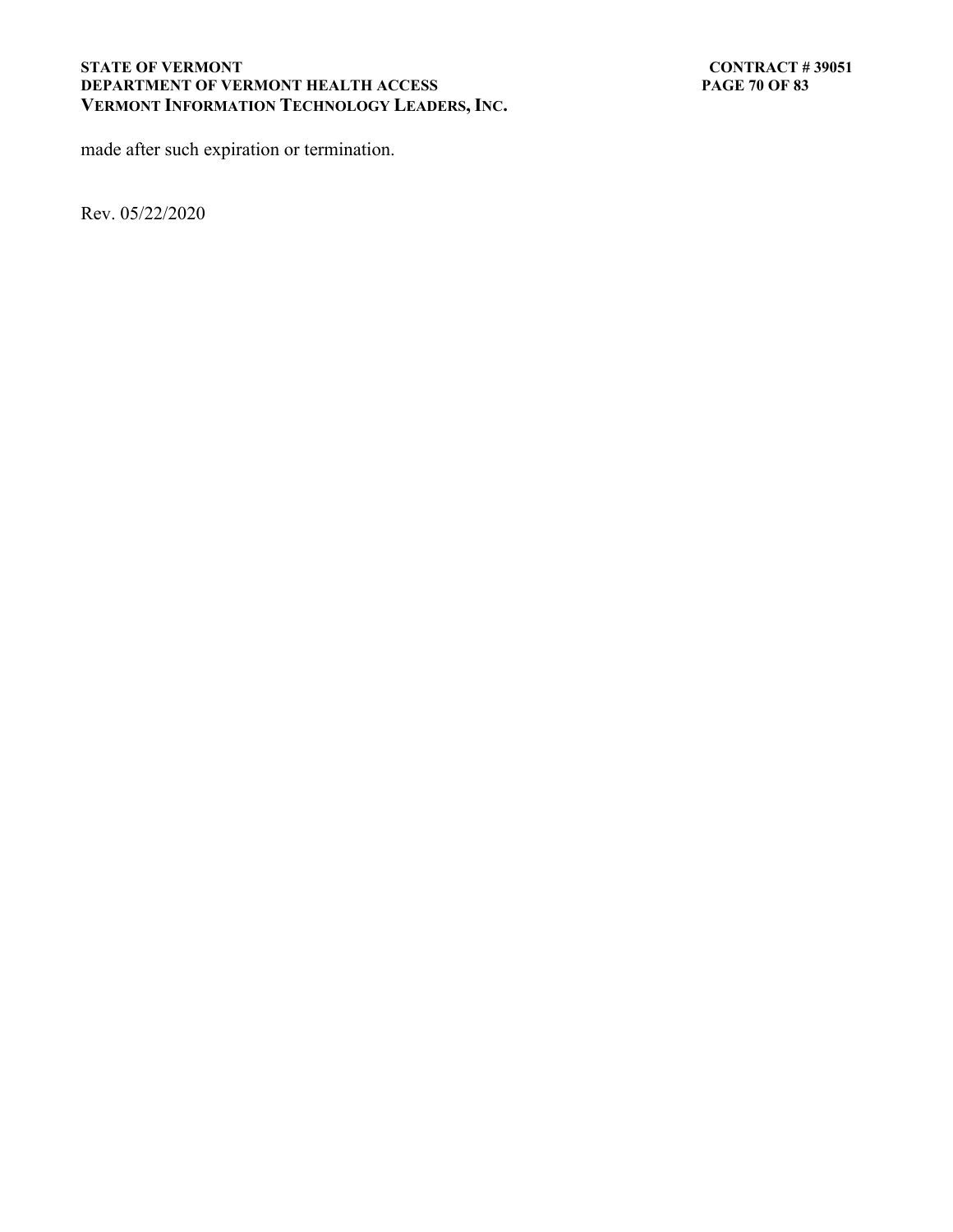made after such expiration or termination.

Rev. 05/22/2020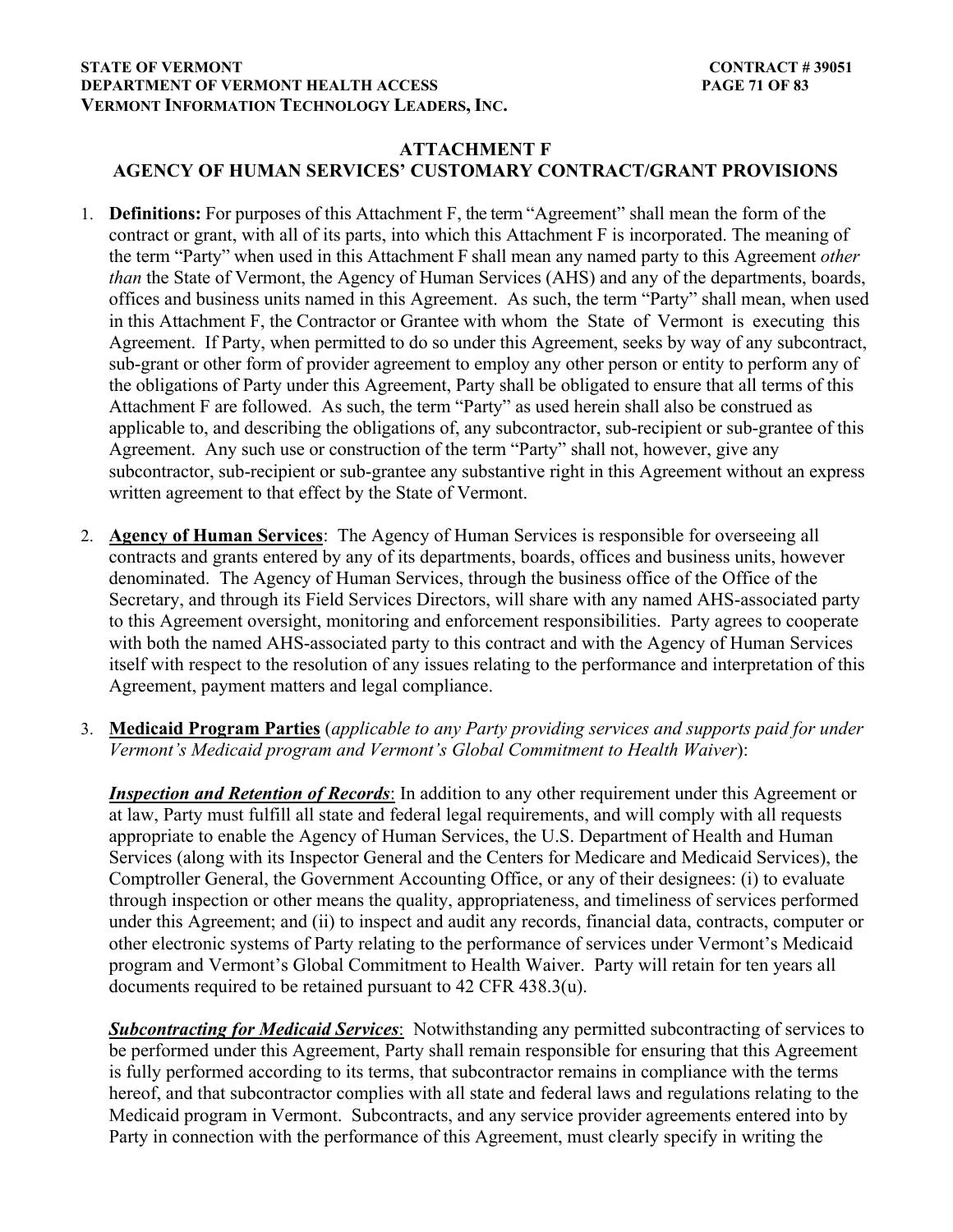## ATTACHMENT F
## AGENCY OF HUMAN SERVICES' CUSTOMARY CONTRACT/GRANT PROVISIONS

1. **Definitions:** For purposes of this Attachment F, the term "Agreement" shall mean the form of the contract or grant, with all of its parts, into which this Attachment F is incorporated. The meaning of the term "Party" when used in this Attachment F shall mean any named party to this Agreement *other than* the State of Vermont, the Agency of Human Services (AHS) and any of the departments, boards, offices and business units named in this Agreement. As such, the term "Party" shall mean, when used in this Attachment F, the Contractor or Grantee with whom the State of Vermont is executing this Agreement. If Party, when permitted to do so under this Agreement, seeks by way of any subcontract, sub-grant or other form of provider agreement to employ any other person or entity to perform any of the obligations of Party under this Agreement, Party shall be obligated to ensure that all terms of this Attachment F are followed. As such, the term "Party" as used herein shall also be construed as applicable to, and describing the obligations of, any subcontractor, sub-recipient or sub-grantee of this Agreement. Any such use or construction of the term "Party" shall not, however, give any subcontractor, sub-recipient or sub-grantee any substantive right in this Agreement without an express written agreement to that effect by the State of Vermont.

2. **Agency of Human Services**: The Agency of Human Services is responsible for overseeing all contracts and grants entered by any of its departments, boards, offices and business units, however denominated. The Agency of Human Services, through the business office of the Office of the Secretary, and through its Field Services Directors, will share with any named AHS-associated party to this Agreement oversight, monitoring and enforcement responsibilities. Party agrees to cooperate with both the named AHS-associated party to this contract and with the Agency of Human Services itself with respect to the resolution of any issues relating to the performance and interpretation of this Agreement, payment matters and legal compliance.

3. **Medicaid Program Parties** (*applicable to any Party providing services and supports paid for under Vermont's Medicaid program and Vermont's Global Commitment to Health Waiver*):

   ***Inspection and Retention of Records***: In addition to any other requirement under this Agreement or at law, Party must fulfill all state and federal legal requirements, and will comply with all requests appropriate to enable the Agency of Human Services, the U.S. Department of Health and Human Services (along with its Inspector General and the Centers for Medicare and Medicaid Services), the Comptroller General, the Government Accounting Office, or any of their designees: (i) to evaluate through inspection or other means the quality, appropriateness, and timeliness of services performed under this Agreement; and (ii) to inspect and audit any records, financial data, contracts, computer or other electronic systems of Party relating to the performance of services under Vermont's Medicaid program and Vermont's Global Commitment to Health Waiver. Party will retain for ten years all documents required to be retained pursuant to 42 CFR 438.3(u).

   ***Subcontracting for Medicaid Services***: Notwithstanding any permitted subcontracting of services to be performed under this Agreement, Party shall remain responsible for ensuring that this Agreement is fully performed according to its terms, that subcontractor remains in compliance with the terms hereof, and that subcontractor complies with all state and federal laws and regulations relating to the Medicaid program in Vermont. Subcontracts, and any service provider agreements entered into by Party in connection with the performance of this Agreement, must clearly specify in writing the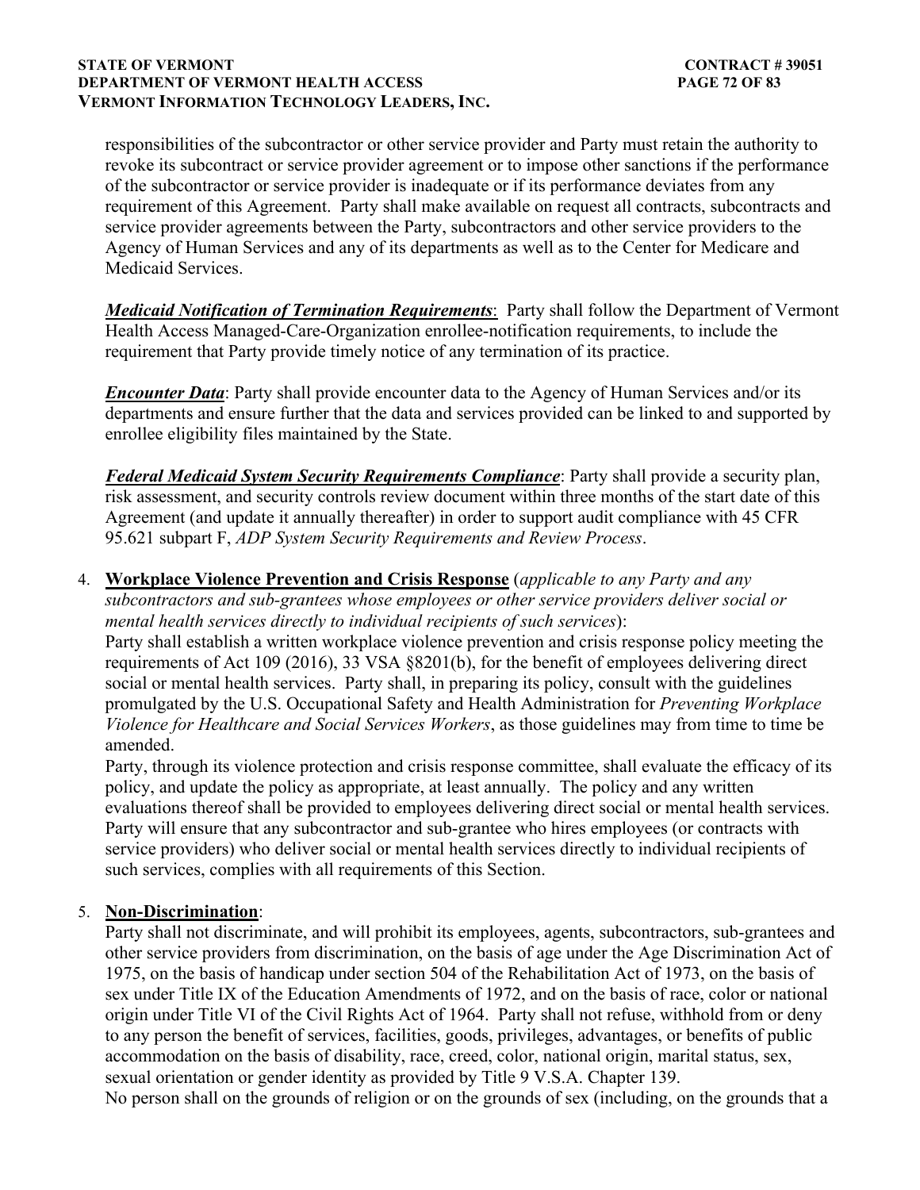responsibilities of the subcontractor or other service provider and Party must retain the authority to revoke its subcontract or service provider agreement or to impose other sanctions if the performance of the subcontractor or service provider is inadequate or if its performance deviates from any requirement of this Agreement. Party shall make available on request all contracts, subcontracts and service provider agreements between the Party, subcontractors and other service providers to the Agency of Human Services and any of its departments as well as to the Center for Medicare and Medicaid Services.

***Medicaid Notification of Termination Requirements***: Party shall follow the Department of Vermont Health Access Managed-Care-Organization enrollee-notification requirements, to include the requirement that Party provide timely notice of any termination of its practice.

***Encounter Data***: Party shall provide encounter data to the Agency of Human Services and/or its departments and ensure further that the data and services provided can be linked to and supported by enrollee eligibility files maintained by the State.

***Federal Medicaid System Security Requirements Compliance***: Party shall provide a security plan, risk assessment, and security controls review document within three months of the start date of this Agreement (and update it annually thereafter) in order to support audit compliance with 45 CFR 95.621 subpart F, *ADP System Security Requirements and Review Process*.

4. **Workplace Violence Prevention and Crisis Response** (*applicable to any Party and any subcontractors and sub-grantees whose employees or other service providers deliver social or mental health services directly to individual recipients of such services*):
   Party shall establish a written workplace violence prevention and crisis response policy meeting the requirements of Act 109 (2016), 33 VSA §8201(b), for the benefit of employees delivering direct social or mental health services. Party shall, in preparing its policy, consult with the guidelines promulgated by the U.S. Occupational Safety and Health Administration for *Preventing Workplace Violence for Healthcare and Social Services Workers*, as those guidelines may from time to time be amended.
   Party, through its violence protection and crisis response committee, shall evaluate the efficacy of its policy, and update the policy as appropriate, at least annually. The policy and any written evaluations thereof shall be provided to employees delivering direct social or mental health services.
   Party will ensure that any subcontractor and sub-grantee who hires employees (or contracts with service providers) who deliver social or mental health services directly to individual recipients of such services, complies with all requirements of this Section.

5. **Non-Discrimination**:
   Party shall not discriminate, and will prohibit its employees, agents, subcontractors, sub-grantees and other service providers from discrimination, on the basis of age under the Age Discrimination Act of 1975, on the basis of handicap under section 504 of the Rehabilitation Act of 1973, on the basis of sex under Title IX of the Education Amendments of 1972, and on the basis of race, color or national origin under Title VI of the Civil Rights Act of 1964. Party shall not refuse, withhold from or deny to any person the benefit of services, facilities, goods, privileges, advantages, or benefits of public accommodation on the basis of disability, race, creed, color, national origin, marital status, sex, sexual orientation or gender identity as provided by Title 9 V.S.A. Chapter 139.
   No person shall on the grounds of religion or on the grounds of sex (including, on the grounds that a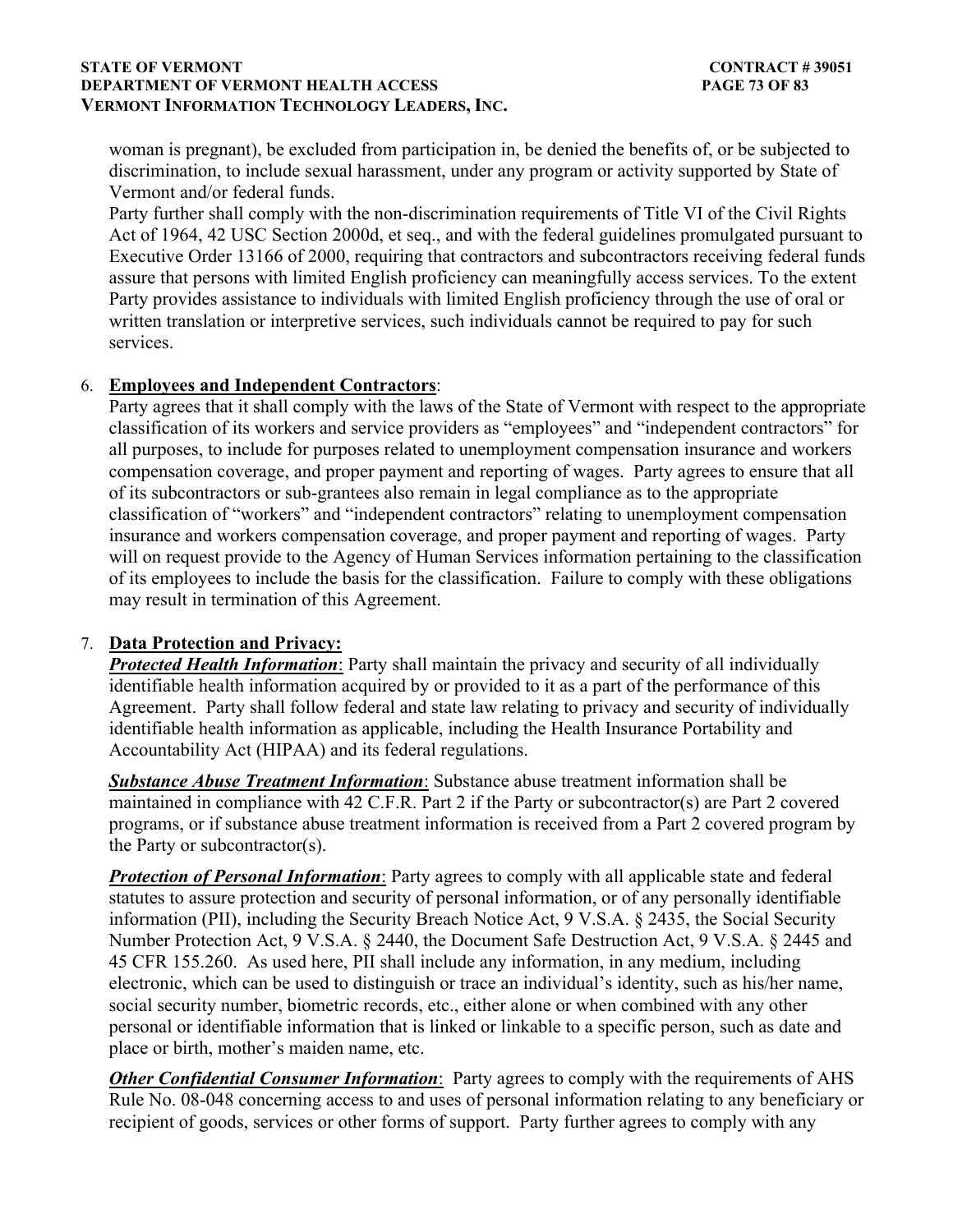woman is pregnant), be excluded from participation in, be denied the benefits of, or be subjected to discrimination, to include sexual harassment, under any program or activity supported by State of Vermont and/or federal funds.

Party further shall comply with the non-discrimination requirements of Title VI of the Civil Rights Act of 1964, 42 USC Section 2000d, et seq., and with the federal guidelines promulgated pursuant to Executive Order 13166 of 2000, requiring that contractors and subcontractors receiving federal funds assure that persons with limited English proficiency can meaningfully access services. To the extent Party provides assistance to individuals with limited English proficiency through the use of oral or written translation or interpretive services, such individuals cannot be required to pay for such services.

6. **Employees and Independent Contractors**:
Party agrees that it shall comply with the laws of the State of Vermont with respect to the appropriate classification of its workers and service providers as "employees" and "independent contractors" for all purposes, to include for purposes related to unemployment compensation insurance and workers compensation coverage, and proper payment and reporting of wages. Party agrees to ensure that all of its subcontractors or sub-grantees also remain in legal compliance as to the appropriate classification of "workers" and "independent contractors" relating to unemployment compensation insurance and workers compensation coverage, and proper payment and reporting of wages. Party will on request provide to the Agency of Human Services information pertaining to the classification of its employees to include the basis for the classification. Failure to comply with these obligations may result in termination of this Agreement.

7. **Data Protection and Privacy:**
***Protected Health Information***: Party shall maintain the privacy and security of all individually identifiable health information acquired by or provided to it as a part of the performance of this Agreement. Party shall follow federal and state law relating to privacy and security of individually identifiable health information as applicable, including the Health Insurance Portability and Accountability Act (HIPAA) and its federal regulations.

***Substance Abuse Treatment Information***: Substance abuse treatment information shall be maintained in compliance with 42 C.F.R. Part 2 if the Party or subcontractor(s) are Part 2 covered programs, or if substance abuse treatment information is received from a Part 2 covered program by the Party or subcontractor(s).

***Protection of Personal Information***: Party agrees to comply with all applicable state and federal statutes to assure protection and security of personal information, or of any personally identifiable information (PII), including the Security Breach Notice Act, 9 V.S.A. § 2435, the Social Security Number Protection Act, 9 V.S.A. § 2440, the Document Safe Destruction Act, 9 V.S.A. § 2445 and 45 CFR 155.260. As used here, PII shall include any information, in any medium, including electronic, which can be used to distinguish or trace an individual's identity, such as his/her name, social security number, biometric records, etc., either alone or when combined with any other personal or identifiable information that is linked or linkable to a specific person, such as date and place or birth, mother's maiden name, etc.

***Other Confidential Consumer Information***: Party agrees to comply with the requirements of AHS Rule No. 08-048 concerning access to and uses of personal information relating to any beneficiary or recipient of goods, services or other forms of support. Party further agrees to comply with any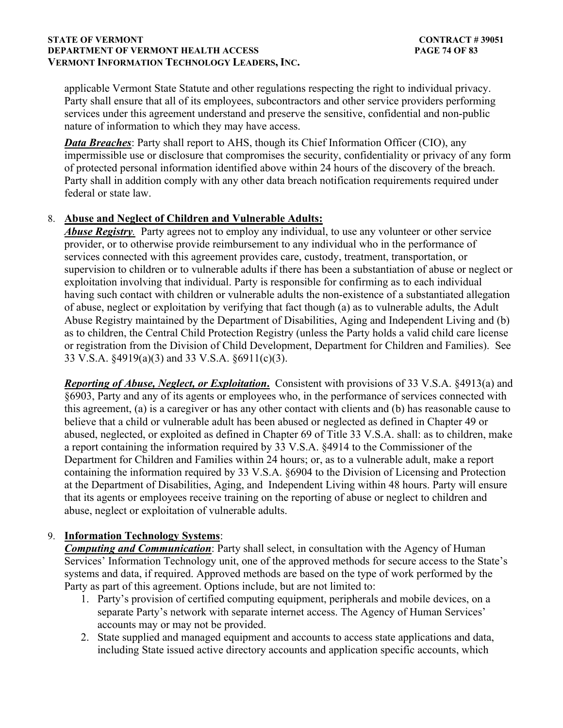applicable Vermont State Statute and other regulations respecting the right to individual privacy. Party shall ensure that all of its employees, subcontractors and other service providers performing services under this agreement understand and preserve the sensitive, confidential and non-public nature of information to which they may have access.

***Data Breaches***: Party shall report to AHS, though its Chief Information Officer (CIO), any impermissible use or disclosure that compromises the security, confidentiality or privacy of any form of protected personal information identified above within 24 hours of the discovery of the breach. Party shall in addition comply with any other data breach notification requirements required under federal or state law.

8. **Abuse and Neglect of Children and Vulnerable Adults:**

***Abuse Registry***. Party agrees not to employ any individual, to use any volunteer or other service provider, or to otherwise provide reimbursement to any individual who in the performance of services connected with this agreement provides care, custody, treatment, transportation, or supervision to children or to vulnerable adults if there has been a substantiation of abuse or neglect or exploitation involving that individual. Party is responsible for confirming as to each individual having such contact with children or vulnerable adults the non-existence of a substantiated allegation of abuse, neglect or exploitation by verifying that fact though (a) as to vulnerable adults, the Adult Abuse Registry maintained by the Department of Disabilities, Aging and Independent Living and (b) as to children, the Central Child Protection Registry (unless the Party holds a valid child care license or registration from the Division of Child Development, Department for Children and Families). See 33 V.S.A. §4919(a)(3) and 33 V.S.A. §6911(c)(3).

***Reporting of Abuse, Neglect, or Exploitation***. Consistent with provisions of 33 V.S.A. §4913(a) and §6903, Party and any of its agents or employees who, in the performance of services connected with this agreement, (a) is a caregiver or has any other contact with clients and (b) has reasonable cause to believe that a child or vulnerable adult has been abused or neglected as defined in Chapter 49 or abused, neglected, or exploited as defined in Chapter 69 of Title 33 V.S.A. shall: as to children, make a report containing the information required by 33 V.S.A. §4914 to the Commissioner of the Department for Children and Families within 24 hours; or, as to a vulnerable adult, make a report containing the information required by 33 V.S.A. §6904 to the Division of Licensing and Protection at the Department of Disabilities, Aging, and Independent Living within 48 hours. Party will ensure that its agents or employees receive training on the reporting of abuse or neglect to children and abuse, neglect or exploitation of vulnerable adults.

9. **Information Technology Systems**:

***Computing and Communication***: Party shall select, in consultation with the Agency of Human Services' Information Technology unit, one of the approved methods for secure access to the State's systems and data, if required. Approved methods are based on the type of work performed by the Party as part of this agreement. Options include, but are not limited to:

1. Party's provision of certified computing equipment, peripherals and mobile devices, on a separate Party's network with separate internet access. The Agency of Human Services' accounts may or may not be provided.
2. State supplied and managed equipment and accounts to access state applications and data, including State issued active directory accounts and application specific accounts, which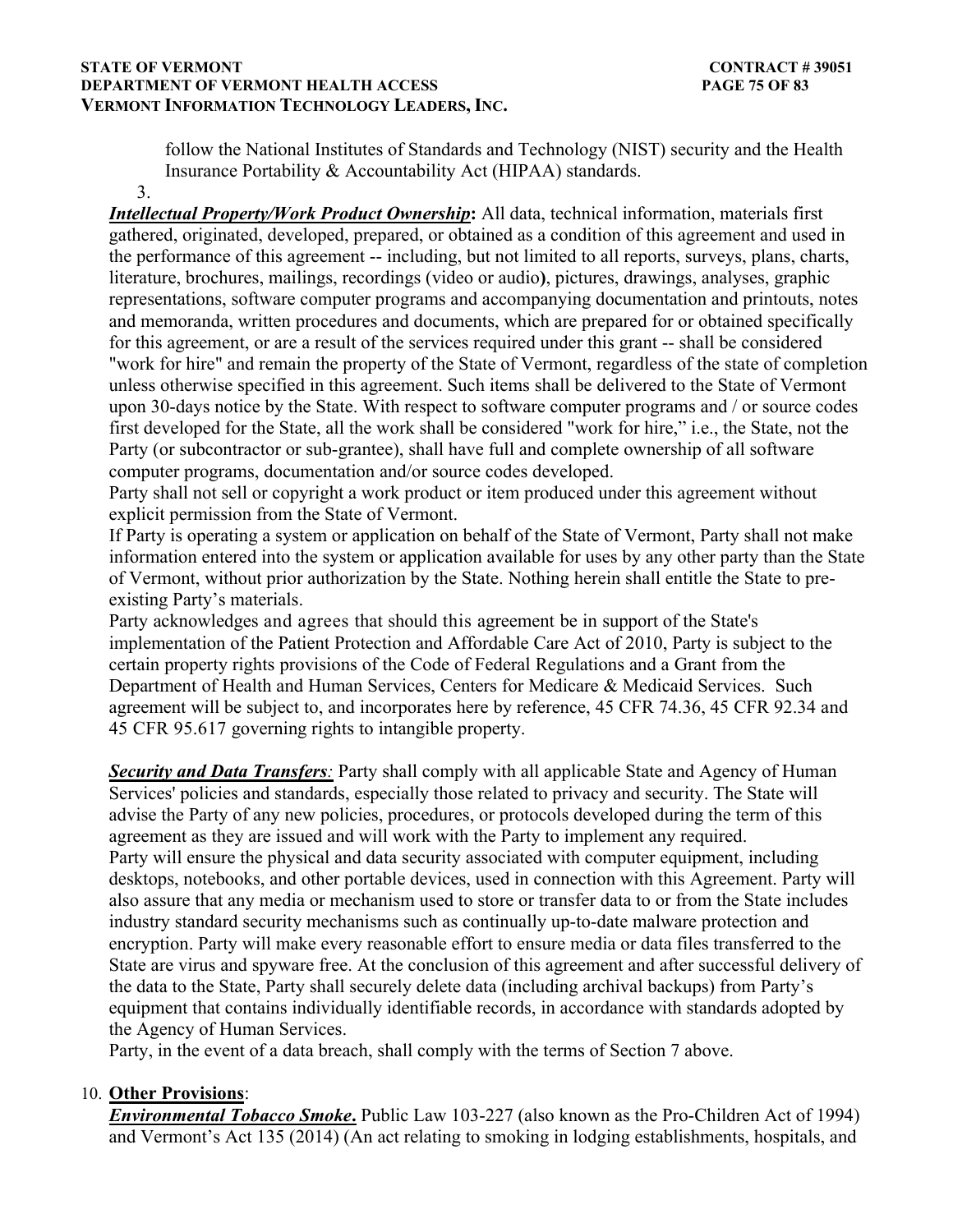follow the National Institutes of Standards and Technology (NIST) security and the Health Insurance Portability & Accountability Act (HIPAA) standards.

3.

***Intellectual Property/Work Product Ownership*:** All data, technical information, materials first gathered, originated, developed, prepared, or obtained as a condition of this agreement and used in the performance of this agreement -- including, but not limited to all reports, surveys, plans, charts, literature, brochures, mailings, recordings (video or audio**)**, pictures, drawings, analyses, graphic representations, software computer programs and accompanying documentation and printouts, notes and memoranda, written procedures and documents, which are prepared for or obtained specifically for this agreement, or are a result of the services required under this grant -- shall be considered "work for hire" and remain the property of the State of Vermont, regardless of the state of completion unless otherwise specified in this agreement. Such items shall be delivered to the State of Vermont upon 30-days notice by the State. With respect to software computer programs and / or source codes first developed for the State, all the work shall be considered "work for hire," i.e., the State, not the Party (or subcontractor or sub-grantee), shall have full and complete ownership of all software computer programs, documentation and/or source codes developed.

Party shall not sell or copyright a work product or item produced under this agreement without explicit permission from the State of Vermont.

If Party is operating a system or application on behalf of the State of Vermont, Party shall not make information entered into the system or application available for uses by any other party than the State of Vermont, without prior authorization by the State. Nothing herein shall entitle the State to pre-existing Party's materials.

Party acknowledges and agrees that should this agreement be in support of the State's implementation of the Patient Protection and Affordable Care Act of 2010, Party is subject to the certain property rights provisions of the Code of Federal Regulations and a Grant from the Department of Health and Human Services, Centers for Medicare & Medicaid Services. Such agreement will be subject to, and incorporates here by reference, 45 CFR 74.36, 45 CFR 92.34 and 45 CFR 95.617 governing rights to intangible property.

***Security and Data Transfers*:** Party shall comply with all applicable State and Agency of Human Services' policies and standards, especially those related to privacy and security. The State will advise the Party of any new policies, procedures, or protocols developed during the term of this agreement as they are issued and will work with the Party to implement any required.

Party will ensure the physical and data security associated with computer equipment, including desktops, notebooks, and other portable devices, used in connection with this Agreement. Party will also assure that any media or mechanism used to store or transfer data to or from the State includes industry standard security mechanisms such as continually up-to-date malware protection and encryption. Party will make every reasonable effort to ensure media or data files transferred to the State are virus and spyware free. At the conclusion of this agreement and after successful delivery of the data to the State, Party shall securely delete data (including archival backups) from Party's equipment that contains individually identifiable records, in accordance with standards adopted by the Agency of Human Services.

Party, in the event of a data breach, shall comply with the terms of Section 7 above.

10. **Other Provisions**:

***Environmental Tobacco Smoke*.** Public Law 103-227 (also known as the Pro-Children Act of 1994) and Vermont's Act 135 (2014) (An act relating to smoking in lodging establishments, hospitals, and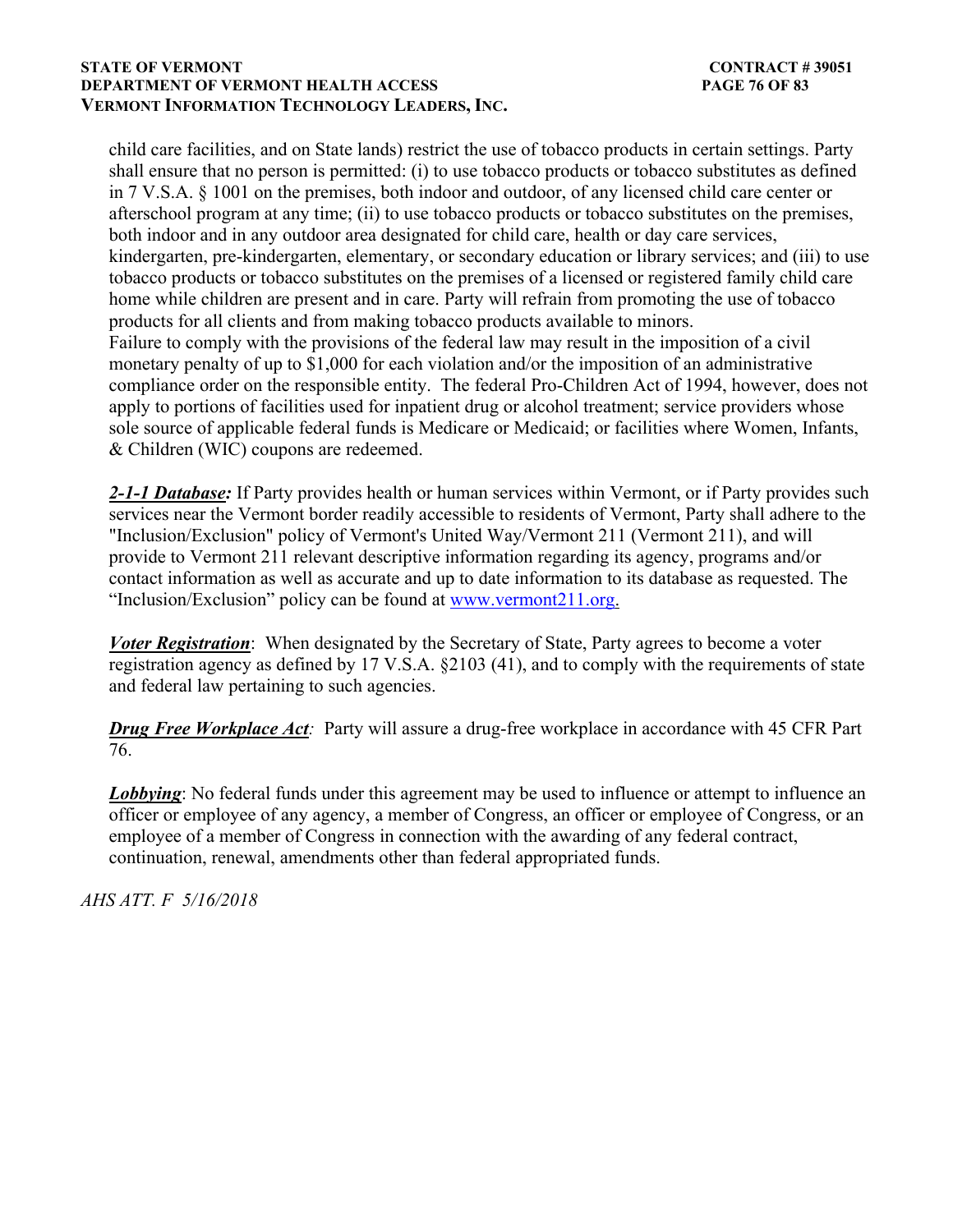child care facilities, and on State lands) restrict the use of tobacco products in certain settings. Party shall ensure that no person is permitted: (i) to use tobacco products or tobacco substitutes as defined in 7 V.S.A. § 1001 on the premises, both indoor and outdoor, of any licensed child care center or afterschool program at any time; (ii) to use tobacco products or tobacco substitutes on the premises, both indoor and in any outdoor area designated for child care, health or day care services, kindergarten, pre-kindergarten, elementary, or secondary education or library services; and (iii) to use tobacco products or tobacco substitutes on the premises of a licensed or registered family child care home while children are present and in care. Party will refrain from promoting the use of tobacco products for all clients and from making tobacco products available to minors.
Failure to comply with the provisions of the federal law may result in the imposition of a civil monetary penalty of up to $1,000 for each violation and/or the imposition of an administrative compliance order on the responsible entity. The federal Pro-Children Act of 1994, however, does not apply to portions of facilities used for inpatient drug or alcohol treatment; service providers whose sole source of applicable federal funds is Medicare or Medicaid; or facilities where Women, Infants, & Children (WIC) coupons are redeemed.

***2-1-1 Database:*** If Party provides health or human services within Vermont, or if Party provides such services near the Vermont border readily accessible to residents of Vermont, Party shall adhere to the "Inclusion/Exclusion" policy of Vermont's United Way/Vermont 211 (Vermont 211), and will provide to Vermont 211 relevant descriptive information regarding its agency, programs and/or contact information as well as accurate and up to date information to its database as requested. The "Inclusion/Exclusion" policy can be found at www.vermont211.org.

***Voter Registration***: When designated by the Secretary of State, Party agrees to become a voter registration agency as defined by 17 V.S.A. §2103 (41), and to comply with the requirements of state and federal law pertaining to such agencies.

***Drug Free Workplace Act**:* Party will assure a drug-free workplace in accordance with 45 CFR Part 76.

***Lobbying***: No federal funds under this agreement may be used to influence or attempt to influence an officer or employee of any agency, a member of Congress, an officer or employee of Congress, or an employee of a member of Congress in connection with the awarding of any federal contract, continuation, renewal, amendments other than federal appropriated funds.

*AHS ATT. F 5/16/2018*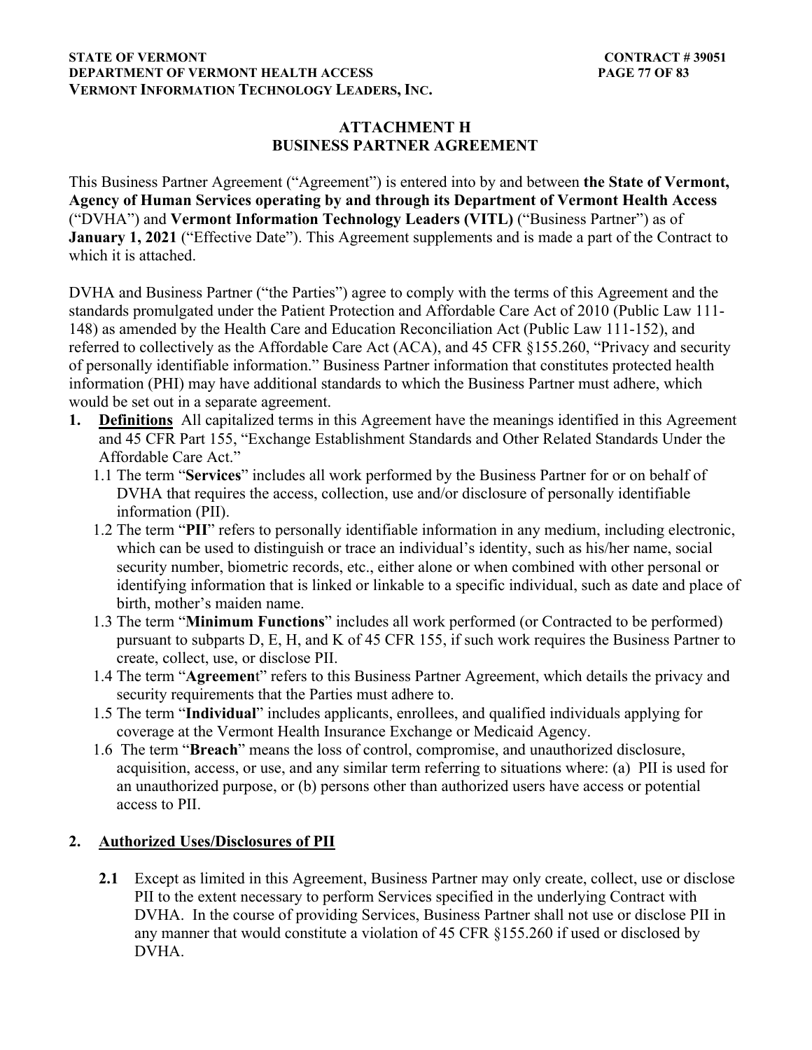## ATTACHMENT H
## BUSINESS PARTNER AGREEMENT

This Business Partner Agreement ("Agreement") is entered into by and between **the State of Vermont, Agency of Human Services operating by and through its Department of Vermont Health Access** ("DVHA") and **Vermont Information Technology Leaders (VITL)** ("Business Partner") as of **January 1, 2021** ("Effective Date"). This Agreement supplements and is made a part of the Contract to which it is attached.

DVHA and Business Partner ("the Parties") agree to comply with the terms of this Agreement and the standards promulgated under the Patient Protection and Affordable Care Act of 2010 (Public Law 111-148) as amended by the Health Care and Education Reconciliation Act (Public Law 111-152), and referred to collectively as the Affordable Care Act (ACA), and 45 CFR §155.260, "Privacy and security of personally identifiable information." Business Partner information that constitutes protected health information (PHI) may have additional standards to which the Business Partner must adhere, which would be set out in a separate agreement.

1. **Definitions** All capitalized terms in this Agreement have the meanings identified in this Agreement and 45 CFR Part 155, "Exchange Establishment Standards and Other Related Standards Under the Affordable Care Act."
   1.1 The term "**Services**" includes all work performed by the Business Partner for or on behalf of DVHA that requires the access, collection, use and/or disclosure of personally identifiable information (PII).
   1.2 The term "**PII**" refers to personally identifiable information in any medium, including electronic, which can be used to distinguish or trace an individual's identity, such as his/her name, social security number, biometric records, etc., either alone or when combined with other personal or identifying information that is linked or linkable to a specific individual, such as date and place of birth, mother's maiden name.
   1.3 The term "**Minimum Functions**" includes all work performed (or Contracted to be performed) pursuant to subparts D, E, H, and K of 45 CFR 155, if such work requires the Business Partner to create, collect, use, or disclose PII.
   1.4 The term "**Agreemen**t" refers to this Business Partner Agreement, which details the privacy and security requirements that the Parties must adhere to.
   1.5 The term "**Individual**" includes applicants, enrollees, and qualified individuals applying for coverage at the Vermont Health Insurance Exchange or Medicaid Agency.
   1.6 The term "**Breach**" means the loss of control, compromise, and unauthorized disclosure, acquisition, access, or use, and any similar term referring to situations where: (a) PII is used for an unauthorized purpose, or (b) persons other than authorized users have access or potential access to PII.

2. **Authorized Uses/Disclosures of PII**

   **2.1** Except as limited in this Agreement, Business Partner may only create, collect, use or disclose PII to the extent necessary to perform Services specified in the underlying Contract with DVHA. In the course of providing Services, Business Partner shall not use or disclose PII in any manner that would constitute a violation of 45 CFR §155.260 if used or disclosed by DVHA.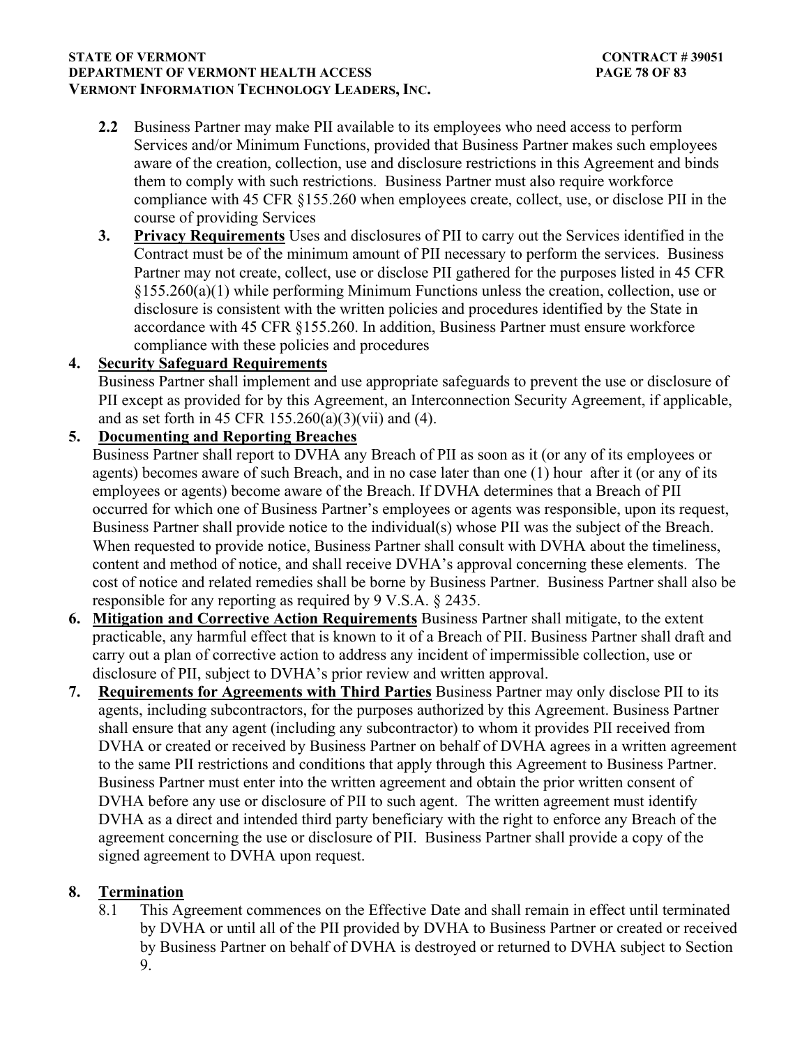**2.2** Business Partner may make PII available to its employees who need access to perform Services and/or Minimum Functions, provided that Business Partner makes such employees aware of the creation, collection, use and disclosure restrictions in this Agreement and binds them to comply with such restrictions. Business Partner must also require workforce compliance with 45 CFR §155.260 when employees create, collect, use, or disclose PII in the course of providing Services

**3.** **Privacy Requirements** Uses and disclosures of PII to carry out the Services identified in the Contract must be of the minimum amount of PII necessary to perform the services. Business Partner may not create, collect, use or disclose PII gathered for the purposes listed in 45 CFR §155.260(a)(1) while performing Minimum Functions unless the creation, collection, use or disclosure is consistent with the written policies and procedures identified by the State in accordance with 45 CFR §155.260. In addition, Business Partner must ensure workforce compliance with these policies and procedures

**4. Security Safeguard Requirements**

Business Partner shall implement and use appropriate safeguards to prevent the use or disclosure of PII except as provided for by this Agreement, an Interconnection Security Agreement, if applicable, and as set forth in 45 CFR 155.260(a)(3)(vii) and (4).

**5. Documenting and Reporting Breaches**

Business Partner shall report to DVHA any Breach of PII as soon as it (or any of its employees or agents) becomes aware of such Breach, and in no case later than one (1) hour after it (or any of its employees or agents) become aware of the Breach. If DVHA determines that a Breach of PII occurred for which one of Business Partner's employees or agents was responsible, upon its request, Business Partner shall provide notice to the individual(s) whose PII was the subject of the Breach. When requested to provide notice, Business Partner shall consult with DVHA about the timeliness, content and method of notice, and shall receive DVHA's approval concerning these elements. The cost of notice and related remedies shall be borne by Business Partner. Business Partner shall also be responsible for any reporting as required by 9 V.S.A. § 2435.

**6. Mitigation and Corrective Action Requirements** Business Partner shall mitigate, to the extent practicable, any harmful effect that is known to it of a Breach of PII. Business Partner shall draft and carry out a plan of corrective action to address any incident of impermissible collection, use or disclosure of PII, subject to DVHA's prior review and written approval.

**7. Requirements for Agreements with Third Parties** Business Partner may only disclose PII to its agents, including subcontractors, for the purposes authorized by this Agreement. Business Partner shall ensure that any agent (including any subcontractor) to whom it provides PII received from DVHA or created or received by Business Partner on behalf of DVHA agrees in a written agreement to the same PII restrictions and conditions that apply through this Agreement to Business Partner. Business Partner must enter into the written agreement and obtain the prior written consent of DVHA before any use or disclosure of PII to such agent. The written agreement must identify DVHA as a direct and intended third party beneficiary with the right to enforce any Breach of the agreement concerning the use or disclosure of PII. Business Partner shall provide a copy of the signed agreement to DVHA upon request.

**8. Termination**

8.1 This Agreement commences on the Effective Date and shall remain in effect until terminated by DVHA or until all of the PII provided by DVHA to Business Partner or created or received by Business Partner on behalf of DVHA is destroyed or returned to DVHA subject to Section 9.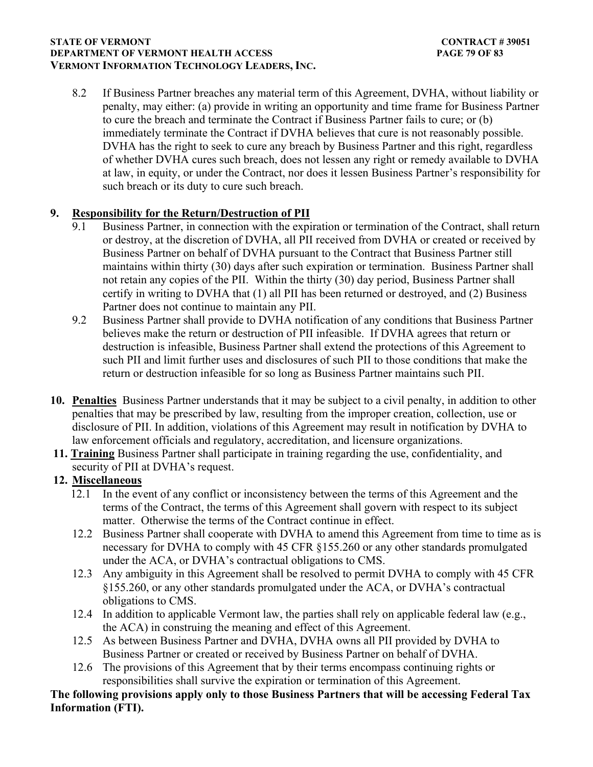8.2 If Business Partner breaches any material term of this Agreement, DVHA, without liability or penalty, may either: (a) provide in writing an opportunity and time frame for Business Partner to cure the breach and terminate the Contract if Business Partner fails to cure; or (b) immediately terminate the Contract if DVHA believes that cure is not reasonably possible. DVHA has the right to seek to cure any breach by Business Partner and this right, regardless of whether DVHA cures such breach, does not lessen any right or remedy available to DVHA at law, in equity, or under the Contract, nor does it lessen Business Partner's responsibility for such breach or its duty to cure such breach.

**9. Responsibility for the Return/Destruction of PII**

9.1 Business Partner, in connection with the expiration or termination of the Contract, shall return or destroy, at the discretion of DVHA, all PII received from DVHA or created or received by Business Partner on behalf of DVHA pursuant to the Contract that Business Partner still maintains within thirty (30) days after such expiration or termination. Business Partner shall not retain any copies of the PII. Within the thirty (30) day period, Business Partner shall certify in writing to DVHA that (1) all PII has been returned or destroyed, and (2) Business Partner does not continue to maintain any PII.

9.2 Business Partner shall provide to DVHA notification of any conditions that Business Partner believes make the return or destruction of PII infeasible. If DVHA agrees that return or destruction is infeasible, Business Partner shall extend the protections of this Agreement to such PII and limit further uses and disclosures of such PII to those conditions that make the return or destruction infeasible for so long as Business Partner maintains such PII.

**10. Penalties** Business Partner understands that it may be subject to a civil penalty, in addition to other penalties that may be prescribed by law, resulting from the improper creation, collection, use or disclosure of PII. In addition, violations of this Agreement may result in notification by DVHA to law enforcement officials and regulatory, accreditation, and licensure organizations.

**11. Training** Business Partner shall participate in training regarding the use, confidentiality, and security of PII at DVHA's request.

**12. Miscellaneous**

12.1 In the event of any conflict or inconsistency between the terms of this Agreement and the terms of the Contract, the terms of this Agreement shall govern with respect to its subject matter. Otherwise the terms of the Contract continue in effect.

12.2 Business Partner shall cooperate with DVHA to amend this Agreement from time to time as is necessary for DVHA to comply with 45 CFR §155.260 or any other standards promulgated under the ACA, or DVHA's contractual obligations to CMS.

12.3 Any ambiguity in this Agreement shall be resolved to permit DVHA to comply with 45 CFR §155.260, or any other standards promulgated under the ACA, or DVHA's contractual obligations to CMS.

12.4 In addition to applicable Vermont law, the parties shall rely on applicable federal law (e.g., the ACA) in construing the meaning and effect of this Agreement.

12.5 As between Business Partner and DVHA, DVHA owns all PII provided by DVHA to Business Partner or created or received by Business Partner on behalf of DVHA.

12.6 The provisions of this Agreement that by their terms encompass continuing rights or responsibilities shall survive the expiration or termination of this Agreement.

**The following provisions apply only to those Business Partners that will be accessing Federal Tax Information (FTI).**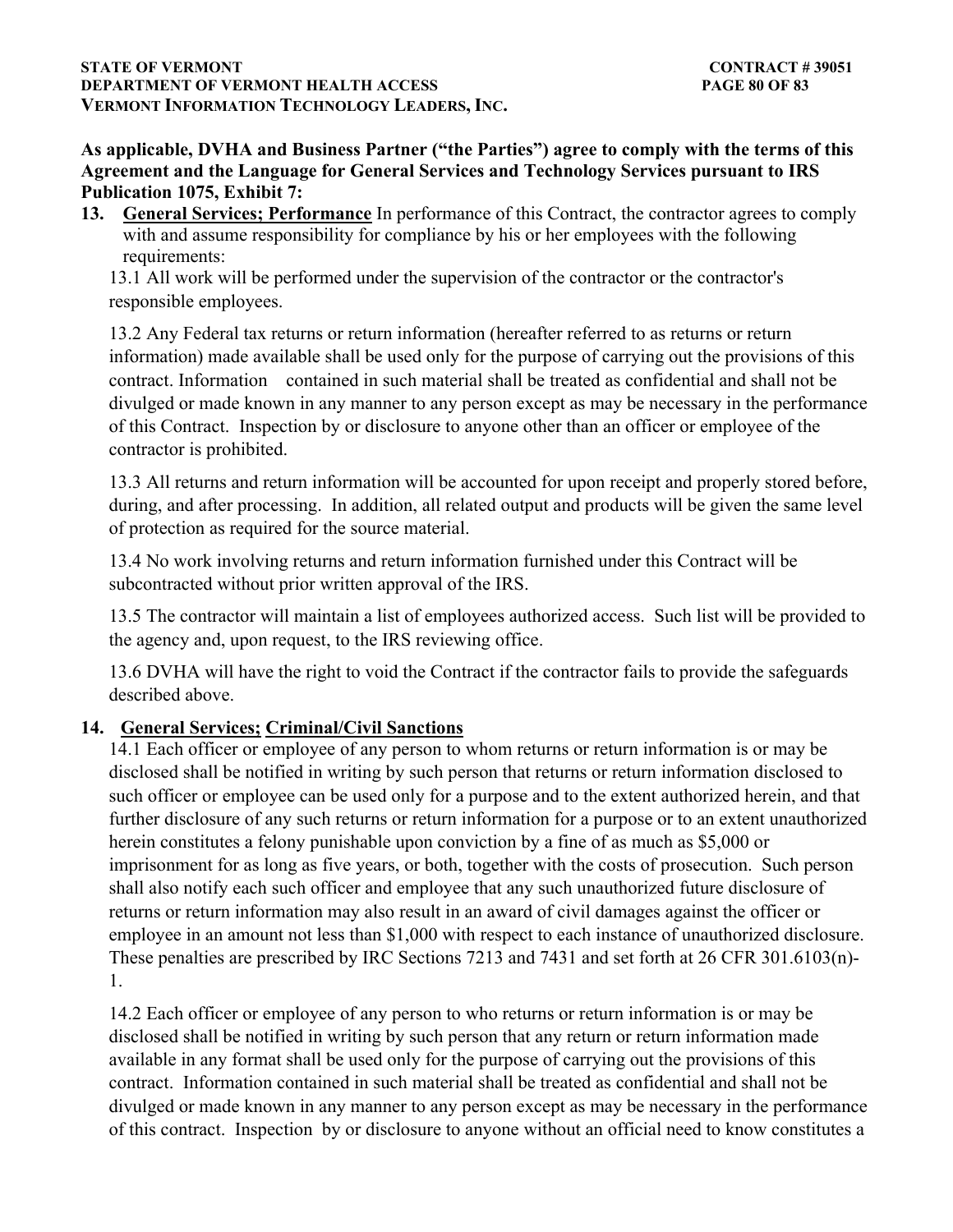**As applicable, DVHA and Business Partner ("the Parties") agree to comply with the terms of this Agreement and the Language for General Services and Technology Services pursuant to IRS Publication 1075, Exhibit 7:**

**13. General Services; Performance** In performance of this Contract, the contractor agrees to comply with and assume responsibility for compliance by his or her employees with the following requirements:

13.1 All work will be performed under the supervision of the contractor or the contractor's responsible employees.

13.2 Any Federal tax returns or return information (hereafter referred to as returns or return information) made available shall be used only for the purpose of carrying out the provisions of this contract. Information contained in such material shall be treated as confidential and shall not be divulged or made known in any manner to any person except as may be necessary in the performance of this Contract. Inspection by or disclosure to anyone other than an officer or employee of the contractor is prohibited.

13.3 All returns and return information will be accounted for upon receipt and properly stored before, during, and after processing. In addition, all related output and products will be given the same level of protection as required for the source material.

13.4 No work involving returns and return information furnished under this Contract will be subcontracted without prior written approval of the IRS.

13.5 The contractor will maintain a list of employees authorized access. Such list will be provided to the agency and, upon request, to the IRS reviewing office.

13.6 DVHA will have the right to void the Contract if the contractor fails to provide the safeguards described above.

**14. General Services; Criminal/Civil Sanctions**

14.1 Each officer or employee of any person to whom returns or return information is or may be disclosed shall be notified in writing by such person that returns or return information disclosed to such officer or employee can be used only for a purpose and to the extent authorized herein, and that further disclosure of any such returns or return information for a purpose or to an extent unauthorized herein constitutes a felony punishable upon conviction by a fine of as much as $5,000 or imprisonment for as long as five years, or both, together with the costs of prosecution. Such person shall also notify each such officer and employee that any such unauthorized future disclosure of returns or return information may also result in an award of civil damages against the officer or employee in an amount not less than $1,000 with respect to each instance of unauthorized disclosure. These penalties are prescribed by IRC Sections 7213 and 7431 and set forth at 26 CFR 301.6103(n)-1.

14.2 Each officer or employee of any person to who returns or return information is or may be disclosed shall be notified in writing by such person that any return or return information made available in any format shall be used only for the purpose of carrying out the provisions of this contract. Information contained in such material shall be treated as confidential and shall not be divulged or made known in any manner to any person except as may be necessary in the performance of this contract. Inspection by or disclosure to anyone without an official need to know constitutes a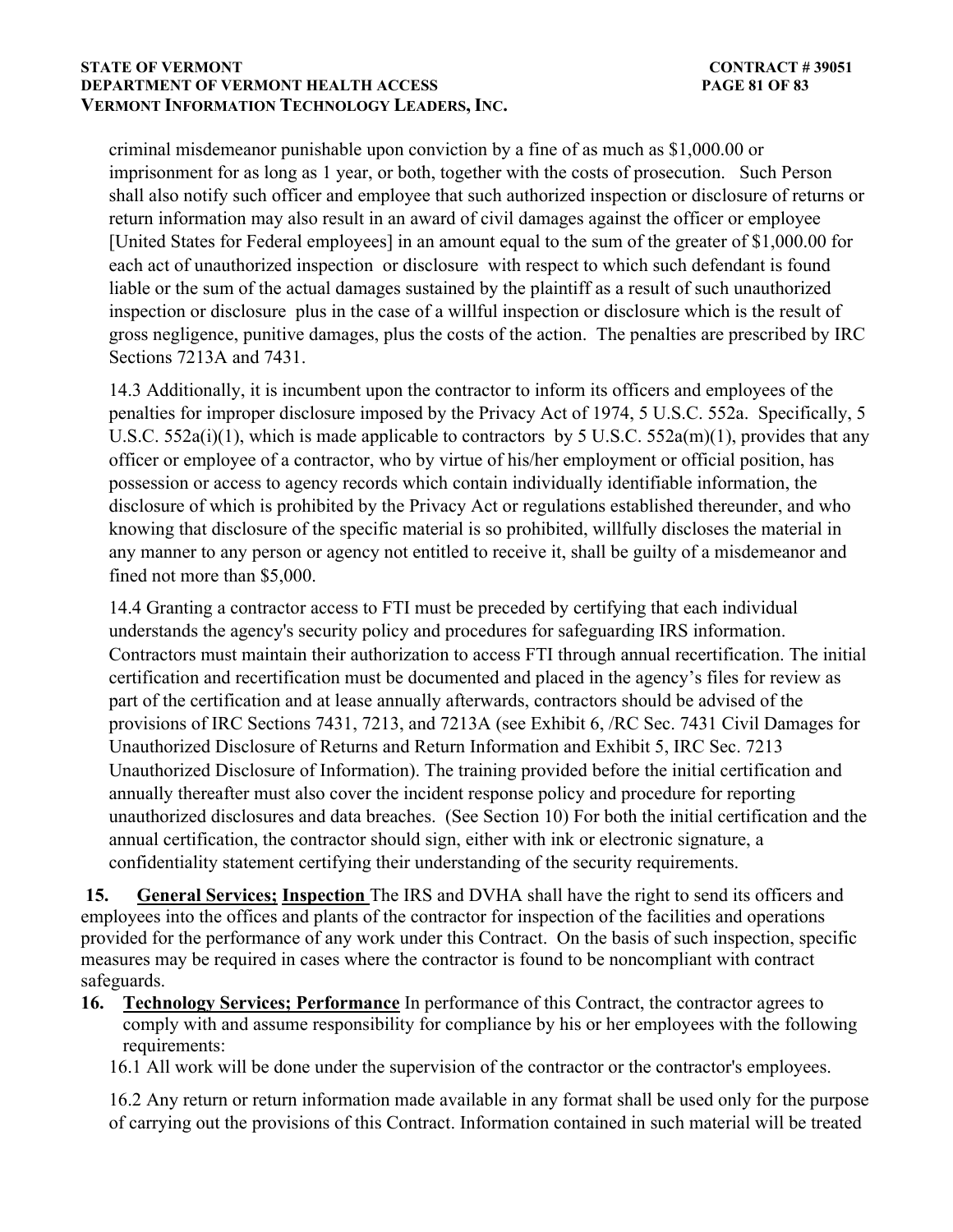criminal misdemeanor punishable upon conviction by a fine of as much as $1,000.00 or imprisonment for as long as 1 year, or both, together with the costs of prosecution. Such Person shall also notify such officer and employee that such authorized inspection or disclosure of returns or return information may also result in an award of civil damages against the officer or employee [United States for Federal employees] in an amount equal to the sum of the greater of $1,000.00 for each act of unauthorized inspection or disclosure with respect to which such defendant is found liable or the sum of the actual damages sustained by the plaintiff as a result of such unauthorized inspection or disclosure plus in the case of a willful inspection or disclosure which is the result of gross negligence, punitive damages, plus the costs of the action. The penalties are prescribed by IRC Sections 7213A and 7431.

14.3 Additionally, it is incumbent upon the contractor to inform its officers and employees of the penalties for improper disclosure imposed by the Privacy Act of 1974, 5 U.S.C. 552a. Specifically, 5 U.S.C. 552a(i)(1), which is made applicable to contractors by 5 U.S.C. 552a(m)(1), provides that any officer or employee of a contractor, who by virtue of his/her employment or official position, has possession or access to agency records which contain individually identifiable information, the disclosure of which is prohibited by the Privacy Act or regulations established thereunder, and who knowing that disclosure of the specific material is so prohibited, willfully discloses the material in any manner to any person or agency not entitled to receive it, shall be guilty of a misdemeanor and fined not more than $5,000.

14.4 Granting a contractor access to FTI must be preceded by certifying that each individual understands the agency's security policy and procedures for safeguarding IRS information. Contractors must maintain their authorization to access FTI through annual recertification. The initial certification and recertification must be documented and placed in the agency's files for review as part of the certification and at lease annually afterwards, contractors should be advised of the provisions of IRC Sections 7431, 7213, and 7213A (see Exhibit 6, /RC Sec. 7431 Civil Damages for Unauthorized Disclosure of Returns and Return Information and Exhibit 5, IRC Sec. 7213 Unauthorized Disclosure of Information). The training provided before the initial certification and annually thereafter must also cover the incident response policy and procedure for reporting unauthorized disclosures and data breaches. (See Section 10) For both the initial certification and the annual certification, the contractor should sign, either with ink or electronic signature, a confidentiality statement certifying their understanding of the security requirements.

**15.** **General Services; Inspection** The IRS and DVHA shall have the right to send its officers and employees into the offices and plants of the contractor for inspection of the facilities and operations provided for the performance of any work under this Contract. On the basis of such inspection, specific measures may be required in cases where the contractor is found to be noncompliant with contract safeguards.

**16.** **Technology Services; Performance** In performance of this Contract, the contractor agrees to comply with and assume responsibility for compliance by his or her employees with the following requirements:

16.1 All work will be done under the supervision of the contractor or the contractor's employees.

16.2 Any return or return information made available in any format shall be used only for the purpose of carrying out the provisions of this Contract. Information contained in such material will be treated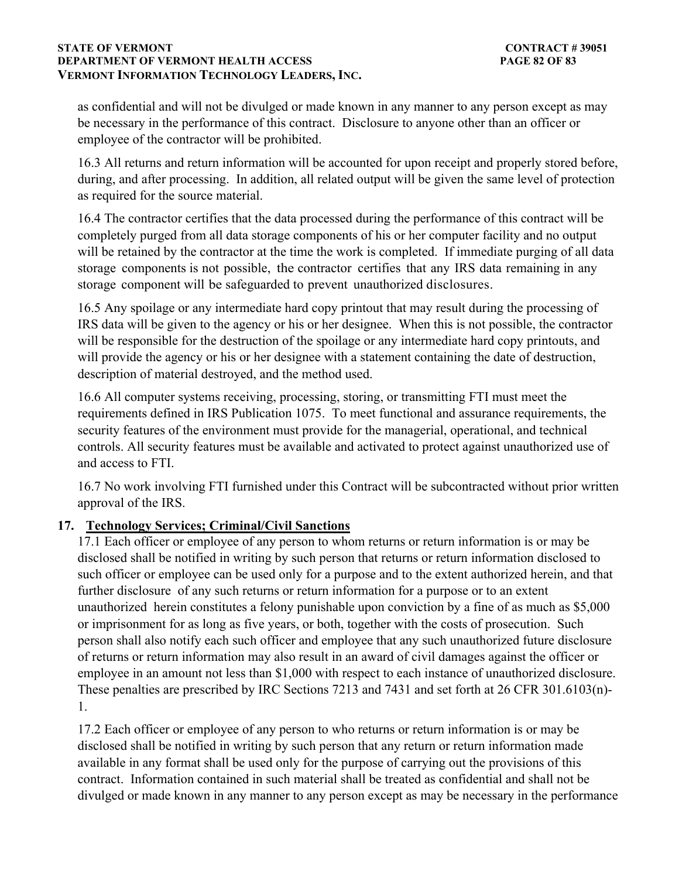as confidential and will not be divulged or made known in any manner to any person except as may be necessary in the performance of this contract. Disclosure to anyone other than an officer or employee of the contractor will be prohibited.

16.3 All returns and return information will be accounted for upon receipt and properly stored before, during, and after processing. In addition, all related output will be given the same level of protection as required for the source material.

16.4 The contractor certifies that the data processed during the performance of this contract will be completely purged from all data storage components of his or her computer facility and no output will be retained by the contractor at the time the work is completed. If immediate purging of all data storage components is not possible, the contractor certifies that any IRS data remaining in any storage component will be safeguarded to prevent unauthorized disclosures.

16.5 Any spoilage or any intermediate hard copy printout that may result during the processing of IRS data will be given to the agency or his or her designee. When this is not possible, the contractor will be responsible for the destruction of the spoilage or any intermediate hard copy printouts, and will provide the agency or his or her designee with a statement containing the date of destruction, description of material destroyed, and the method used.

16.6 All computer systems receiving, processing, storing, or transmitting FTI must meet the requirements defined in IRS Publication 1075. To meet functional and assurance requirements, the security features of the environment must provide for the managerial, operational, and technical controls. All security features must be available and activated to protect against unauthorized use of and access to FTI.

16.7 No work involving FTI furnished under this Contract will be subcontracted without prior written approval of the IRS.

## 17. Technology Services; Criminal/Civil Sanctions

17.1 Each officer or employee of any person to whom returns or return information is or may be disclosed shall be notified in writing by such person that returns or return information disclosed to such officer or employee can be used only for a purpose and to the extent authorized herein, and that further disclosure of any such returns or return information for a purpose or to an extent unauthorized herein constitutes a felony punishable upon conviction by a fine of as much as $5,000 or imprisonment for as long as five years, or both, together with the costs of prosecution. Such person shall also notify each such officer and employee that any such unauthorized future disclosure of returns or return information may also result in an award of civil damages against the officer or employee in an amount not less than $1,000 with respect to each instance of unauthorized disclosure. These penalties are prescribed by IRC Sections 7213 and 7431 and set forth at 26 CFR 301.6103(n)-1.

17.2 Each officer or employee of any person to who returns or return information is or may be disclosed shall be notified in writing by such person that any return or return information made available in any format shall be used only for the purpose of carrying out the provisions of this contract. Information contained in such material shall be treated as confidential and shall not be divulged or made known in any manner to any person except as may be necessary in the performance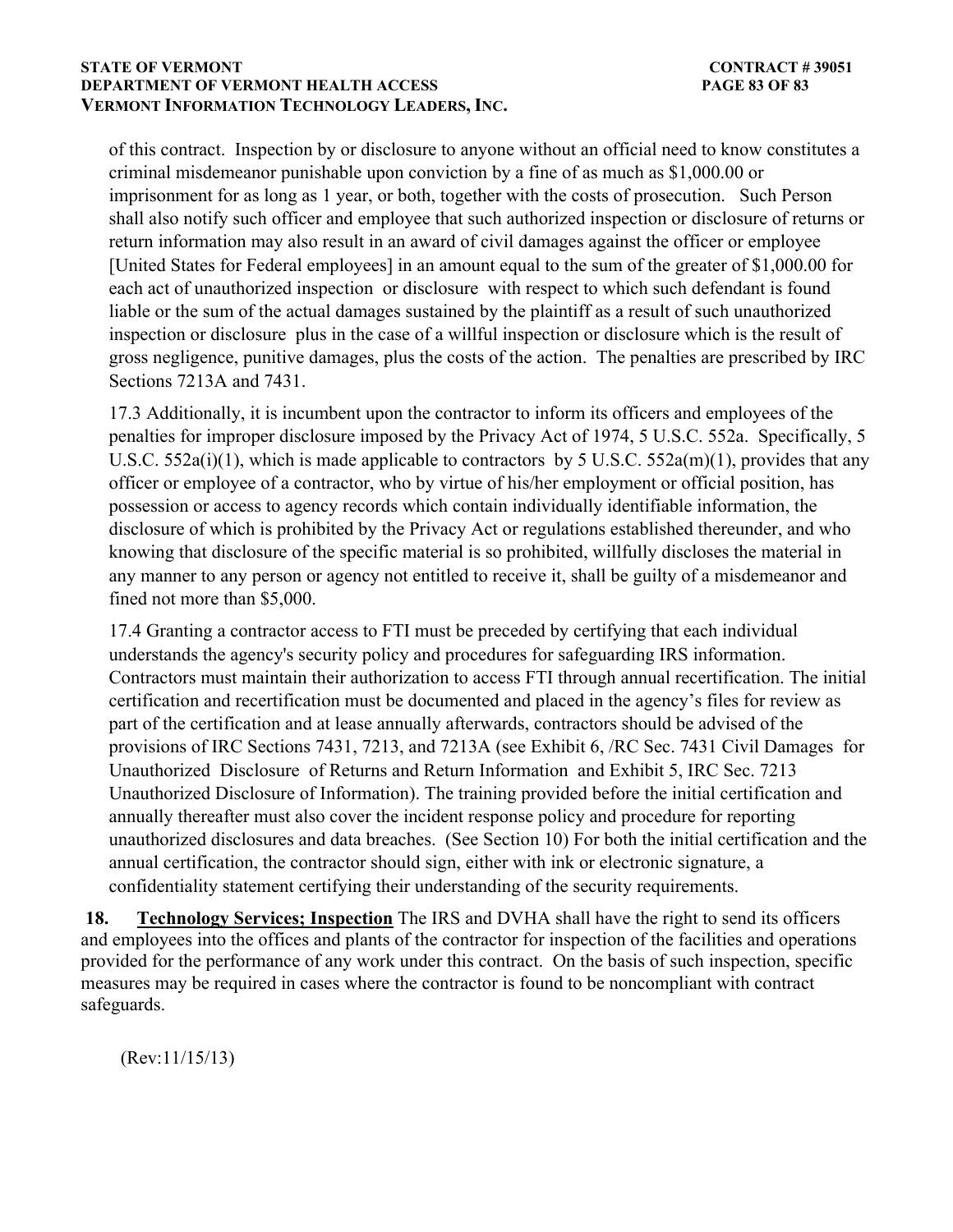of this contract. Inspection by or disclosure to anyone without an official need to know constitutes a criminal misdemeanor punishable upon conviction by a fine of as much as $1,000.00 or imprisonment for as long as 1 year, or both, together with the costs of prosecution. Such Person shall also notify such officer and employee that such authorized inspection or disclosure of returns or return information may also result in an award of civil damages against the officer or employee [United States for Federal employees] in an amount equal to the sum of the greater of $1,000.00 for each act of unauthorized inspection or disclosure with respect to which such defendant is found liable or the sum of the actual damages sustained by the plaintiff as a result of such unauthorized inspection or disclosure plus in the case of a willful inspection or disclosure which is the result of gross negligence, punitive damages, plus the costs of the action. The penalties are prescribed by IRC Sections 7213A and 7431.

17.3 Additionally, it is incumbent upon the contractor to inform its officers and employees of the penalties for improper disclosure imposed by the Privacy Act of 1974, 5 U.S.C. 552a. Specifically, 5 U.S.C. 552a(i)(1), which is made applicable to contractors by 5 U.S.C. 552a(m)(1), provides that any officer or employee of a contractor, who by virtue of his/her employment or official position, has possession or access to agency records which contain individually identifiable information, the disclosure of which is prohibited by the Privacy Act or regulations established thereunder, and who knowing that disclosure of the specific material is so prohibited, willfully discloses the material in any manner to any person or agency not entitled to receive it, shall be guilty of a misdemeanor and fined not more than $5,000.

17.4 Granting a contractor access to FTI must be preceded by certifying that each individual understands the agency's security policy and procedures for safeguarding IRS information. Contractors must maintain their authorization to access FTI through annual recertification. The initial certification and recertification must be documented and placed in the agency's files for review as part of the certification and at lease annually afterwards, contractors should be advised of the provisions of IRC Sections 7431, 7213, and 7213A (see Exhibit 6, /RC Sec. 7431 Civil Damages for Unauthorized Disclosure of Returns and Return Information and Exhibit 5, IRC Sec. 7213 Unauthorized Disclosure of Information). The training provided before the initial certification and annually thereafter must also cover the incident response policy and procedure for reporting unauthorized disclosures and data breaches. (See Section 10) For both the initial certification and the annual certification, the contractor should sign, either with ink or electronic signature, a confidentiality statement certifying their understanding of the security requirements.

**18. Technology Services; Inspection** The IRS and DVHA shall have the right to send its officers and employees into the offices and plants of the contractor for inspection of the facilities and operations provided for the performance of any work under this contract. On the basis of such inspection, specific measures may be required in cases where the contractor is found to be noncompliant with contract safeguards.

(Rev:11/15/13)